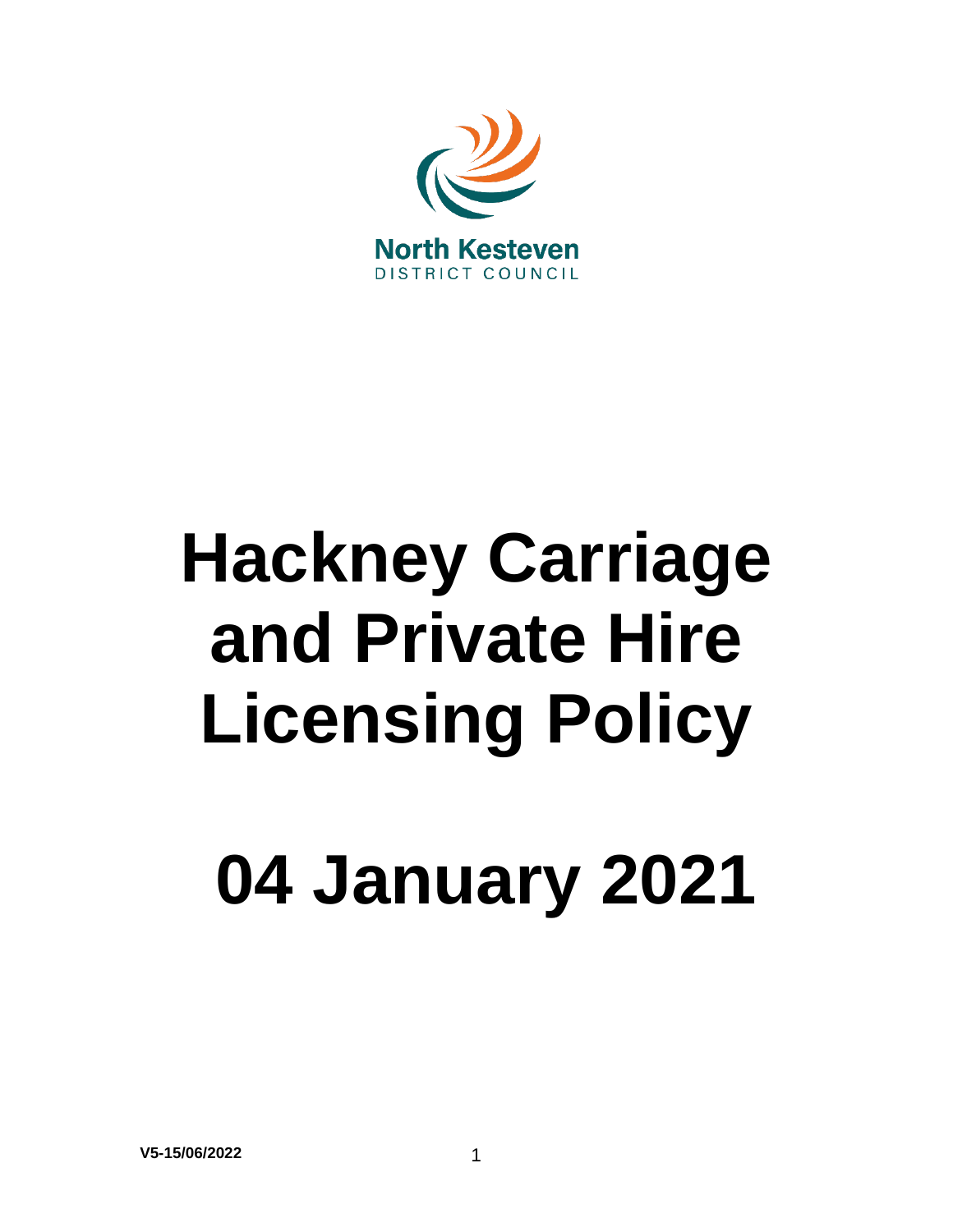North Kesteven
DISTRICT COUNCIL

# Hackney Carriage and Private Hire Licensing Policy

# 04 January 2021

V5-15/06/2022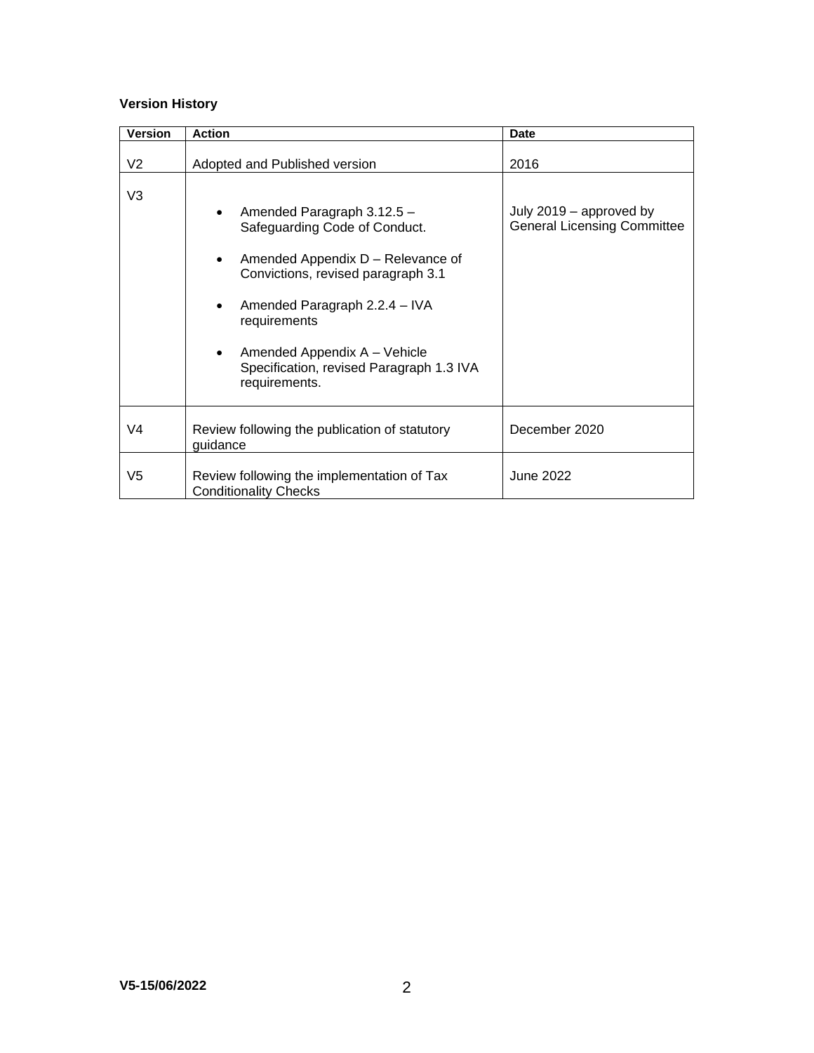**Version History**

| Version | Action | Date |
|---|---|---|
| V2 | Adopted and Published version | 2016 |
| V3 | • Amended Paragraph 3.12.5 – Safeguarding Code of Conduct.<br>• Amended Appendix D – Relevance of Convictions, revised paragraph 3.1<br>• Amended Paragraph 2.2.4 – IVA requirements<br>• Amended Appendix A – Vehicle Specification, revised Paragraph 1.3 IVA requirements. | July 2019 – approved by General Licensing Committee |
| V4 | Review following the publication of statutory guidance | December 2020 |
| V5 | Review following the implementation of Tax Conditionality Checks | June 2022 |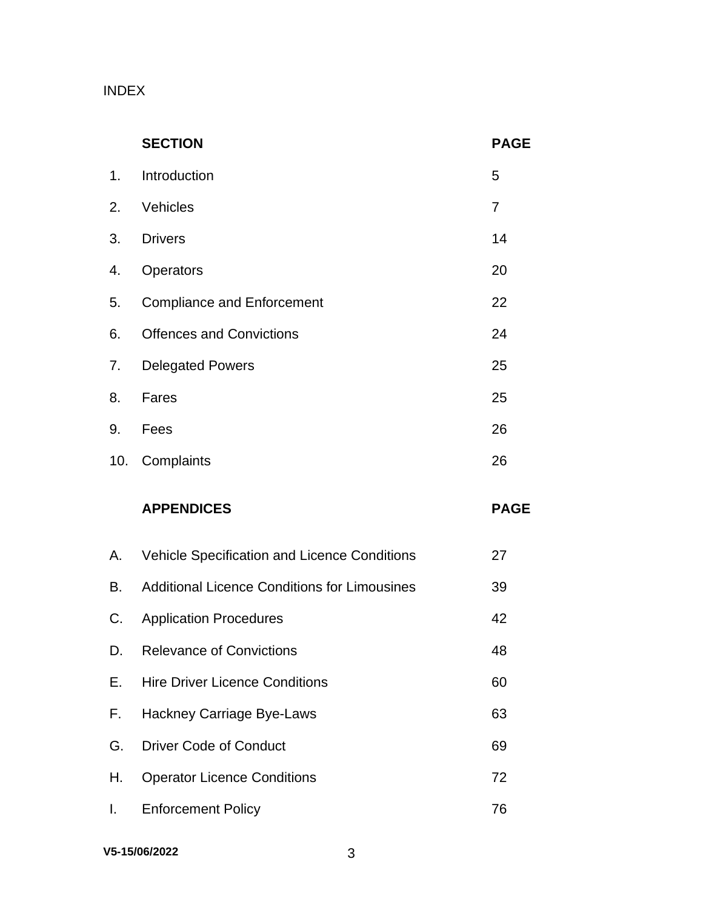# INDEX

| | SECTION | PAGE |
|---|---|---|
| 1. | Introduction | 5 |
| 2. | Vehicles | 7 |
| 3. | Drivers | 14 |
| 4. | Operators | 20 |
| 5. | Compliance and Enforcement | 22 |
| 6. | Offences and Convictions | 24 |
| 7. | Delegated Powers | 25 |
| 8. | Fares | 25 |
| 9. | Fees | 26 |
| 10. | Complaints | 26 |

| | APPENDICES | PAGE |
|---|---|---|
| A. | Vehicle Specification and Licence Conditions | 27 |
| B. | Additional Licence Conditions for Limousines | 39 |
| C. | Application Procedures | 42 |
| D. | Relevance of Convictions | 48 |
| E. | Hire Driver Licence Conditions | 60 |
| F. | Hackney Carriage Bye-Laws | 63 |
| G. | Driver Code of Conduct | 69 |
| H. | Operator Licence Conditions | 72 |
| I. | Enforcement Policy | 76 |

V5-15/06/2022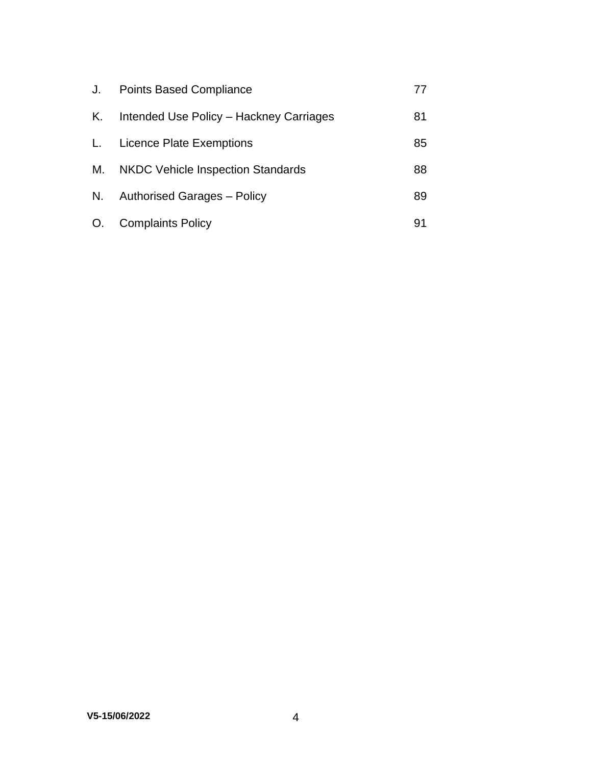| | | |
|---|---|---|
| J. | Points Based Compliance | 77 |
| K. | Intended Use Policy – Hackney Carriages | 81 |
| L. | Licence Plate Exemptions | 85 |
| M. | NKDC Vehicle Inspection Standards | 88 |
| N. | Authorised Garages – Policy | 89 |
| O. | Complaints Policy | 91 |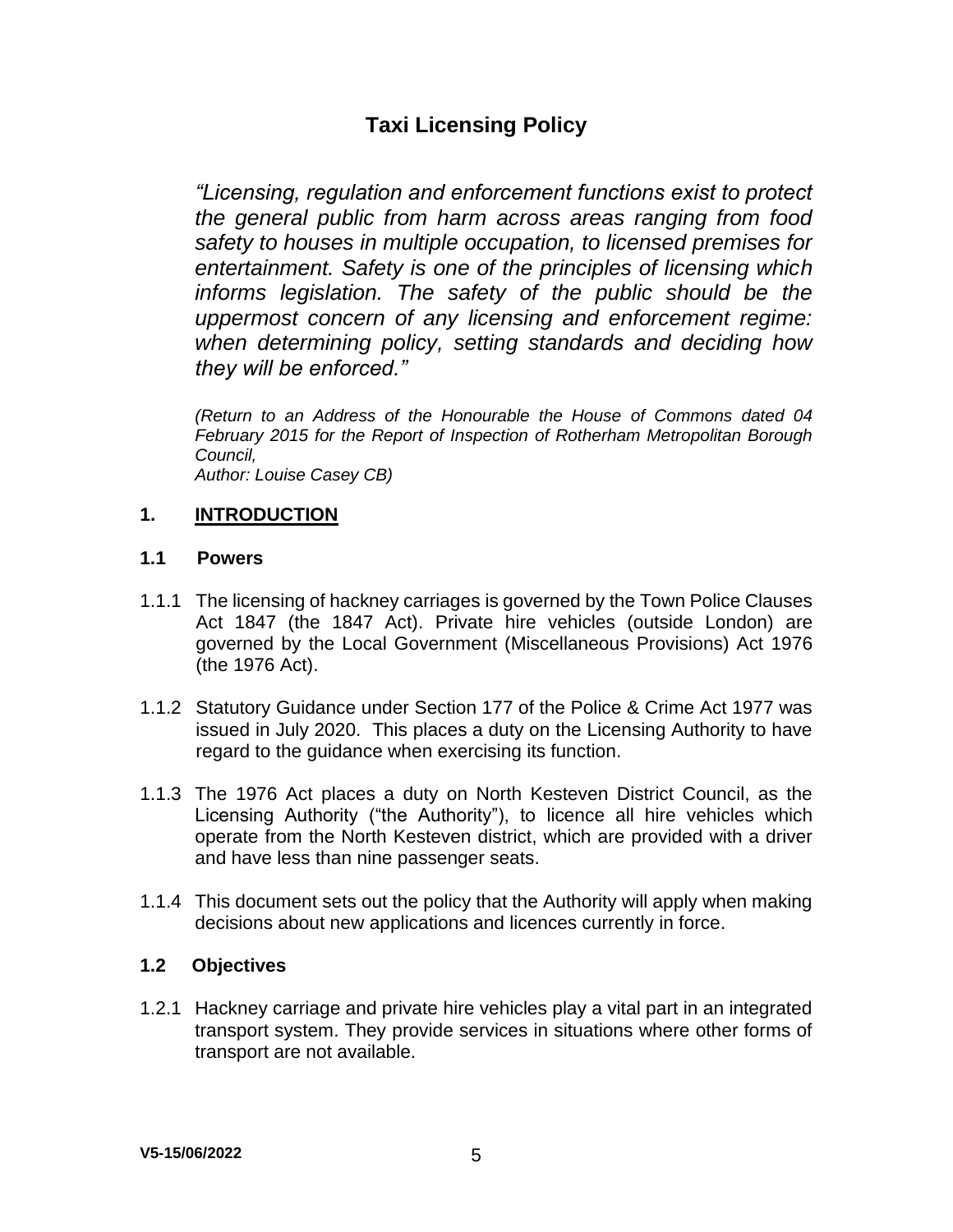# Taxi Licensing Policy

*"Licensing, regulation and enforcement functions exist to protect the general public from harm across areas ranging from food safety to houses in multiple occupation, to licensed premises for entertainment. Safety is one of the principles of licensing which informs legislation. The safety of the public should be the uppermost concern of any licensing and enforcement regime: when determining policy, setting standards and deciding how they will be enforced."*

*(Return to an Address of the Honourable the House of Commons dated 04 February 2015 for the Report of Inspection of Rotherham Metropolitan Borough Council,*
*Author: Louise Casey CB)*

## 1. INTRODUCTION

### 1.1 Powers

1.1.1 The licensing of hackney carriages is governed by the Town Police Clauses Act 1847 (the 1847 Act). Private hire vehicles (outside London) are governed by the Local Government (Miscellaneous Provisions) Act 1976 (the 1976 Act).

1.1.2 Statutory Guidance under Section 177 of the Police & Crime Act 1977 was issued in July 2020. This places a duty on the Licensing Authority to have regard to the guidance when exercising its function.

1.1.3 The 1976 Act places a duty on North Kesteven District Council, as the Licensing Authority ("the Authority"), to licence all hire vehicles which operate from the North Kesteven district, which are provided with a driver and have less than nine passenger seats.

1.1.4 This document sets out the policy that the Authority will apply when making decisions about new applications and licences currently in force.

### 1.2 Objectives

1.2.1 Hackney carriage and private hire vehicles play a vital part in an integrated transport system. They provide services in situations where other forms of transport are not available.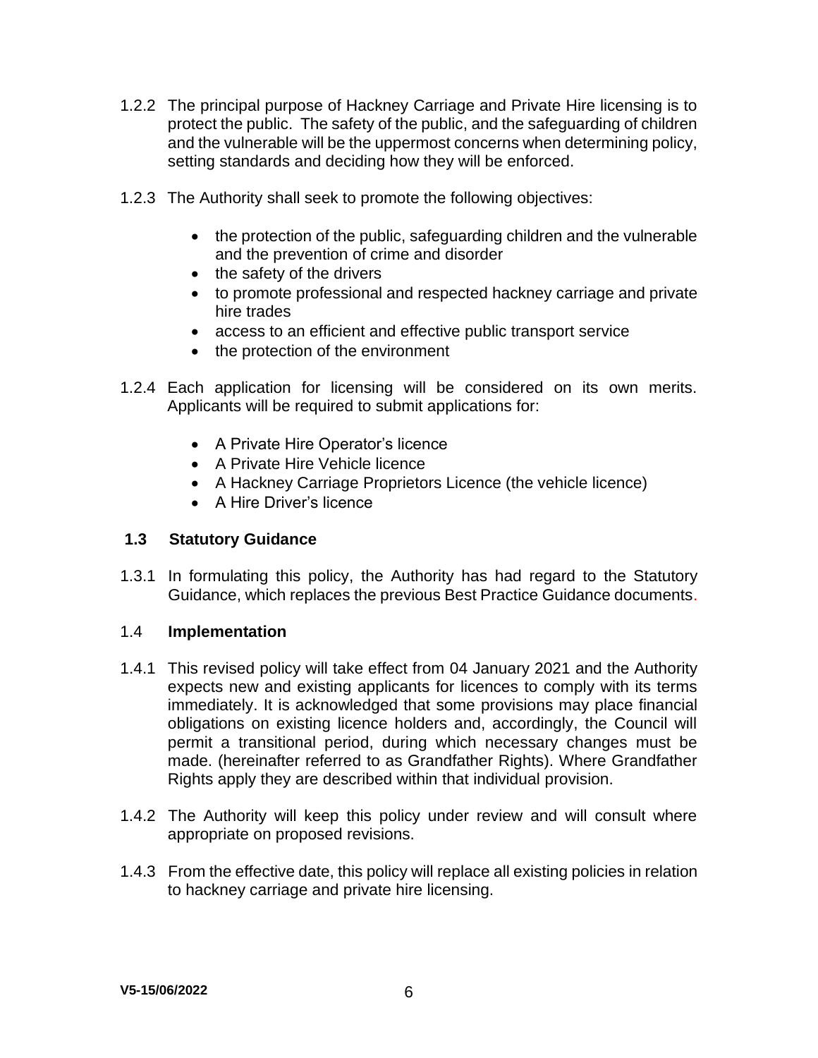1.2.2 The principal purpose of Hackney Carriage and Private Hire licensing is to protect the public. The safety of the public, and the safeguarding of children and the vulnerable will be the uppermost concerns when determining policy, setting standards and deciding how they will be enforced.

1.2.3 The Authority shall seek to promote the following objectives:

- the protection of the public, safeguarding children and the vulnerable and the prevention of crime and disorder
- the safety of the drivers
- to promote professional and respected hackney carriage and private hire trades
- access to an efficient and effective public transport service
- the protection of the environment

1.2.4 Each application for licensing will be considered on its own merits. Applicants will be required to submit applications for:

- A Private Hire Operator's licence
- A Private Hire Vehicle licence
- A Hackney Carriage Proprietors Licence (the vehicle licence)
- A Hire Driver's licence

## 1.3 Statutory Guidance

1.3.1 In formulating this policy, the Authority has had regard to the Statutory Guidance, which replaces the previous Best Practice Guidance documents.

## 1.4 Implementation

1.4.1 This revised policy will take effect from 04 January 2021 and the Authority expects new and existing applicants for licences to comply with its terms immediately. It is acknowledged that some provisions may place financial obligations on existing licence holders and, accordingly, the Council will permit a transitional period, during which necessary changes must be made. (hereinafter referred to as Grandfather Rights). Where Grandfather Rights apply they are described within that individual provision.

1.4.2 The Authority will keep this policy under review and will consult where appropriate on proposed revisions.

1.4.3 From the effective date, this policy will replace all existing policies in relation to hackney carriage and private hire licensing.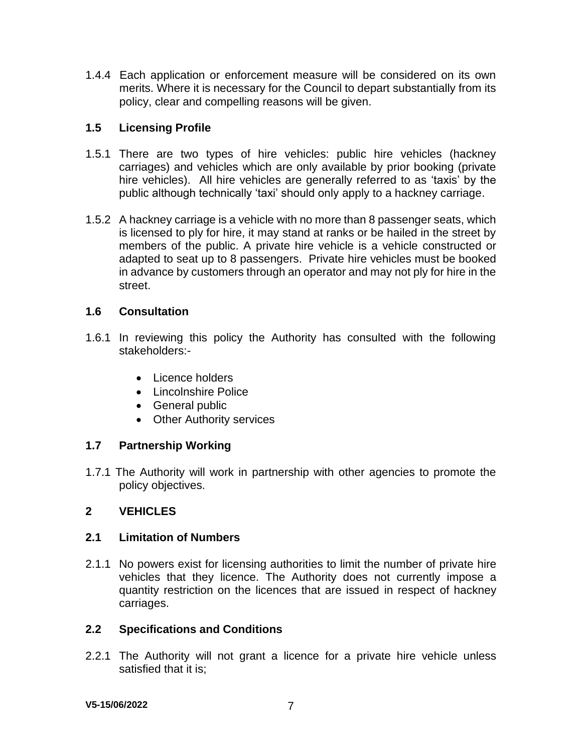1.4.4 Each application or enforcement measure will be considered on its own merits. Where it is necessary for the Council to depart substantially from its policy, clear and compelling reasons will be given.

### 1.5 Licensing Profile

1.5.1 There are two types of hire vehicles: public hire vehicles (hackney carriages) and vehicles which are only available by prior booking (private hire vehicles). All hire vehicles are generally referred to as 'taxis' by the public although technically 'taxi' should only apply to a hackney carriage.

1.5.2 A hackney carriage is a vehicle with no more than 8 passenger seats, which is licensed to ply for hire, it may stand at ranks or be hailed in the street by members of the public. A private hire vehicle is a vehicle constructed or adapted to seat up to 8 passengers. Private hire vehicles must be booked in advance by customers through an operator and may not ply for hire in the street.

### 1.6 Consultation

1.6.1 In reviewing this policy the Authority has consulted with the following stakeholders:-

- Licence holders
- Lincolnshire Police
- General public
- Other Authority services

### 1.7 Partnership Working

1.7.1 The Authority will work in partnership with other agencies to promote the policy objectives.

## 2 VEHICLES

### 2.1 Limitation of Numbers

2.1.1 No powers exist for licensing authorities to limit the number of private hire vehicles that they licence. The Authority does not currently impose a quantity restriction on the licences that are issued in respect of hackney carriages.

### 2.2 Specifications and Conditions

2.2.1 The Authority will not grant a licence for a private hire vehicle unless satisfied that it is;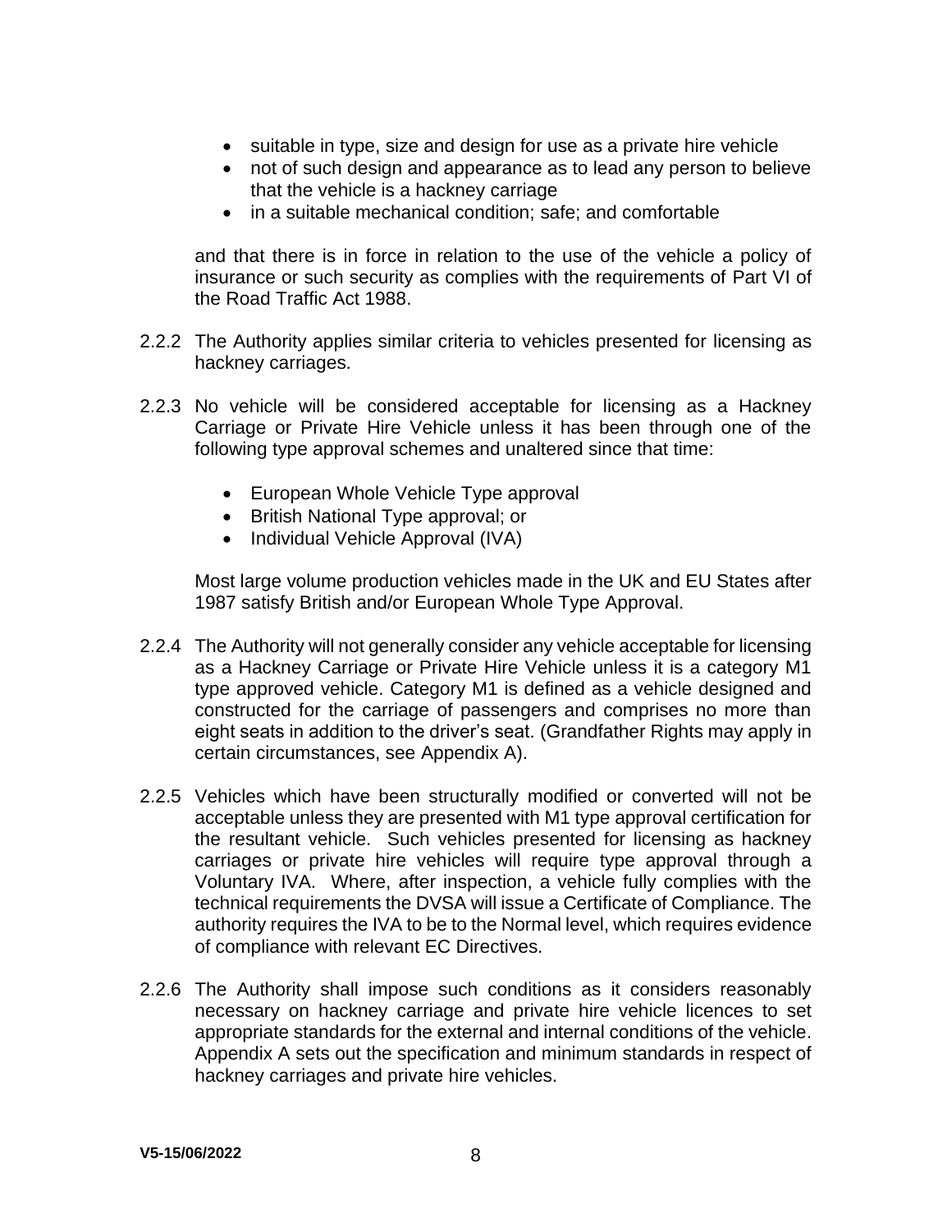- suitable in type, size and design for use as a private hire vehicle
- not of such design and appearance as to lead any person to believe that the vehicle is a hackney carriage
- in a suitable mechanical condition; safe; and comfortable

and that there is in force in relation to the use of the vehicle a policy of insurance or such security as complies with the requirements of Part VI of the Road Traffic Act 1988.

2.2.2 The Authority applies similar criteria to vehicles presented for licensing as hackney carriages.

2.2.3 No vehicle will be considered acceptable for licensing as a Hackney Carriage or Private Hire Vehicle unless it has been through one of the following type approval schemes and unaltered since that time:

- European Whole Vehicle Type approval
- British National Type approval; or
- Individual Vehicle Approval (IVA)

Most large volume production vehicles made in the UK and EU States after 1987 satisfy British and/or European Whole Type Approval.

2.2.4 The Authority will not generally consider any vehicle acceptable for licensing as a Hackney Carriage or Private Hire Vehicle unless it is a category M1 type approved vehicle. Category M1 is defined as a vehicle designed and constructed for the carriage of passengers and comprises no more than eight seats in addition to the driver's seat. (Grandfather Rights may apply in certain circumstances, see Appendix A).

2.2.5 Vehicles which have been structurally modified or converted will not be acceptable unless they are presented with M1 type approval certification for the resultant vehicle. Such vehicles presented for licensing as hackney carriages or private hire vehicles will require type approval through a Voluntary IVA. Where, after inspection, a vehicle fully complies with the technical requirements the DVSA will issue a Certificate of Compliance. The authority requires the IVA to be to the Normal level, which requires evidence of compliance with relevant EC Directives.

2.2.6 The Authority shall impose such conditions as it considers reasonably necessary on hackney carriage and private hire vehicle licences to set appropriate standards for the external and internal conditions of the vehicle. Appendix A sets out the specification and minimum standards in respect of hackney carriages and private hire vehicles.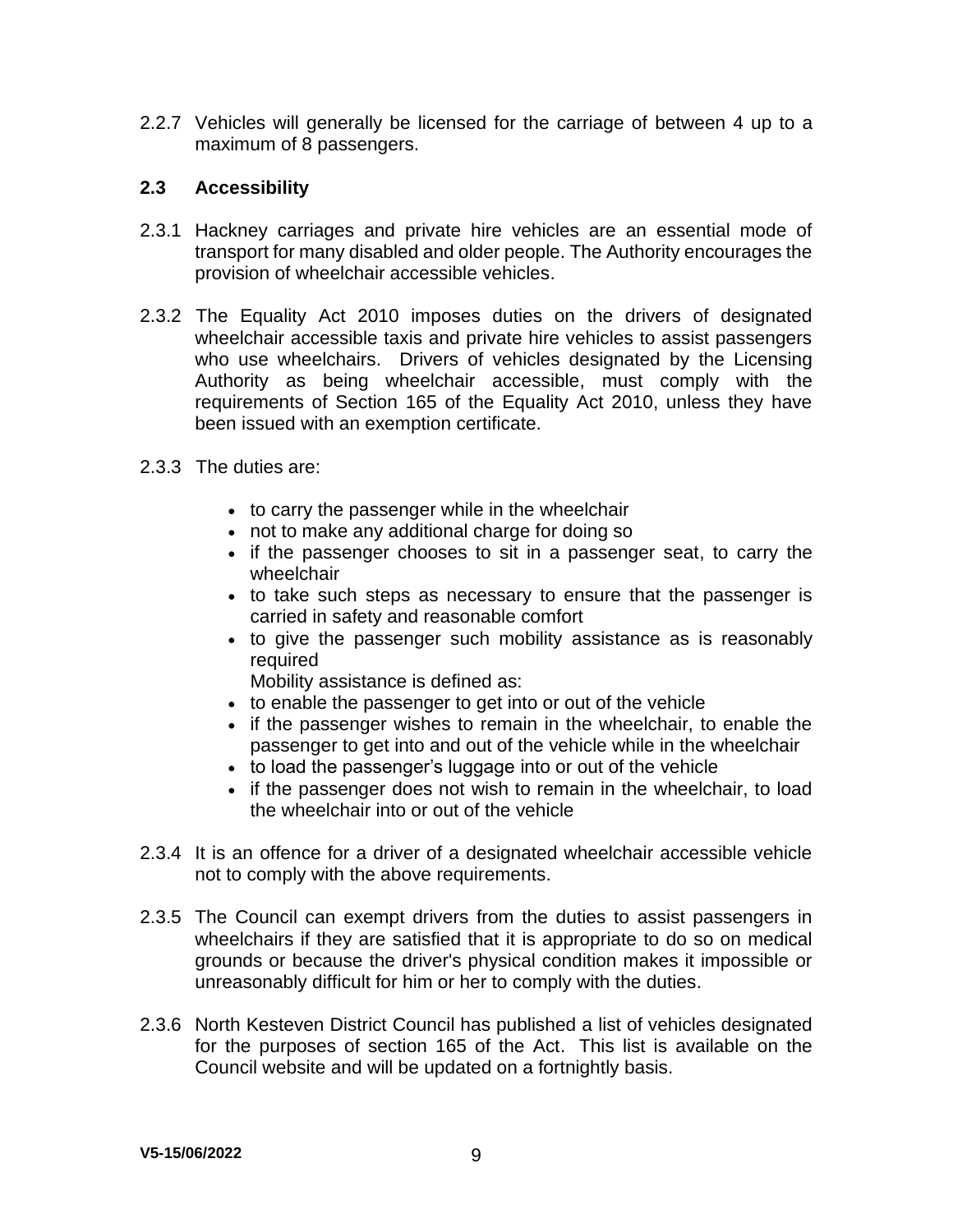2.2.7 Vehicles will generally be licensed for the carriage of between 4 up to a maximum of 8 passengers.

### 2.3 Accessibility

2.3.1 Hackney carriages and private hire vehicles are an essential mode of transport for many disabled and older people. The Authority encourages the provision of wheelchair accessible vehicles.

2.3.2 The Equality Act 2010 imposes duties on the drivers of designated wheelchair accessible taxis and private hire vehicles to assist passengers who use wheelchairs. Drivers of vehicles designated by the Licensing Authority as being wheelchair accessible, must comply with the requirements of Section 165 of the Equality Act 2010, unless they have been issued with an exemption certificate.

2.3.3 The duties are:

- to carry the passenger while in the wheelchair
- not to make any additional charge for doing so
- if the passenger chooses to sit in a passenger seat, to carry the wheelchair
- to take such steps as necessary to ensure that the passenger is carried in safety and reasonable comfort
- to give the passenger such mobility assistance as is reasonably required
  Mobility assistance is defined as:
- to enable the passenger to get into or out of the vehicle
- if the passenger wishes to remain in the wheelchair, to enable the passenger to get into and out of the vehicle while in the wheelchair
- to load the passenger's luggage into or out of the vehicle
- if the passenger does not wish to remain in the wheelchair, to load the wheelchair into or out of the vehicle

2.3.4 It is an offence for a driver of a designated wheelchair accessible vehicle not to comply with the above requirements.

2.3.5 The Council can exempt drivers from the duties to assist passengers in wheelchairs if they are satisfied that it is appropriate to do so on medical grounds or because the driver's physical condition makes it impossible or unreasonably difficult for him or her to comply with the duties.

2.3.6 North Kesteven District Council has published a list of vehicles designated for the purposes of section 165 of the Act. This list is available on the Council website and will be updated on a fortnightly basis.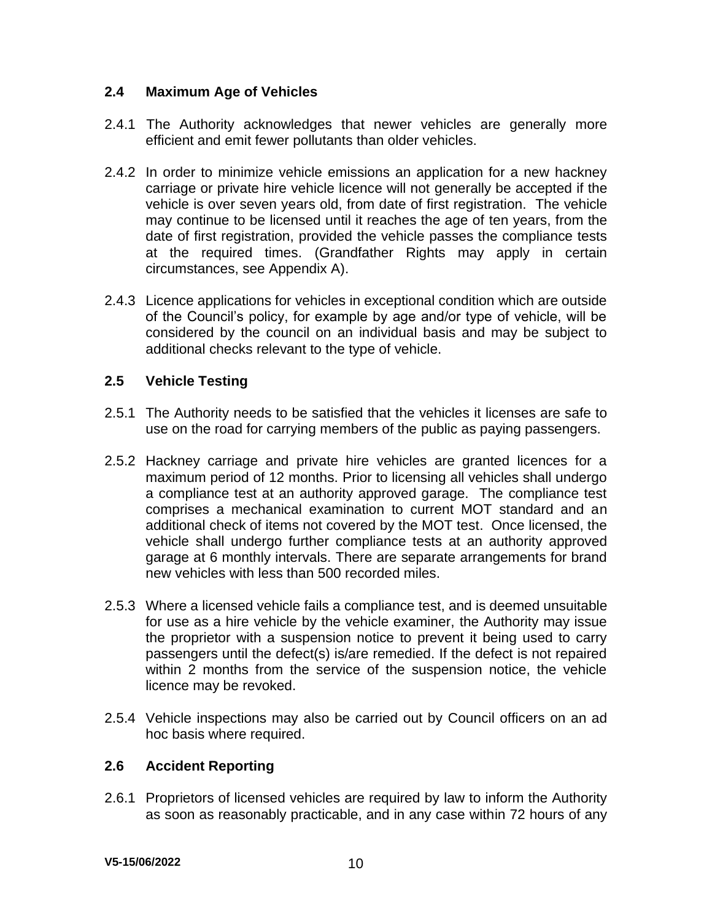## 2.4 Maximum Age of Vehicles

2.4.1 The Authority acknowledges that newer vehicles are generally more efficient and emit fewer pollutants than older vehicles.

2.4.2 In order to minimize vehicle emissions an application for a new hackney carriage or private hire vehicle licence will not generally be accepted if the vehicle is over seven years old, from date of first registration. The vehicle may continue to be licensed until it reaches the age of ten years, from the date of first registration, provided the vehicle passes the compliance tests at the required times. (Grandfather Rights may apply in certain circumstances, see Appendix A).

2.4.3 Licence applications for vehicles in exceptional condition which are outside of the Council's policy, for example by age and/or type of vehicle, will be considered by the council on an individual basis and may be subject to additional checks relevant to the type of vehicle.

## 2.5 Vehicle Testing

2.5.1 The Authority needs to be satisfied that the vehicles it licenses are safe to use on the road for carrying members of the public as paying passengers.

2.5.2 Hackney carriage and private hire vehicles are granted licences for a maximum period of 12 months. Prior to licensing all vehicles shall undergo a compliance test at an authority approved garage. The compliance test comprises a mechanical examination to current MOT standard and an additional check of items not covered by the MOT test. Once licensed, the vehicle shall undergo further compliance tests at an authority approved garage at 6 monthly intervals. There are separate arrangements for brand new vehicles with less than 500 recorded miles.

2.5.3 Where a licensed vehicle fails a compliance test, and is deemed unsuitable for use as a hire vehicle by the vehicle examiner, the Authority may issue the proprietor with a suspension notice to prevent it being used to carry passengers until the defect(s) is/are remedied. If the defect is not repaired within 2 months from the service of the suspension notice, the vehicle licence may be revoked.

2.5.4 Vehicle inspections may also be carried out by Council officers on an ad hoc basis where required.

## 2.6 Accident Reporting

2.6.1 Proprietors of licensed vehicles are required by law to inform the Authority as soon as reasonably practicable, and in any case within 72 hours of any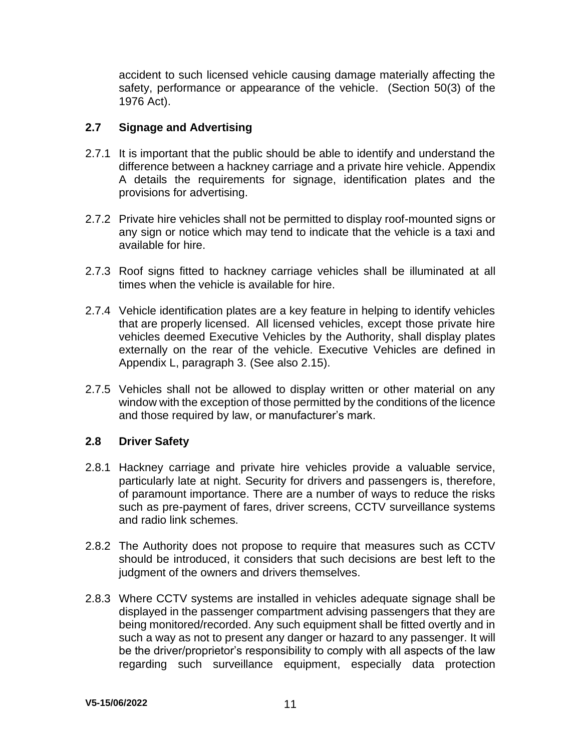accident to such licensed vehicle causing damage materially affecting the safety, performance or appearance of the vehicle. (Section 50(3) of the 1976 Act).

### 2.7 Signage and Advertising

2.7.1 It is important that the public should be able to identify and understand the difference between a hackney carriage and a private hire vehicle. Appendix A details the requirements for signage, identification plates and the provisions for advertising.

2.7.2 Private hire vehicles shall not be permitted to display roof-mounted signs or any sign or notice which may tend to indicate that the vehicle is a taxi and available for hire.

2.7.3 Roof signs fitted to hackney carriage vehicles shall be illuminated at all times when the vehicle is available for hire.

2.7.4 Vehicle identification plates are a key feature in helping to identify vehicles that are properly licensed. All licensed vehicles, except those private hire vehicles deemed Executive Vehicles by the Authority, shall display plates externally on the rear of the vehicle. Executive Vehicles are defined in Appendix L, paragraph 3. (See also 2.15).

2.7.5 Vehicles shall not be allowed to display written or other material on any window with the exception of those permitted by the conditions of the licence and those required by law, or manufacturer's mark.

### 2.8 Driver Safety

2.8.1 Hackney carriage and private hire vehicles provide a valuable service, particularly late at night. Security for drivers and passengers is, therefore, of paramount importance. There are a number of ways to reduce the risks such as pre-payment of fares, driver screens, CCTV surveillance systems and radio link schemes.

2.8.2 The Authority does not propose to require that measures such as CCTV should be introduced, it considers that such decisions are best left to the judgment of the owners and drivers themselves.

2.8.3 Where CCTV systems are installed in vehicles adequate signage shall be displayed in the passenger compartment advising passengers that they are being monitored/recorded. Any such equipment shall be fitted overtly and in such a way as not to present any danger or hazard to any passenger. It will be the driver/proprietor's responsibility to comply with all aspects of the law regarding such surveillance equipment, especially data protection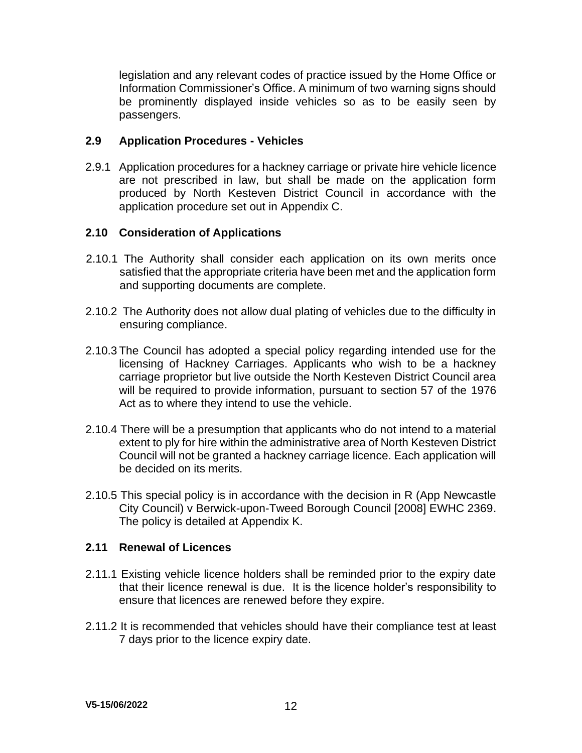legislation and any relevant codes of practice issued by the Home Office or Information Commissioner's Office. A minimum of two warning signs should be prominently displayed inside vehicles so as to be easily seen by passengers.

## 2.9 Application Procedures - Vehicles

2.9.1 Application procedures for a hackney carriage or private hire vehicle licence are not prescribed in law, but shall be made on the application form produced by North Kesteven District Council in accordance with the application procedure set out in Appendix C.

## 2.10 Consideration of Applications

2.10.1 The Authority shall consider each application on its own merits once satisfied that the appropriate criteria have been met and the application form and supporting documents are complete.

2.10.2 The Authority does not allow dual plating of vehicles due to the difficulty in ensuring compliance.

2.10.3 The Council has adopted a special policy regarding intended use for the licensing of Hackney Carriages. Applicants who wish to be a hackney carriage proprietor but live outside the North Kesteven District Council area will be required to provide information, pursuant to section 57 of the 1976 Act as to where they intend to use the vehicle.

2.10.4 There will be a presumption that applicants who do not intend to a material extent to ply for hire within the administrative area of North Kesteven District Council will not be granted a hackney carriage licence. Each application will be decided on its merits.

2.10.5 This special policy is in accordance with the decision in R (App Newcastle City Council) v Berwick-upon-Tweed Borough Council [2008] EWHC 2369. The policy is detailed at Appendix K.

## 2.11 Renewal of Licences

2.11.1 Existing vehicle licence holders shall be reminded prior to the expiry date that their licence renewal is due. It is the licence holder's responsibility to ensure that licences are renewed before they expire.

2.11.2 It is recommended that vehicles should have their compliance test at least 7 days prior to the licence expiry date.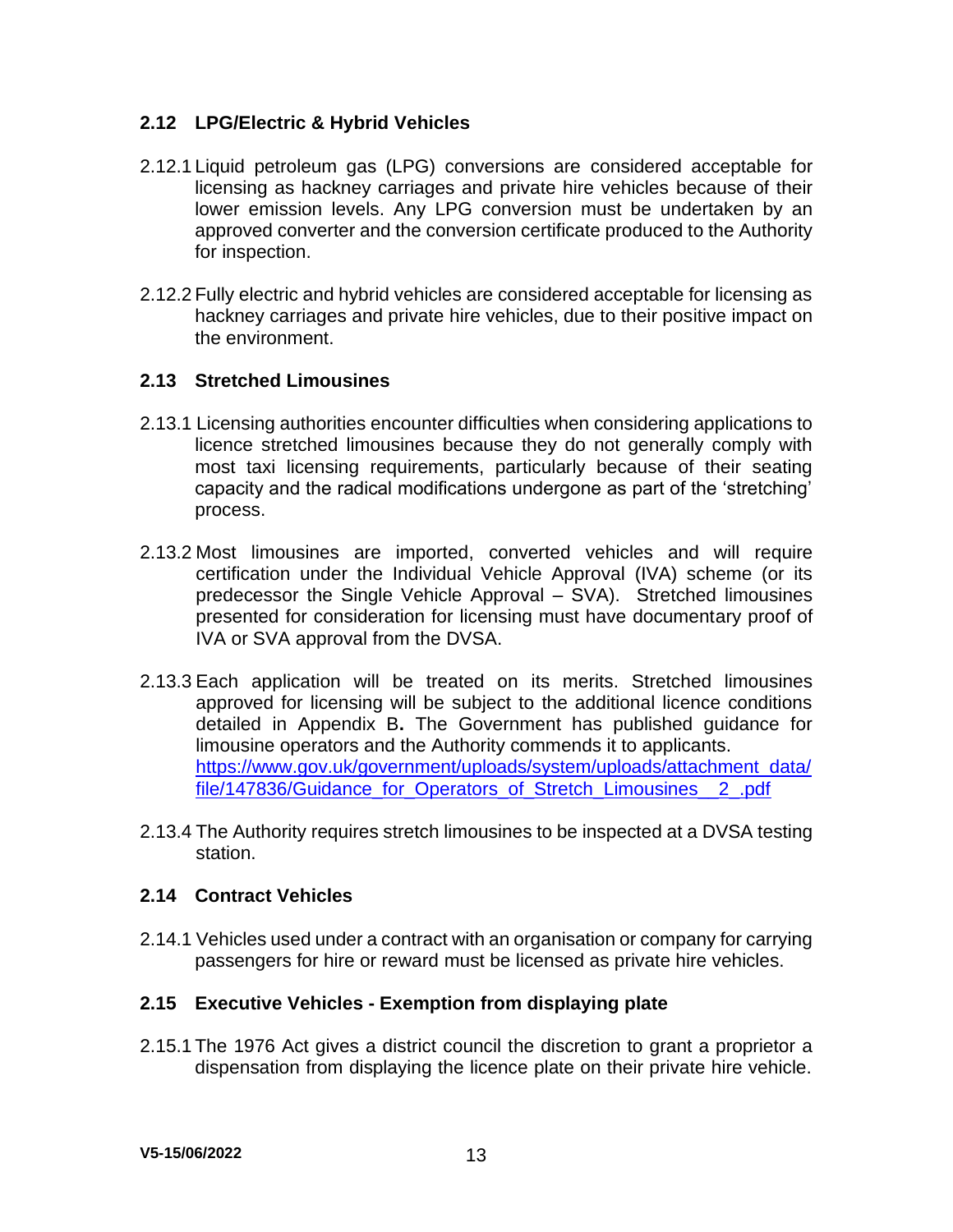## 2.12 LPG/Electric & Hybrid Vehicles

2.12.1 Liquid petroleum gas (LPG) conversions are considered acceptable for licensing as hackney carriages and private hire vehicles because of their lower emission levels. Any LPG conversion must be undertaken by an approved converter and the conversion certificate produced to the Authority for inspection.

2.12.2 Fully electric and hybrid vehicles are considered acceptable for licensing as hackney carriages and private hire vehicles, due to their positive impact on the environment.

## 2.13 Stretched Limousines

2.13.1 Licensing authorities encounter difficulties when considering applications to licence stretched limousines because they do not generally comply with most taxi licensing requirements, particularly because of their seating capacity and the radical modifications undergone as part of the 'stretching' process.

2.13.2 Most limousines are imported, converted vehicles and will require certification under the Individual Vehicle Approval (IVA) scheme (or its predecessor the Single Vehicle Approval – SVA). Stretched limousines presented for consideration for licensing must have documentary proof of IVA or SVA approval from the DVSA.

2.13.3 Each application will be treated on its merits. Stretched limousines approved for licensing will be subject to the additional licence conditions detailed in Appendix B**.** The Government has published guidance for limousine operators and the Authority commends it to applicants. https://www.gov.uk/government/uploads/system/uploads/attachment_data/file/147836/Guidance_for_Operators_of_Stretch_Limousines__2_.pdf

2.13.4 The Authority requires stretch limousines to be inspected at a DVSA testing station.

## 2.14 Contract Vehicles

2.14.1 Vehicles used under a contract with an organisation or company for carrying passengers for hire or reward must be licensed as private hire vehicles.

## 2.15 Executive Vehicles - Exemption from displaying plate

2.15.1 The 1976 Act gives a district council the discretion to grant a proprietor a dispensation from displaying the licence plate on their private hire vehicle.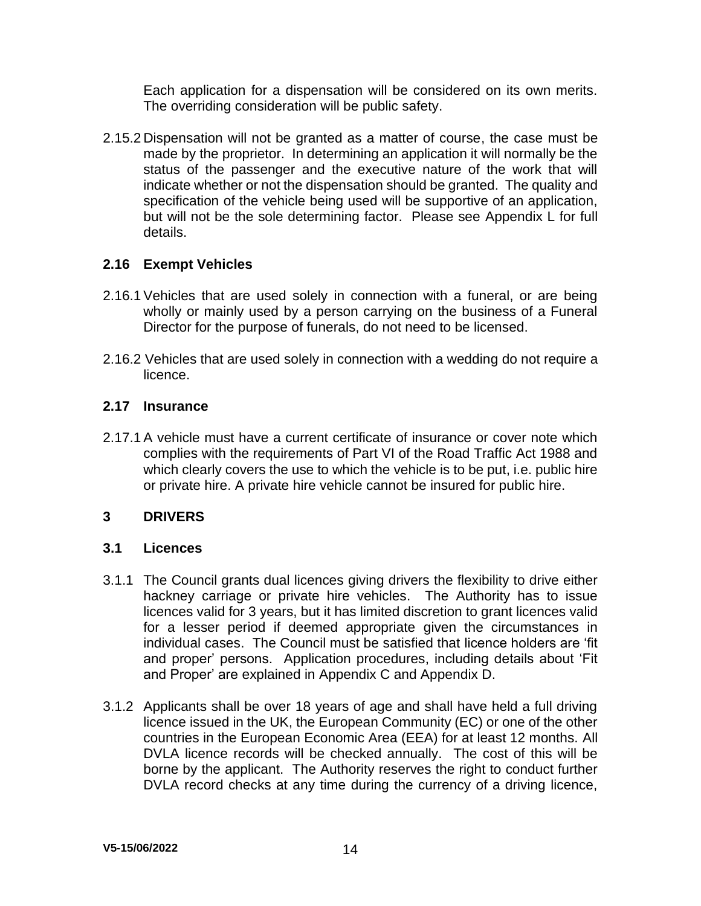Each application for a dispensation will be considered on its own merits. The overriding consideration will be public safety.

2.15.2 Dispensation will not be granted as a matter of course, the case must be made by the proprietor. In determining an application it will normally be the status of the passenger and the executive nature of the work that will indicate whether or not the dispensation should be granted. The quality and specification of the vehicle being used will be supportive of an application, but will not be the sole determining factor. Please see Appendix L for full details.

### 2.16 Exempt Vehicles

2.16.1 Vehicles that are used solely in connection with a funeral, or are being wholly or mainly used by a person carrying on the business of a Funeral Director for the purpose of funerals, do not need to be licensed.

2.16.2 Vehicles that are used solely in connection with a wedding do not require a licence.

### 2.17 Insurance

2.17.1 A vehicle must have a current certificate of insurance or cover note which complies with the requirements of Part VI of the Road Traffic Act 1988 and which clearly covers the use to which the vehicle is to be put, i.e. public hire or private hire. A private hire vehicle cannot be insured for public hire.

## 3 DRIVERS

### 3.1 Licences

3.1.1 The Council grants dual licences giving drivers the flexibility to drive either hackney carriage or private hire vehicles. The Authority has to issue licences valid for 3 years, but it has limited discretion to grant licences valid for a lesser period if deemed appropriate given the circumstances in individual cases. The Council must be satisfied that licence holders are 'fit and proper' persons. Application procedures, including details about 'Fit and Proper' are explained in Appendix C and Appendix D.

3.1.2 Applicants shall be over 18 years of age and shall have held a full driving licence issued in the UK, the European Community (EC) or one of the other countries in the European Economic Area (EEA) for at least 12 months. All DVLA licence records will be checked annually. The cost of this will be borne by the applicant. The Authority reserves the right to conduct further DVLA record checks at any time during the currency of a driving licence,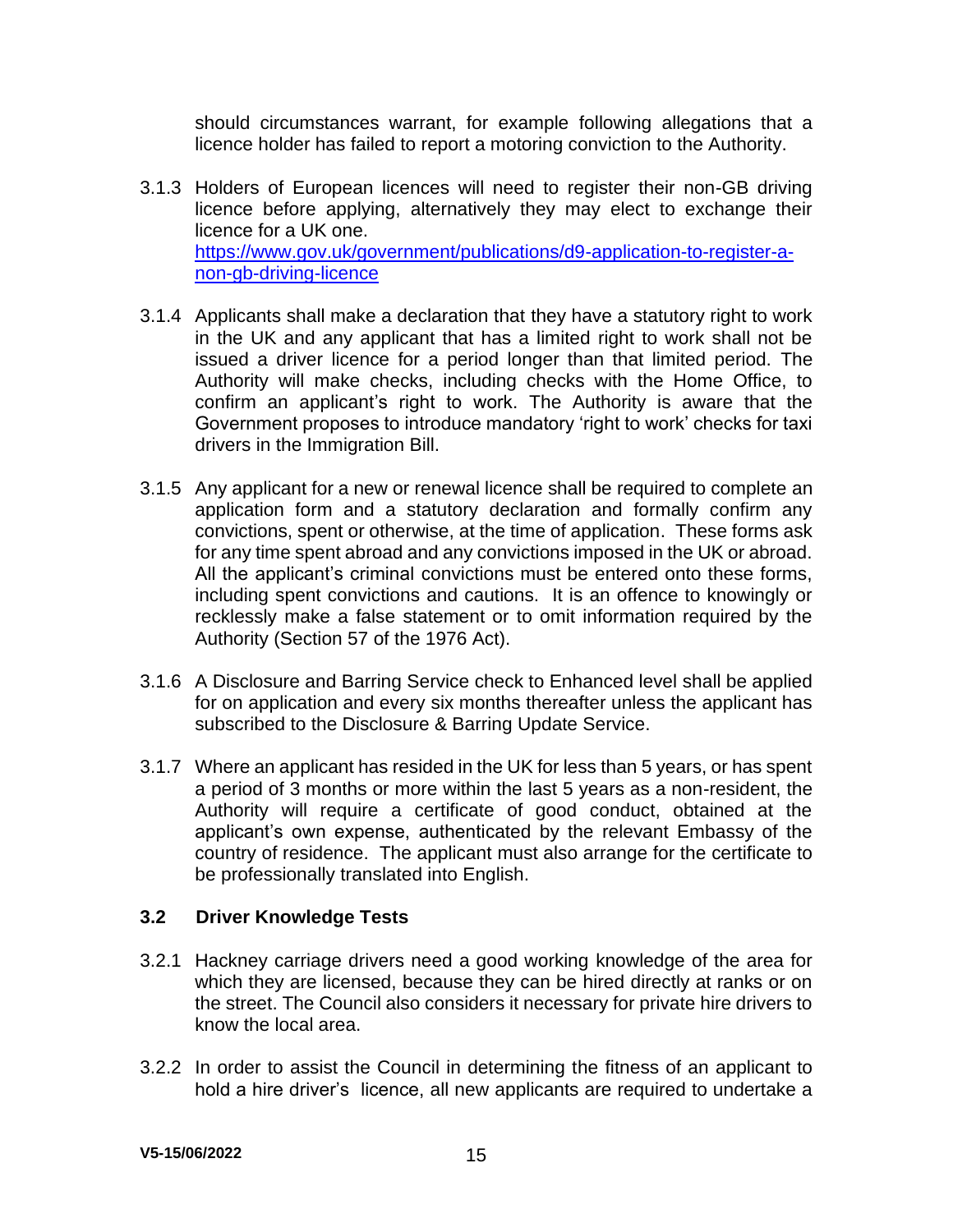should circumstances warrant, for example following allegations that a licence holder has failed to report a motoring conviction to the Authority.

3.1.3 Holders of European licences will need to register their non-GB driving licence before applying, alternatively they may elect to exchange their licence for a UK one. [https://www.gov.uk/government/publications/d9-application-to-register-a-non-gb-driving-licence](https://www.gov.uk/government/publications/d9-application-to-register-a-non-gb-driving-licence)

3.1.4 Applicants shall make a declaration that they have a statutory right to work in the UK and any applicant that has a limited right to work shall not be issued a driver licence for a period longer than that limited period. The Authority will make checks, including checks with the Home Office, to confirm an applicant's right to work. The Authority is aware that the Government proposes to introduce mandatory 'right to work' checks for taxi drivers in the Immigration Bill.

3.1.5 Any applicant for a new or renewal licence shall be required to complete an application form and a statutory declaration and formally confirm any convictions, spent or otherwise, at the time of application. These forms ask for any time spent abroad and any convictions imposed in the UK or abroad. All the applicant's criminal convictions must be entered onto these forms, including spent convictions and cautions. It is an offence to knowingly or recklessly make a false statement or to omit information required by the Authority (Section 57 of the 1976 Act).

3.1.6 A Disclosure and Barring Service check to Enhanced level shall be applied for on application and every six months thereafter unless the applicant has subscribed to the Disclosure & Barring Update Service.

3.1.7 Where an applicant has resided in the UK for less than 5 years, or has spent a period of 3 months or more within the last 5 years as a non-resident, the Authority will require a certificate of good conduct, obtained at the applicant's own expense, authenticated by the relevant Embassy of the country of residence. The applicant must also arrange for the certificate to be professionally translated into English.

### 3.2 Driver Knowledge Tests

3.2.1 Hackney carriage drivers need a good working knowledge of the area for which they are licensed, because they can be hired directly at ranks or on the street. The Council also considers it necessary for private hire drivers to know the local area.

3.2.2 In order to assist the Council in determining the fitness of an applicant to hold a hire driver's licence, all new applicants are required to undertake a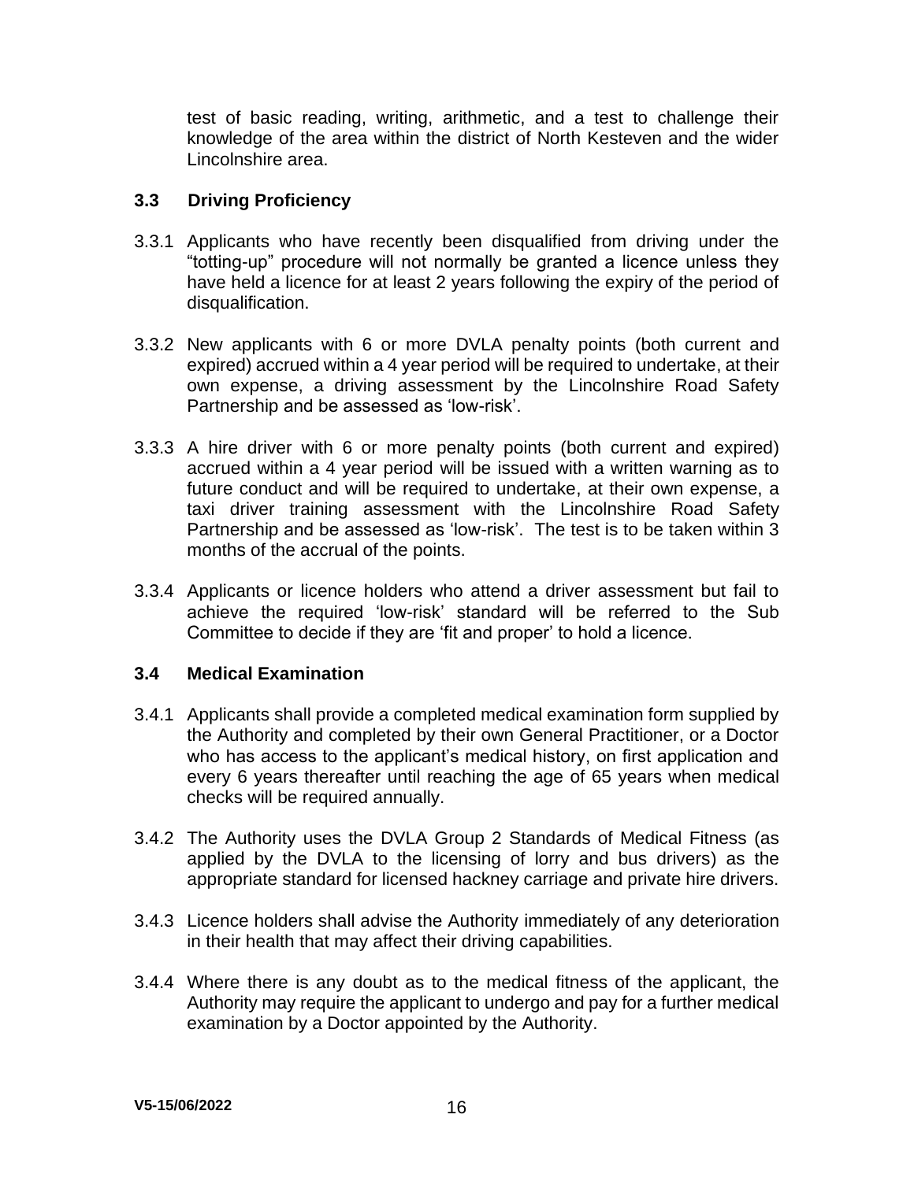test of basic reading, writing, arithmetic, and a test to challenge their knowledge of the area within the district of North Kesteven and the wider Lincolnshire area.

### 3.3 Driving Proficiency

3.3.1 Applicants who have recently been disqualified from driving under the "totting-up" procedure will not normally be granted a licence unless they have held a licence for at least 2 years following the expiry of the period of disqualification.

3.3.2 New applicants with 6 or more DVLA penalty points (both current and expired) accrued within a 4 year period will be required to undertake, at their own expense, a driving assessment by the Lincolnshire Road Safety Partnership and be assessed as 'low-risk'.

3.3.3 A hire driver with 6 or more penalty points (both current and expired) accrued within a 4 year period will be issued with a written warning as to future conduct and will be required to undertake, at their own expense, a taxi driver training assessment with the Lincolnshire Road Safety Partnership and be assessed as 'low-risk'. The test is to be taken within 3 months of the accrual of the points.

3.3.4 Applicants or licence holders who attend a driver assessment but fail to achieve the required 'low-risk' standard will be referred to the Sub Committee to decide if they are 'fit and proper' to hold a licence.

### 3.4 Medical Examination

3.4.1 Applicants shall provide a completed medical examination form supplied by the Authority and completed by their own General Practitioner, or a Doctor who has access to the applicant's medical history, on first application and every 6 years thereafter until reaching the age of 65 years when medical checks will be required annually.

3.4.2 The Authority uses the DVLA Group 2 Standards of Medical Fitness (as applied by the DVLA to the licensing of lorry and bus drivers) as the appropriate standard for licensed hackney carriage and private hire drivers.

3.4.3 Licence holders shall advise the Authority immediately of any deterioration in their health that may affect their driving capabilities.

3.4.4 Where there is any doubt as to the medical fitness of the applicant, the Authority may require the applicant to undergo and pay for a further medical examination by a Doctor appointed by the Authority.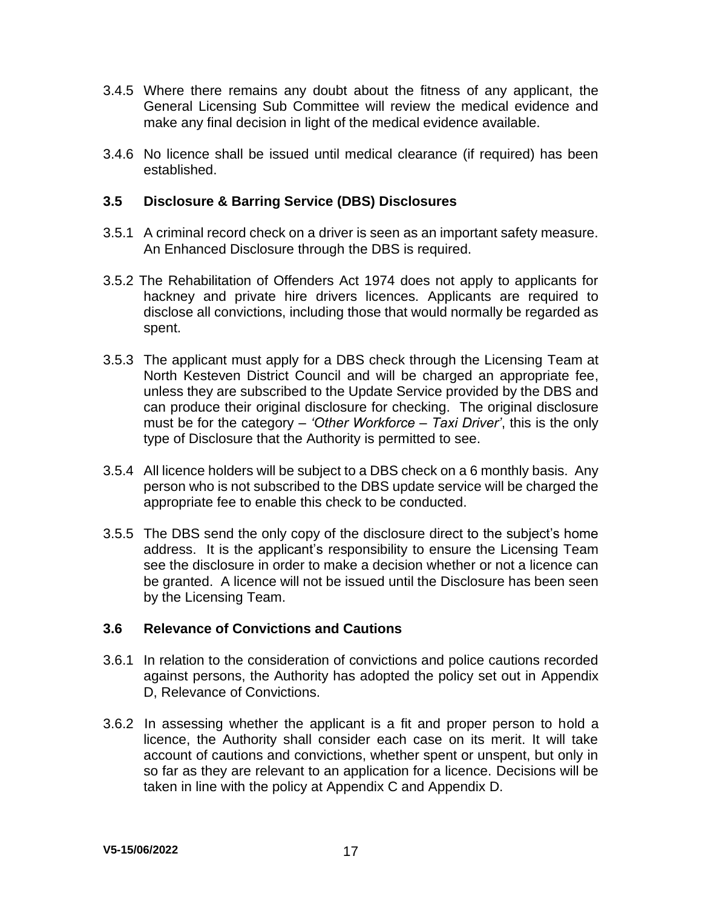3.4.5 Where there remains any doubt about the fitness of any applicant, the General Licensing Sub Committee will review the medical evidence and make any final decision in light of the medical evidence available.

3.4.6 No licence shall be issued until medical clearance (if required) has been established.

### 3.5 Disclosure & Barring Service (DBS) Disclosures

3.5.1 A criminal record check on a driver is seen as an important safety measure. An Enhanced Disclosure through the DBS is required.

3.5.2 The Rehabilitation of Offenders Act 1974 does not apply to applicants for hackney and private hire drivers licences. Applicants are required to disclose all convictions, including those that would normally be regarded as spent.

3.5.3 The applicant must apply for a DBS check through the Licensing Team at North Kesteven District Council and will be charged an appropriate fee, unless they are subscribed to the Update Service provided by the DBS and can produce their original disclosure for checking. The original disclosure must be for the category – *'Other Workforce – Taxi Driver'*, this is the only type of Disclosure that the Authority is permitted to see.

3.5.4 All licence holders will be subject to a DBS check on a 6 monthly basis. Any person who is not subscribed to the DBS update service will be charged the appropriate fee to enable this check to be conducted.

3.5.5 The DBS send the only copy of the disclosure direct to the subject's home address. It is the applicant's responsibility to ensure the Licensing Team see the disclosure in order to make a decision whether or not a licence can be granted. A licence will not be issued until the Disclosure has been seen by the Licensing Team.

### 3.6 Relevance of Convictions and Cautions

3.6.1 In relation to the consideration of convictions and police cautions recorded against persons, the Authority has adopted the policy set out in Appendix D, Relevance of Convictions.

3.6.2 In assessing whether the applicant is a fit and proper person to hold a licence, the Authority shall consider each case on its merit. It will take account of cautions and convictions, whether spent or unspent, but only in so far as they are relevant to an application for a licence. Decisions will be taken in line with the policy at Appendix C and Appendix D.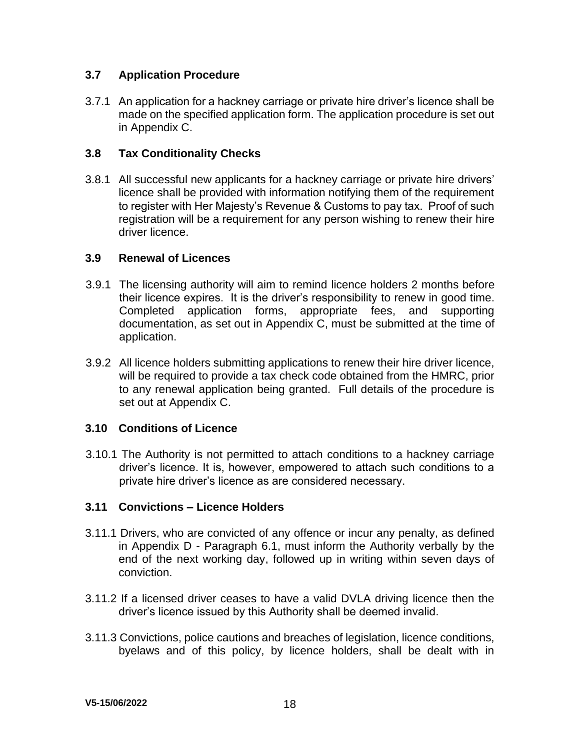## 3.7 Application Procedure

3.7.1 An application for a hackney carriage or private hire driver's licence shall be made on the specified application form. The application procedure is set out in Appendix C.

## 3.8 Tax Conditionality Checks

3.8.1 All successful new applicants for a hackney carriage or private hire drivers' licence shall be provided with information notifying them of the requirement to register with Her Majesty's Revenue & Customs to pay tax. Proof of such registration will be a requirement for any person wishing to renew their hire driver licence.

## 3.9 Renewal of Licences

3.9.1 The licensing authority will aim to remind licence holders 2 months before their licence expires. It is the driver's responsibility to renew in good time. Completed application forms, appropriate fees, and supporting documentation, as set out in Appendix C, must be submitted at the time of application.

3.9.2 All licence holders submitting applications to renew their hire driver licence, will be required to provide a tax check code obtained from the HMRC, prior to any renewal application being granted. Full details of the procedure is set out at Appendix C.

## 3.10 Conditions of Licence

3.10.1 The Authority is not permitted to attach conditions to a hackney carriage driver's licence. It is, however, empowered to attach such conditions to a private hire driver's licence as are considered necessary.

## 3.11 Convictions – Licence Holders

3.11.1 Drivers, who are convicted of any offence or incur any penalty, as defined in Appendix D - Paragraph 6.1, must inform the Authority verbally by the end of the next working day, followed up in writing within seven days of conviction.

3.11.2 If a licensed driver ceases to have a valid DVLA driving licence then the driver's licence issued by this Authority shall be deemed invalid.

3.11.3 Convictions, police cautions and breaches of legislation, licence conditions, byelaws and of this policy, by licence holders, shall be dealt with in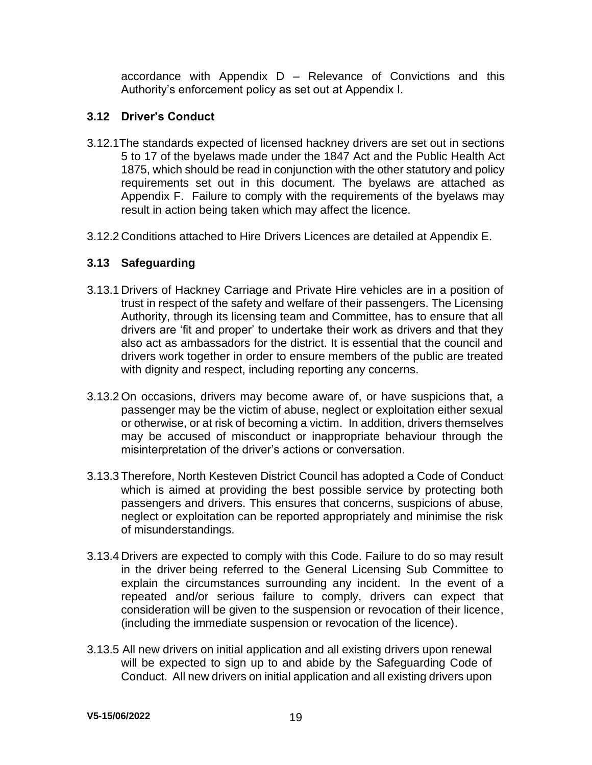accordance with Appendix D – Relevance of Convictions and this Authority's enforcement policy as set out at Appendix I.

### 3.12 Driver's Conduct

3.12.1 The standards expected of licensed hackney drivers are set out in sections 5 to 17 of the byelaws made under the 1847 Act and the Public Health Act 1875, which should be read in conjunction with the other statutory and policy requirements set out in this document. The byelaws are attached as Appendix F. Failure to comply with the requirements of the byelaws may result in action being taken which may affect the licence.

3.12.2 Conditions attached to Hire Drivers Licences are detailed at Appendix E.

### 3.13 Safeguarding

3.13.1 Drivers of Hackney Carriage and Private Hire vehicles are in a position of trust in respect of the safety and welfare of their passengers. The Licensing Authority, through its licensing team and Committee, has to ensure that all drivers are 'fit and proper' to undertake their work as drivers and that they also act as ambassadors for the district. It is essential that the council and drivers work together in order to ensure members of the public are treated with dignity and respect, including reporting any concerns.

3.13.2 On occasions, drivers may become aware of, or have suspicions that, a passenger may be the victim of abuse, neglect or exploitation either sexual or otherwise, or at risk of becoming a victim. In addition, drivers themselves may be accused of misconduct or inappropriate behaviour through the misinterpretation of the driver's actions or conversation.

3.13.3 Therefore, North Kesteven District Council has adopted a Code of Conduct which is aimed at providing the best possible service by protecting both passengers and drivers. This ensures that concerns, suspicions of abuse, neglect or exploitation can be reported appropriately and minimise the risk of misunderstandings.

3.13.4 Drivers are expected to comply with this Code. Failure to do so may result in the driver being referred to the General Licensing Sub Committee to explain the circumstances surrounding any incident. In the event of a repeated and/or serious failure to comply, drivers can expect that consideration will be given to the suspension or revocation of their licence, (including the immediate suspension or revocation of the licence).

3.13.5 All new drivers on initial application and all existing drivers upon renewal will be expected to sign up to and abide by the Safeguarding Code of Conduct. All new drivers on initial application and all existing drivers upon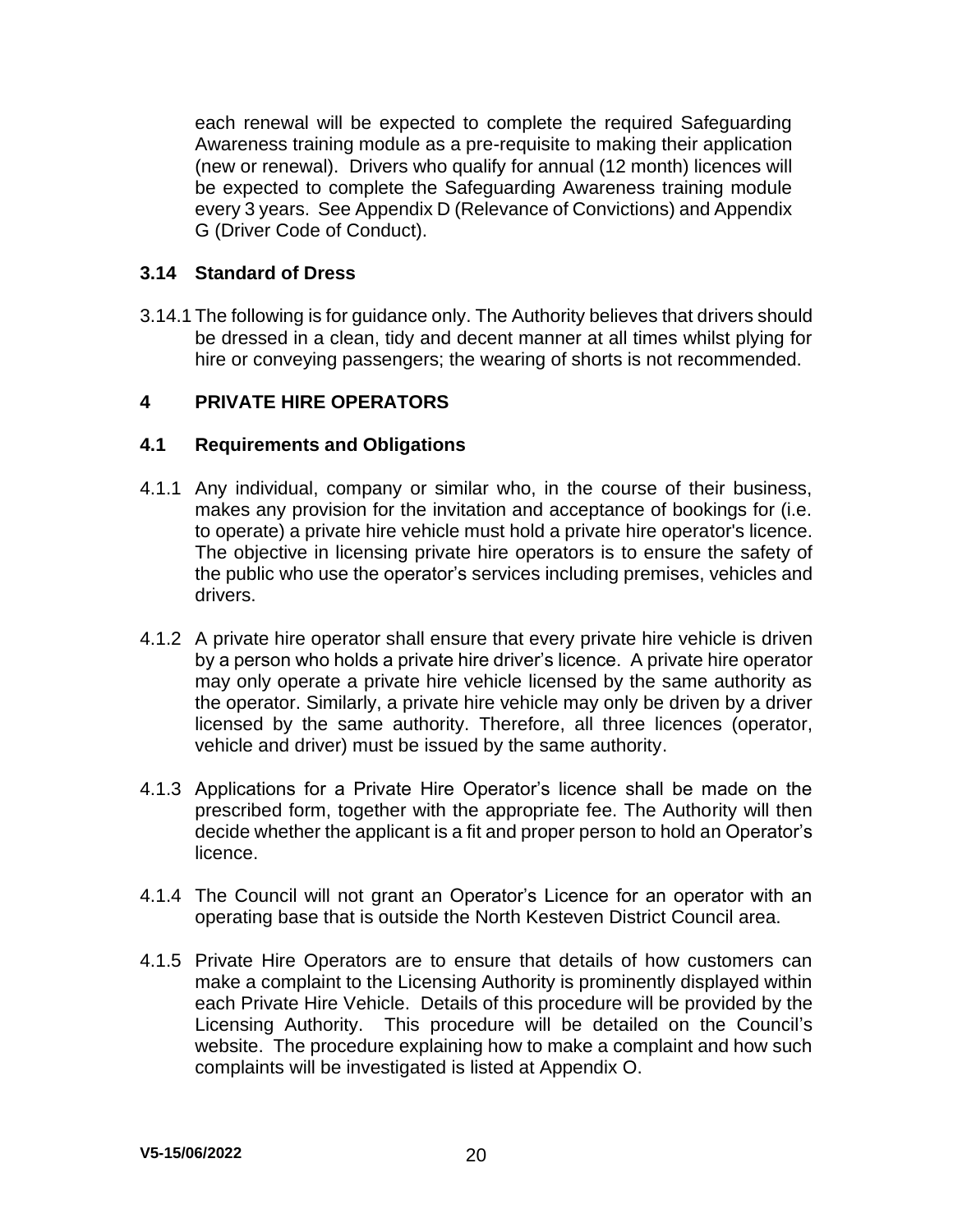each renewal will be expected to complete the required Safeguarding Awareness training module as a pre-requisite to making their application (new or renewal). Drivers who qualify for annual (12 month) licences will be expected to complete the Safeguarding Awareness training module every 3 years. See Appendix D (Relevance of Convictions) and Appendix G (Driver Code of Conduct).

### 3.14 Standard of Dress

3.14.1 The following is for guidance only. The Authority believes that drivers should be dressed in a clean, tidy and decent manner at all times whilst plying for hire or conveying passengers; the wearing of shorts is not recommended.

## 4 PRIVATE HIRE OPERATORS

### 4.1 Requirements and Obligations

4.1.1 Any individual, company or similar who, in the course of their business, makes any provision for the invitation and acceptance of bookings for (i.e. to operate) a private hire vehicle must hold a private hire operator's licence. The objective in licensing private hire operators is to ensure the safety of the public who use the operator's services including premises, vehicles and drivers.

4.1.2 A private hire operator shall ensure that every private hire vehicle is driven by a person who holds a private hire driver's licence. A private hire operator may only operate a private hire vehicle licensed by the same authority as the operator. Similarly, a private hire vehicle may only be driven by a driver licensed by the same authority. Therefore, all three licences (operator, vehicle and driver) must be issued by the same authority.

4.1.3 Applications for a Private Hire Operator's licence shall be made on the prescribed form, together with the appropriate fee. The Authority will then decide whether the applicant is a fit and proper person to hold an Operator's licence.

4.1.4 The Council will not grant an Operator's Licence for an operator with an operating base that is outside the North Kesteven District Council area.

4.1.5 Private Hire Operators are to ensure that details of how customers can make a complaint to the Licensing Authority is prominently displayed within each Private Hire Vehicle. Details of this procedure will be provided by the Licensing Authority. This procedure will be detailed on the Council's website. The procedure explaining how to make a complaint and how such complaints will be investigated is listed at Appendix O.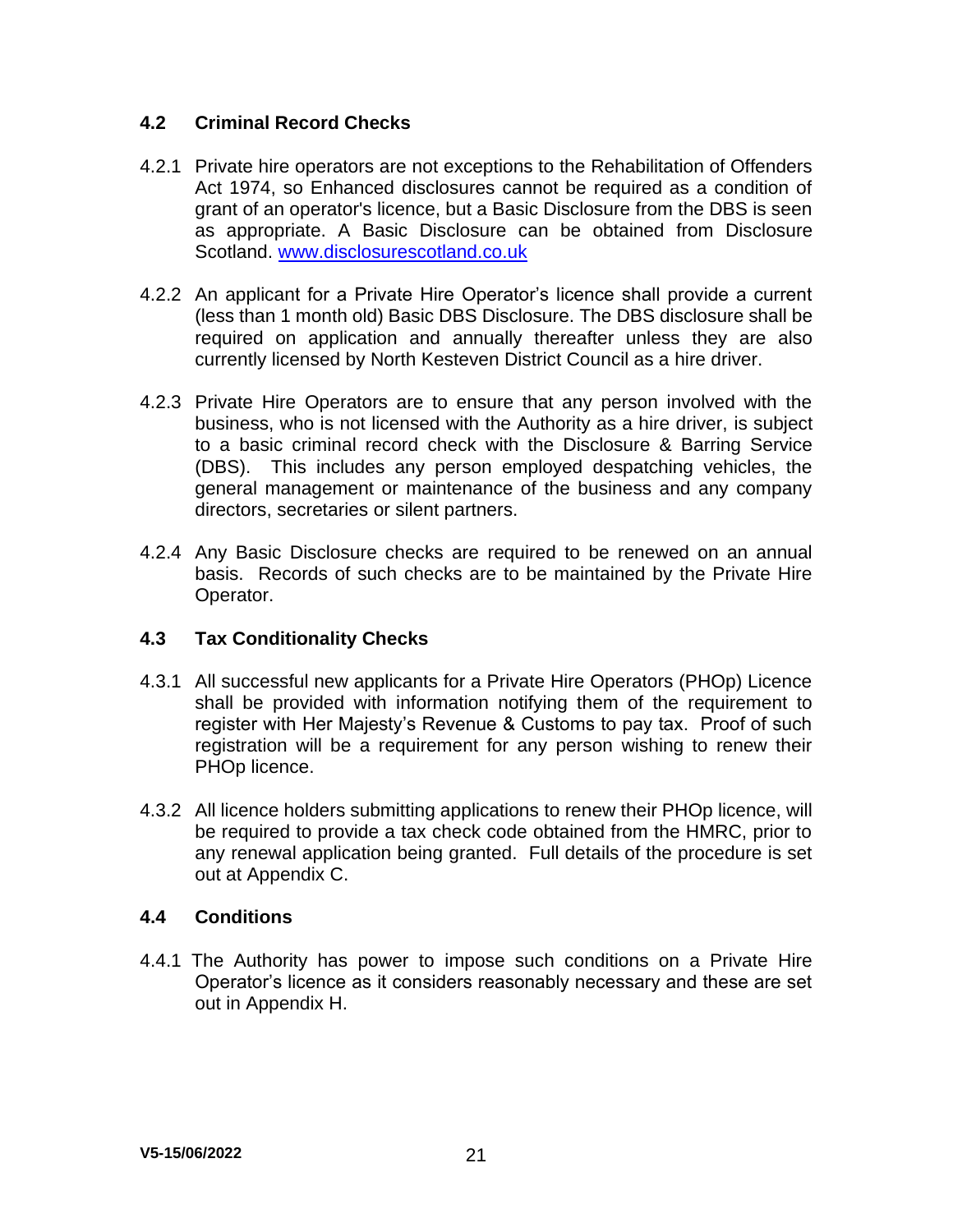## 4.2 Criminal Record Checks

4.2.1 Private hire operators are not exceptions to the Rehabilitation of Offenders Act 1974, so Enhanced disclosures cannot be required as a condition of grant of an operator's licence, but a Basic Disclosure from the DBS is seen as appropriate. A Basic Disclosure can be obtained from Disclosure Scotland. [www.disclosurescotland.co.uk](http://www.disclosurescotland.co.uk)

4.2.2 An applicant for a Private Hire Operator's licence shall provide a current (less than 1 month old) Basic DBS Disclosure. The DBS disclosure shall be required on application and annually thereafter unless they are also currently licensed by North Kesteven District Council as a hire driver.

4.2.3 Private Hire Operators are to ensure that any person involved with the business, who is not licensed with the Authority as a hire driver, is subject to a basic criminal record check with the Disclosure & Barring Service (DBS). This includes any person employed despatching vehicles, the general management or maintenance of the business and any company directors, secretaries or silent partners.

4.2.4 Any Basic Disclosure checks are required to be renewed on an annual basis. Records of such checks are to be maintained by the Private Hire Operator.

## 4.3 Tax Conditionality Checks

4.3.1 All successful new applicants for a Private Hire Operators (PHOp) Licence shall be provided with information notifying them of the requirement to register with Her Majesty's Revenue & Customs to pay tax. Proof of such registration will be a requirement for any person wishing to renew their PHOp licence.

4.3.2 All licence holders submitting applications to renew their PHOp licence, will be required to provide a tax check code obtained from the HMRC, prior to any renewal application being granted. Full details of the procedure is set out at Appendix C.

## 4.4 Conditions

4.4.1 The Authority has power to impose such conditions on a Private Hire Operator's licence as it considers reasonably necessary and these are set out in Appendix H.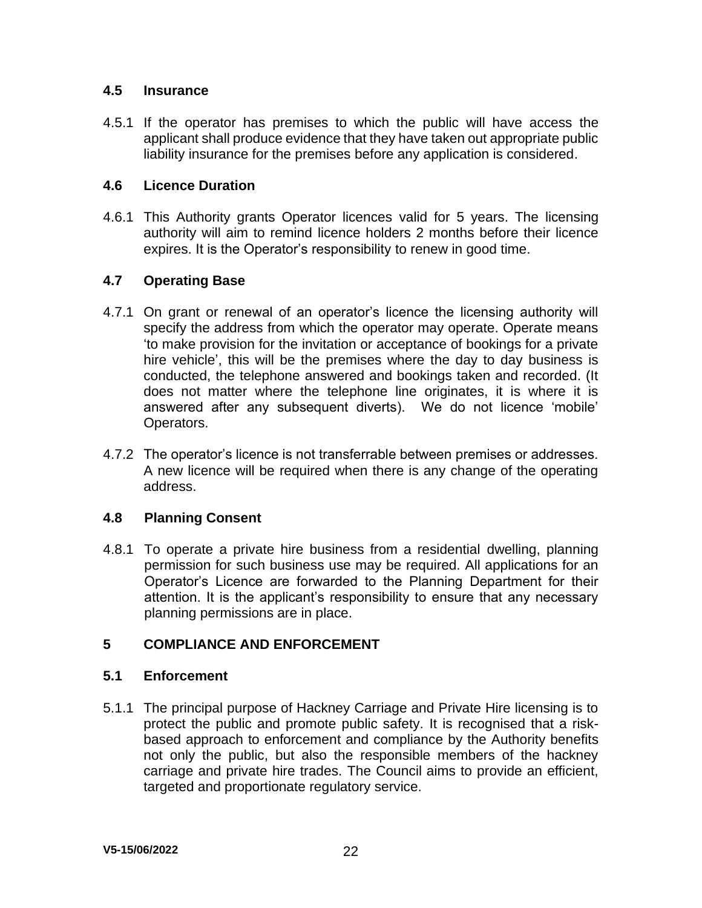### 4.5 Insurance

4.5.1 If the operator has premises to which the public will have access the applicant shall produce evidence that they have taken out appropriate public liability insurance for the premises before any application is considered.

### 4.6 Licence Duration

4.6.1 This Authority grants Operator licences valid for 5 years. The licensing authority will aim to remind licence holders 2 months before their licence expires. It is the Operator's responsibility to renew in good time.

### 4.7 Operating Base

4.7.1 On grant or renewal of an operator's licence the licensing authority will specify the address from which the operator may operate. Operate means 'to make provision for the invitation or acceptance of bookings for a private hire vehicle', this will be the premises where the day to day business is conducted, the telephone answered and bookings taken and recorded. (It does not matter where the telephone line originates, it is where it is answered after any subsequent diverts). We do not licence 'mobile' Operators.

4.7.2 The operator's licence is not transferrable between premises or addresses. A new licence will be required when there is any change of the operating address.

### 4.8 Planning Consent

4.8.1 To operate a private hire business from a residential dwelling, planning permission for such business use may be required. All applications for an Operator's Licence are forwarded to the Planning Department for their attention. It is the applicant's responsibility to ensure that any necessary planning permissions are in place.

## 5 COMPLIANCE AND ENFORCEMENT

### 5.1 Enforcement

5.1.1 The principal purpose of Hackney Carriage and Private Hire licensing is to protect the public and promote public safety. It is recognised that a risk-based approach to enforcement and compliance by the Authority benefits not only the public, but also the responsible members of the hackney carriage and private hire trades. The Council aims to provide an efficient, targeted and proportionate regulatory service.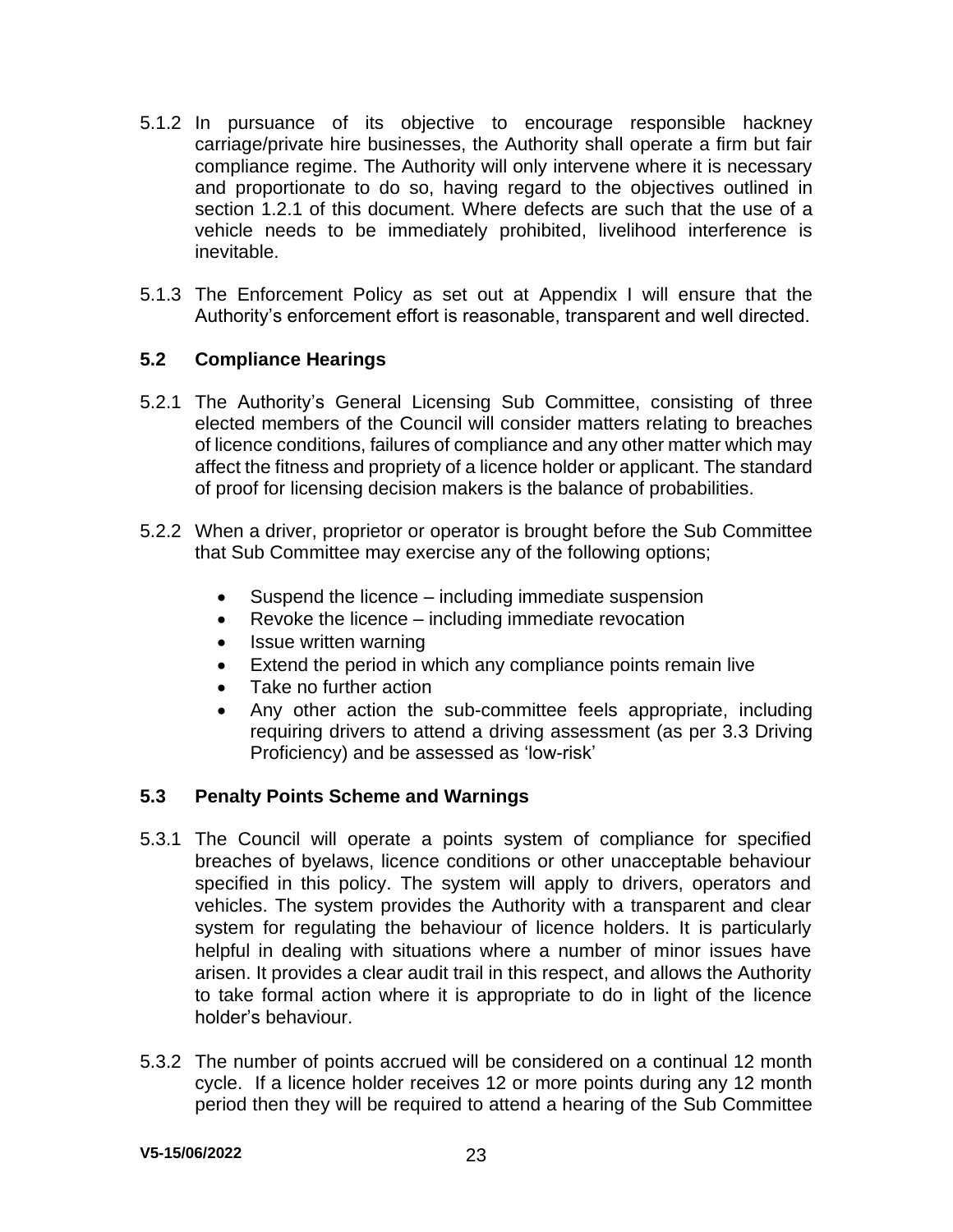5.1.2 In pursuance of its objective to encourage responsible hackney carriage/private hire businesses, the Authority shall operate a firm but fair compliance regime. The Authority will only intervene where it is necessary and proportionate to do so, having regard to the objectives outlined in section 1.2.1 of this document. Where defects are such that the use of a vehicle needs to be immediately prohibited, livelihood interference is inevitable.

5.1.3 The Enforcement Policy as set out at Appendix I will ensure that the Authority's enforcement effort is reasonable, transparent and well directed.

## 5.2 Compliance Hearings

5.2.1 The Authority's General Licensing Sub Committee, consisting of three elected members of the Council will consider matters relating to breaches of licence conditions, failures of compliance and any other matter which may affect the fitness and propriety of a licence holder or applicant. The standard of proof for licensing decision makers is the balance of probabilities.

5.2.2 When a driver, proprietor or operator is brought before the Sub Committee that Sub Committee may exercise any of the following options;

- Suspend the licence – including immediate suspension
- Revoke the licence – including immediate revocation
- Issue written warning
- Extend the period in which any compliance points remain live
- Take no further action
- Any other action the sub-committee feels appropriate, including requiring drivers to attend a driving assessment (as per 3.3 Driving Proficiency) and be assessed as 'low-risk'

## 5.3 Penalty Points Scheme and Warnings

5.3.1 The Council will operate a points system of compliance for specified breaches of byelaws, licence conditions or other unacceptable behaviour specified in this policy. The system will apply to drivers, operators and vehicles. The system provides the Authority with a transparent and clear system for regulating the behaviour of licence holders. It is particularly helpful in dealing with situations where a number of minor issues have arisen. It provides a clear audit trail in this respect, and allows the Authority to take formal action where it is appropriate to do in light of the licence holder's behaviour.

5.3.2 The number of points accrued will be considered on a continual 12 month cycle. If a licence holder receives 12 or more points during any 12 month period then they will be required to attend a hearing of the Sub Committee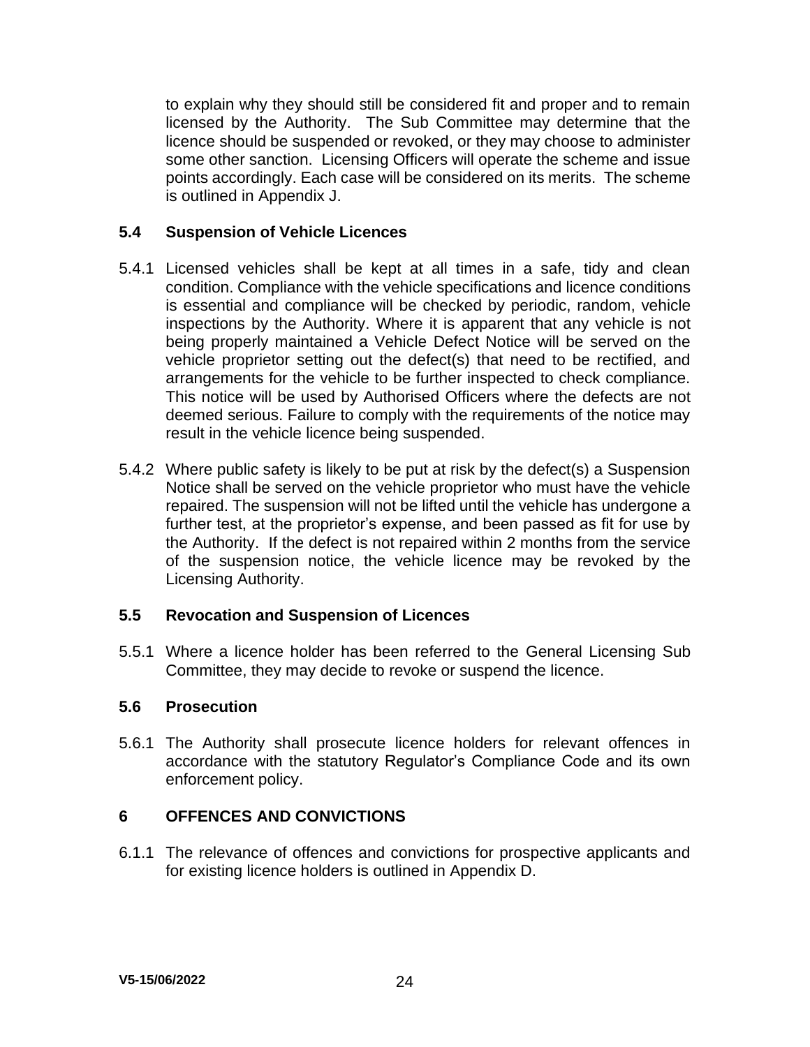to explain why they should still be considered fit and proper and to remain licensed by the Authority. The Sub Committee may determine that the licence should be suspended or revoked, or they may choose to administer some other sanction. Licensing Officers will operate the scheme and issue points accordingly. Each case will be considered on its merits. The scheme is outlined in Appendix J.

### 5.4 Suspension of Vehicle Licences

5.4.1 Licensed vehicles shall be kept at all times in a safe, tidy and clean condition. Compliance with the vehicle specifications and licence conditions is essential and compliance will be checked by periodic, random, vehicle inspections by the Authority. Where it is apparent that any vehicle is not being properly maintained a Vehicle Defect Notice will be served on the vehicle proprietor setting out the defect(s) that need to be rectified, and arrangements for the vehicle to be further inspected to check compliance. This notice will be used by Authorised Officers where the defects are not deemed serious. Failure to comply with the requirements of the notice may result in the vehicle licence being suspended.

5.4.2 Where public safety is likely to be put at risk by the defect(s) a Suspension Notice shall be served on the vehicle proprietor who must have the vehicle repaired. The suspension will not be lifted until the vehicle has undergone a further test, at the proprietor's expense, and been passed as fit for use by the Authority. If the defect is not repaired within 2 months from the service of the suspension notice, the vehicle licence may be revoked by the Licensing Authority.

### 5.5 Revocation and Suspension of Licences

5.5.1 Where a licence holder has been referred to the General Licensing Sub Committee, they may decide to revoke or suspend the licence.

### 5.6 Prosecution

5.6.1 The Authority shall prosecute licence holders for relevant offences in accordance with the statutory Regulator's Compliance Code and its own enforcement policy.

## 6 OFFENCES AND CONVICTIONS

6.1.1 The relevance of offences and convictions for prospective applicants and for existing licence holders is outlined in Appendix D.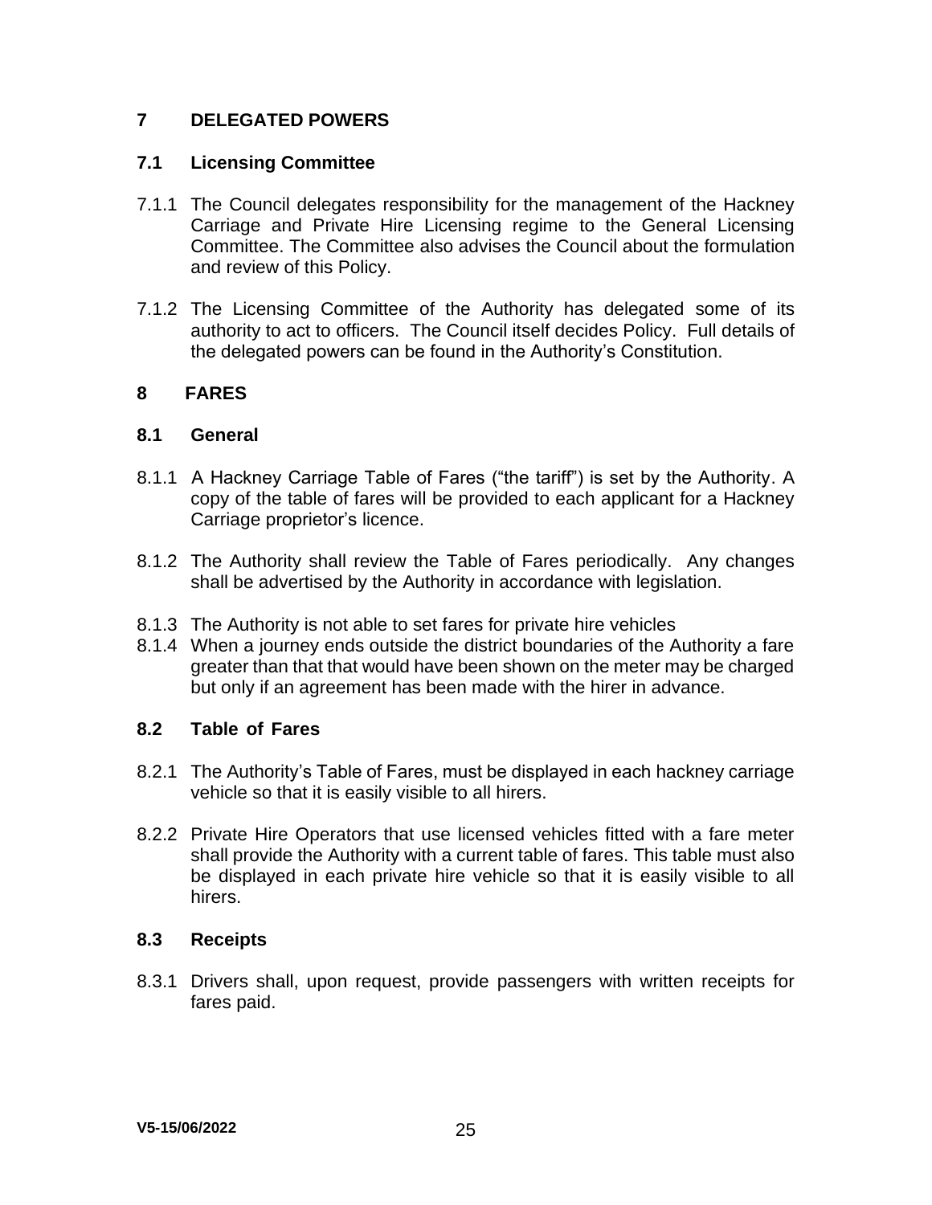## 7 DELEGATED POWERS

### 7.1 Licensing Committee

7.1.1 The Council delegates responsibility for the management of the Hackney Carriage and Private Hire Licensing regime to the General Licensing Committee. The Committee also advises the Council about the formulation and review of this Policy.

7.1.2 The Licensing Committee of the Authority has delegated some of its authority to act to officers. The Council itself decides Policy. Full details of the delegated powers can be found in the Authority's Constitution.

## 8 FARES

### 8.1 General

8.1.1 A Hackney Carriage Table of Fares ("the tariff") is set by the Authority. A copy of the table of fares will be provided to each applicant for a Hackney Carriage proprietor's licence.

8.1.2 The Authority shall review the Table of Fares periodically. Any changes shall be advertised by the Authority in accordance with legislation.

8.1.3 The Authority is not able to set fares for private hire vehicles

8.1.4 When a journey ends outside the district boundaries of the Authority a fare greater than that that would have been shown on the meter may be charged but only if an agreement has been made with the hirer in advance.

### 8.2 Table of Fares

8.2.1 The Authority's Table of Fares, must be displayed in each hackney carriage vehicle so that it is easily visible to all hirers.

8.2.2 Private Hire Operators that use licensed vehicles fitted with a fare meter shall provide the Authority with a current table of fares. This table must also be displayed in each private hire vehicle so that it is easily visible to all hirers.

### 8.3 Receipts

8.3.1 Drivers shall, upon request, provide passengers with written receipts for fares paid.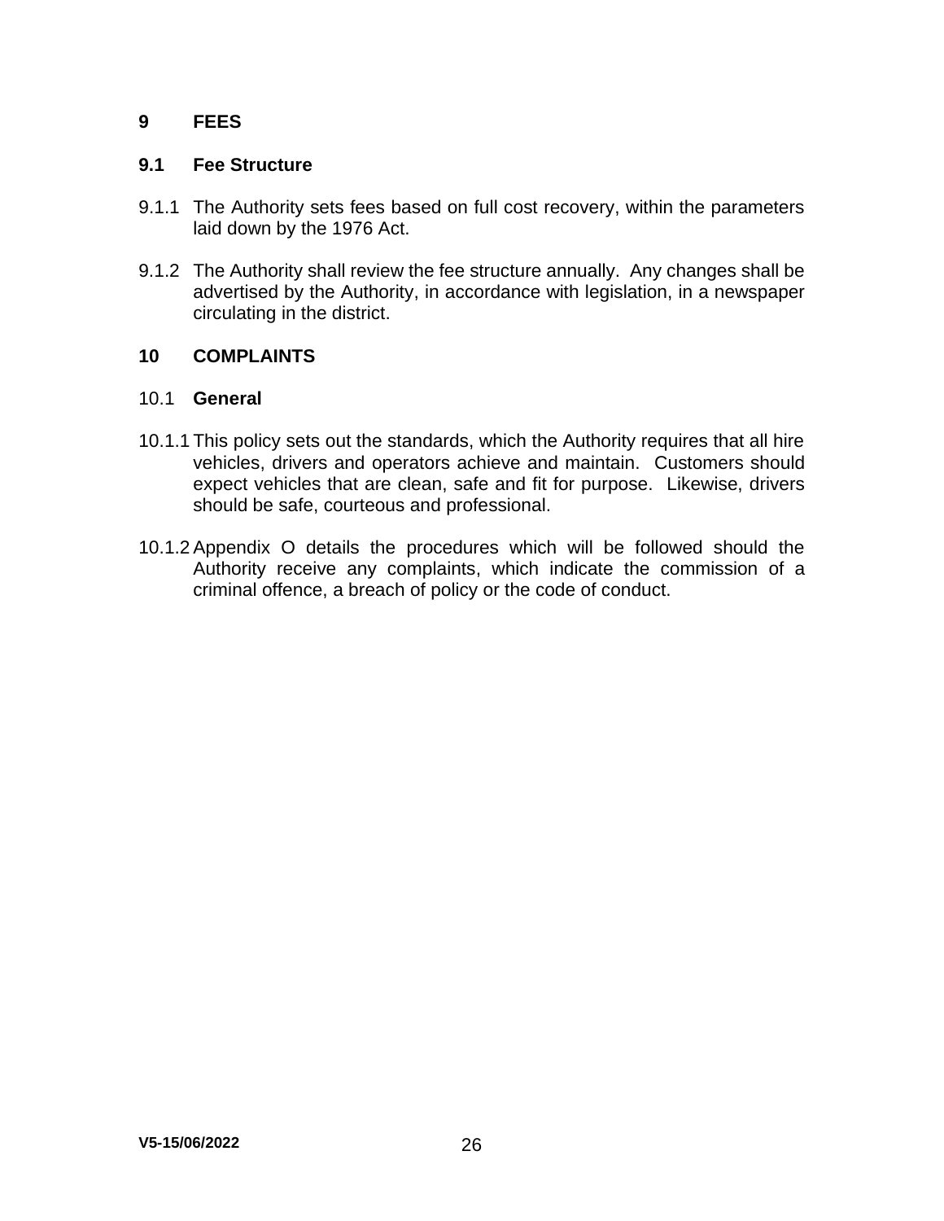## 9 FEES

### 9.1 Fee Structure

9.1.1 The Authority sets fees based on full cost recovery, within the parameters laid down by the 1976 Act.

9.1.2 The Authority shall review the fee structure annually. Any changes shall be advertised by the Authority, in accordance with legislation, in a newspaper circulating in the district.

## 10 COMPLAINTS

### 10.1 General

10.1.1 This policy sets out the standards, which the Authority requires that all hire vehicles, drivers and operators achieve and maintain. Customers should expect vehicles that are clean, safe and fit for purpose. Likewise, drivers should be safe, courteous and professional.

10.1.2 Appendix O details the procedures which will be followed should the Authority receive any complaints, which indicate the commission of a criminal offence, a breach of policy or the code of conduct.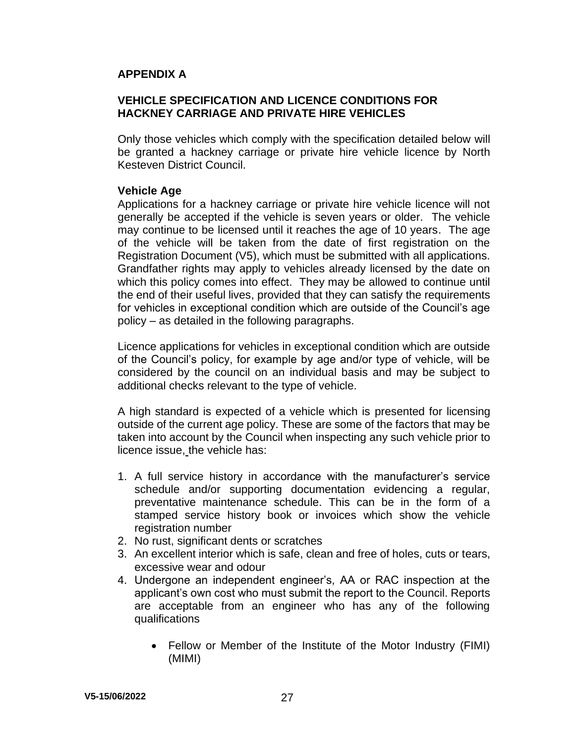## APPENDIX A

## VEHICLE SPECIFICATION AND LICENCE CONDITIONS FOR HACKNEY CARRIAGE AND PRIVATE HIRE VEHICLES

Only those vehicles which comply with the specification detailed below will be granted a hackney carriage or private hire vehicle licence by North Kesteven District Council.

### Vehicle Age

Applications for a hackney carriage or private hire vehicle licence will not generally be accepted if the vehicle is seven years or older. The vehicle may continue to be licensed until it reaches the age of 10 years. The age of the vehicle will be taken from the date of first registration on the Registration Document (V5), which must be submitted with all applications. Grandfather rights may apply to vehicles already licensed by the date on which this policy comes into effect. They may be allowed to continue until the end of their useful lives, provided that they can satisfy the requirements for vehicles in exceptional condition which are outside of the Council's age policy – as detailed in the following paragraphs.

Licence applications for vehicles in exceptional condition which are outside of the Council's policy, for example by age and/or type of vehicle, will be considered by the council on an individual basis and may be subject to additional checks relevant to the type of vehicle.

A high standard is expected of a vehicle which is presented for licensing outside of the current age policy. These are some of the factors that may be taken into account by the Council when inspecting any such vehicle prior to licence issue, the vehicle has:

1. A full service history in accordance with the manufacturer's service schedule and/or supporting documentation evidencing a regular, preventative maintenance schedule. This can be in the form of a stamped service history book or invoices which show the vehicle registration number
2. No rust, significant dents or scratches
3. An excellent interior which is safe, clean and free of holes, cuts or tears, excessive wear and odour
4. Undergone an independent engineer's, AA or RAC inspection at the applicant's own cost who must submit the report to the Council. Reports are acceptable from an engineer who has any of the following qualifications
    - Fellow or Member of the Institute of the Motor Industry (FIMI) (MIMI)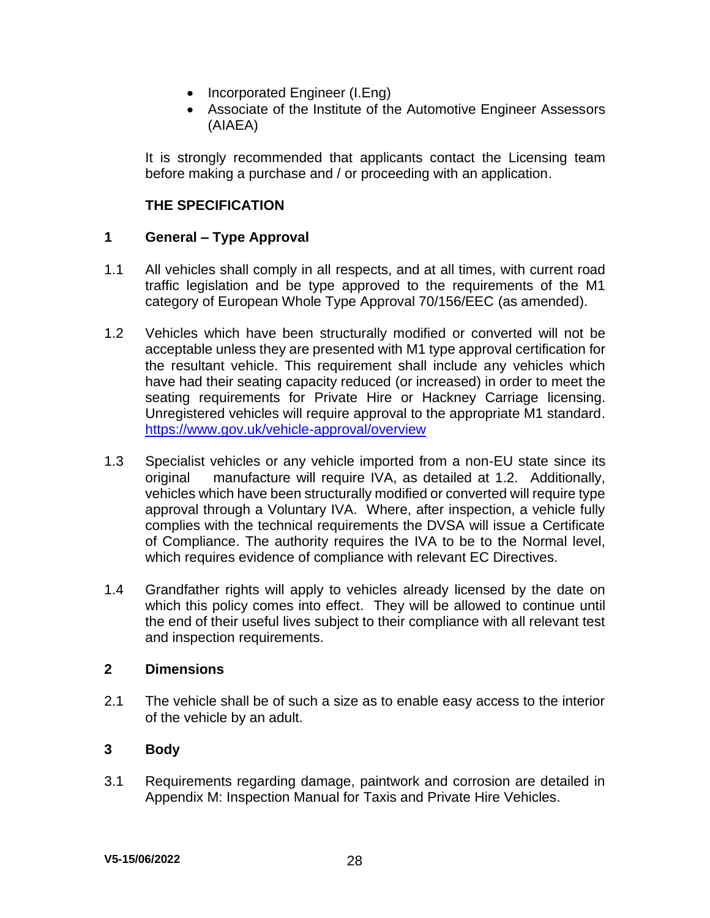- Incorporated Engineer (I.Eng)
- Associate of the Institute of the Automotive Engineer Assessors (AIAEA)

It is strongly recommended that applicants contact the Licensing team before making a purchase and / or proceeding with an application.

## THE SPECIFICATION

### 1 General – Type Approval

1.1 All vehicles shall comply in all respects, and at all times, with current road traffic legislation and be type approved to the requirements of the M1 category of European Whole Type Approval 70/156/EEC (as amended).

1.2 Vehicles which have been structurally modified or converted will not be acceptable unless they are presented with M1 type approval certification for the resultant vehicle. This requirement shall include any vehicles which have had their seating capacity reduced (or increased) in order to meet the seating requirements for Private Hire or Hackney Carriage licensing. Unregistered vehicles will require approval to the appropriate M1 standard. https://www.gov.uk/vehicle-approval/overview

1.3 Specialist vehicles or any vehicle imported from a non-EU state since its original manufacture will require IVA, as detailed at 1.2. Additionally, vehicles which have been structurally modified or converted will require type approval through a Voluntary IVA. Where, after inspection, a vehicle fully complies with the technical requirements the DVSA will issue a Certificate of Compliance. The authority requires the IVA to be to the Normal level, which requires evidence of compliance with relevant EC Directives.

1.4 Grandfather rights will apply to vehicles already licensed by the date on which this policy comes into effect. They will be allowed to continue until the end of their useful lives subject to their compliance with all relevant test and inspection requirements.

### 2 Dimensions

2.1 The vehicle shall be of such a size as to enable easy access to the interior of the vehicle by an adult.

### 3 Body

3.1 Requirements regarding damage, paintwork and corrosion are detailed in Appendix M: Inspection Manual for Taxis and Private Hire Vehicles.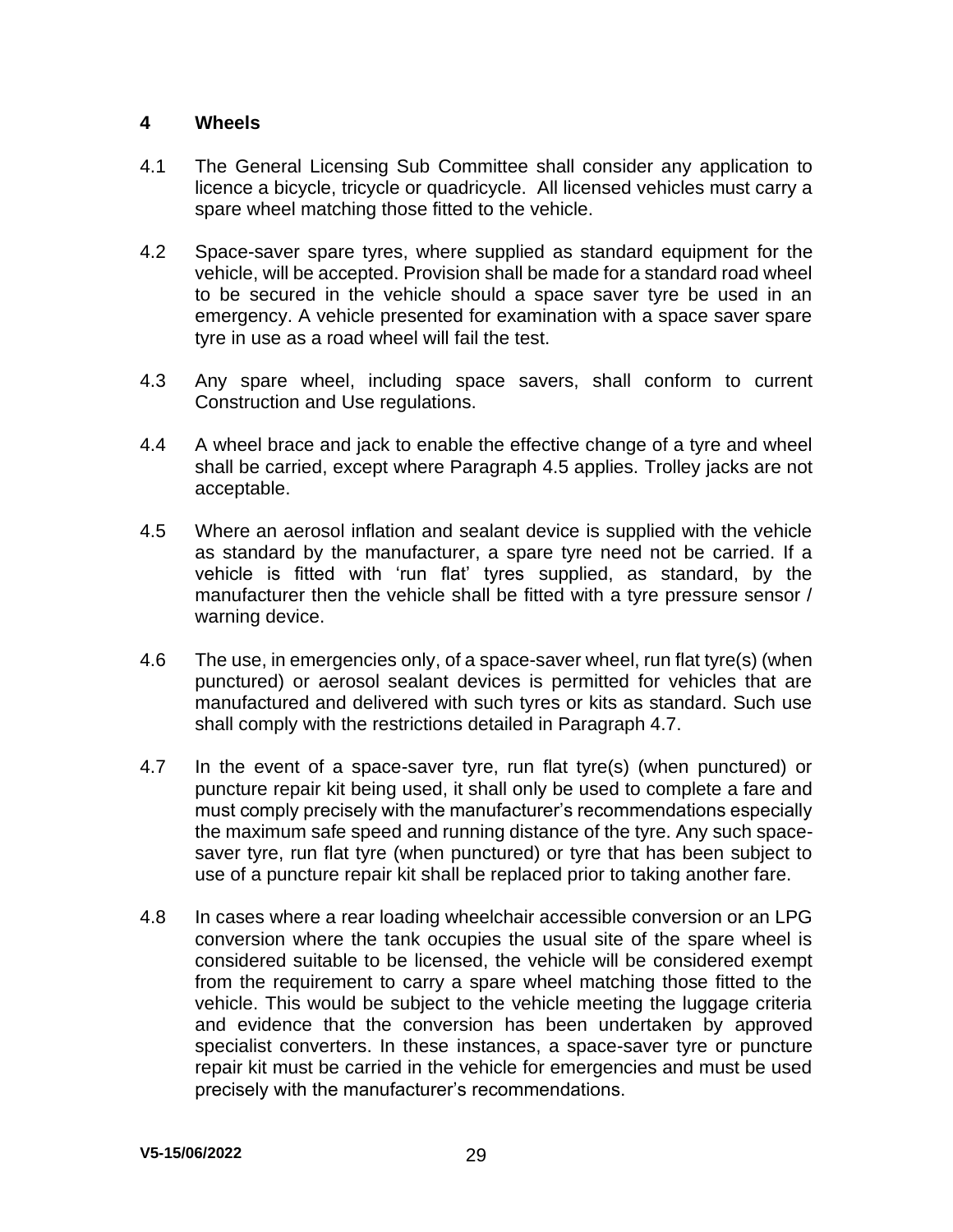## 4 Wheels

4.1 The General Licensing Sub Committee shall consider any application to licence a bicycle, tricycle or quadricycle. All licensed vehicles must carry a spare wheel matching those fitted to the vehicle.

4.2 Space-saver spare tyres, where supplied as standard equipment for the vehicle, will be accepted. Provision shall be made for a standard road wheel to be secured in the vehicle should a space saver tyre be used in an emergency. A vehicle presented for examination with a space saver spare tyre in use as a road wheel will fail the test.

4.3 Any spare wheel, including space savers, shall conform to current Construction and Use regulations.

4.4 A wheel brace and jack to enable the effective change of a tyre and wheel shall be carried, except where Paragraph 4.5 applies. Trolley jacks are not acceptable.

4.5 Where an aerosol inflation and sealant device is supplied with the vehicle as standard by the manufacturer, a spare tyre need not be carried. If a vehicle is fitted with 'run flat' tyres supplied, as standard, by the manufacturer then the vehicle shall be fitted with a tyre pressure sensor / warning device.

4.6 The use, in emergencies only, of a space-saver wheel, run flat tyre(s) (when punctured) or aerosol sealant devices is permitted for vehicles that are manufactured and delivered with such tyres or kits as standard. Such use shall comply with the restrictions detailed in Paragraph 4.7.

4.7 In the event of a space-saver tyre, run flat tyre(s) (when punctured) or puncture repair kit being used, it shall only be used to complete a fare and must comply precisely with the manufacturer's recommendations especially the maximum safe speed and running distance of the tyre. Any such space-saver tyre, run flat tyre (when punctured) or tyre that has been subject to use of a puncture repair kit shall be replaced prior to taking another fare.

4.8 In cases where a rear loading wheelchair accessible conversion or an LPG conversion where the tank occupies the usual site of the spare wheel is considered suitable to be licensed, the vehicle will be considered exempt from the requirement to carry a spare wheel matching those fitted to the vehicle. This would be subject to the vehicle meeting the luggage criteria and evidence that the conversion has been undertaken by approved specialist converters. In these instances, a space-saver tyre or puncture repair kit must be carried in the vehicle for emergencies and must be used precisely with the manufacturer's recommendations.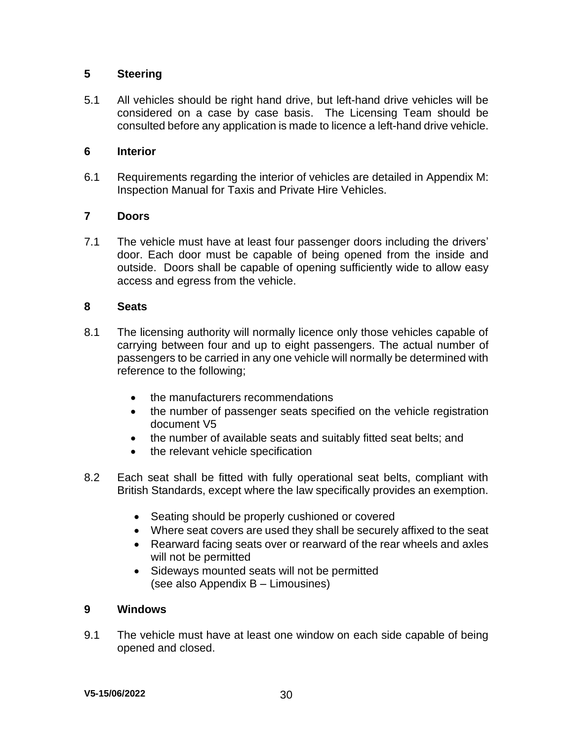## 5 Steering

5.1 All vehicles should be right hand drive, but left-hand drive vehicles will be considered on a case by case basis. The Licensing Team should be consulted before any application is made to licence a left-hand drive vehicle.

## 6 Interior

6.1 Requirements regarding the interior of vehicles are detailed in Appendix M: Inspection Manual for Taxis and Private Hire Vehicles.

## 7 Doors

7.1 The vehicle must have at least four passenger doors including the drivers' door. Each door must be capable of being opened from the inside and outside. Doors shall be capable of opening sufficiently wide to allow easy access and egress from the vehicle.

## 8 Seats

8.1 The licensing authority will normally licence only those vehicles capable of carrying between four and up to eight passengers. The actual number of passengers to be carried in any one vehicle will normally be determined with reference to the following;

- the manufacturers recommendations
- the number of passenger seats specified on the vehicle registration document V5
- the number of available seats and suitably fitted seat belts; and
- the relevant vehicle specification

8.2 Each seat shall be fitted with fully operational seat belts, compliant with British Standards, except where the law specifically provides an exemption.

- Seating should be properly cushioned or covered
- Where seat covers are used they shall be securely affixed to the seat
- Rearward facing seats over or rearward of the rear wheels and axles will not be permitted
- Sideways mounted seats will not be permitted (see also Appendix B – Limousines)

## 9 Windows

9.1 The vehicle must have at least one window on each side capable of being opened and closed.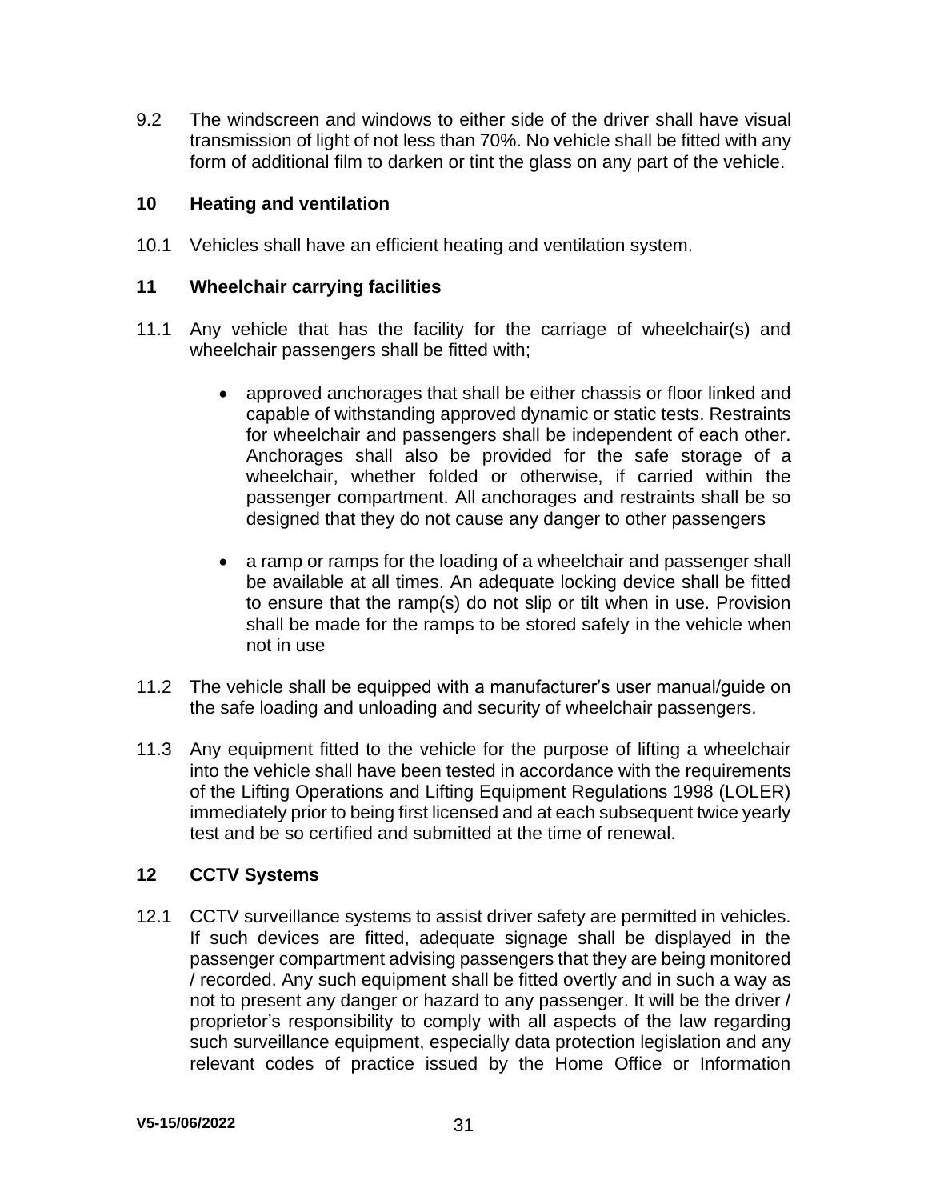9.2 The windscreen and windows to either side of the driver shall have visual transmission of light of not less than 70%. No vehicle shall be fitted with any form of additional film to darken or tint the glass on any part of the vehicle.

## 10 Heating and ventilation

10.1 Vehicles shall have an efficient heating and ventilation system.

## 11 Wheelchair carrying facilities

11.1 Any vehicle that has the facility for the carriage of wheelchair(s) and wheelchair passengers shall be fitted with;

- approved anchorages that shall be either chassis or floor linked and capable of withstanding approved dynamic or static tests. Restraints for wheelchair and passengers shall be independent of each other. Anchorages shall also be provided for the safe storage of a wheelchair, whether folded or otherwise, if carried within the passenger compartment. All anchorages and restraints shall be so designed that they do not cause any danger to other passengers

- a ramp or ramps for the loading of a wheelchair and passenger shall be available at all times. An adequate locking device shall be fitted to ensure that the ramp(s) do not slip or tilt when in use. Provision shall be made for the ramps to be stored safely in the vehicle when not in use

11.2 The vehicle shall be equipped with a manufacturer's user manual/guide on the safe loading and unloading and security of wheelchair passengers.

11.3 Any equipment fitted to the vehicle for the purpose of lifting a wheelchair into the vehicle shall have been tested in accordance with the requirements of the Lifting Operations and Lifting Equipment Regulations 1998 (LOLER) immediately prior to being first licensed and at each subsequent twice yearly test and be so certified and submitted at the time of renewal.

## 12 CCTV Systems

12.1 CCTV surveillance systems to assist driver safety are permitted in vehicles. If such devices are fitted, adequate signage shall be displayed in the passenger compartment advising passengers that they are being monitored / recorded. Any such equipment shall be fitted overtly and in such a way as not to present any danger or hazard to any passenger. It will be the driver / proprietor's responsibility to comply with all aspects of the law regarding such surveillance equipment, especially data protection legislation and any relevant codes of practice issued by the Home Office or Information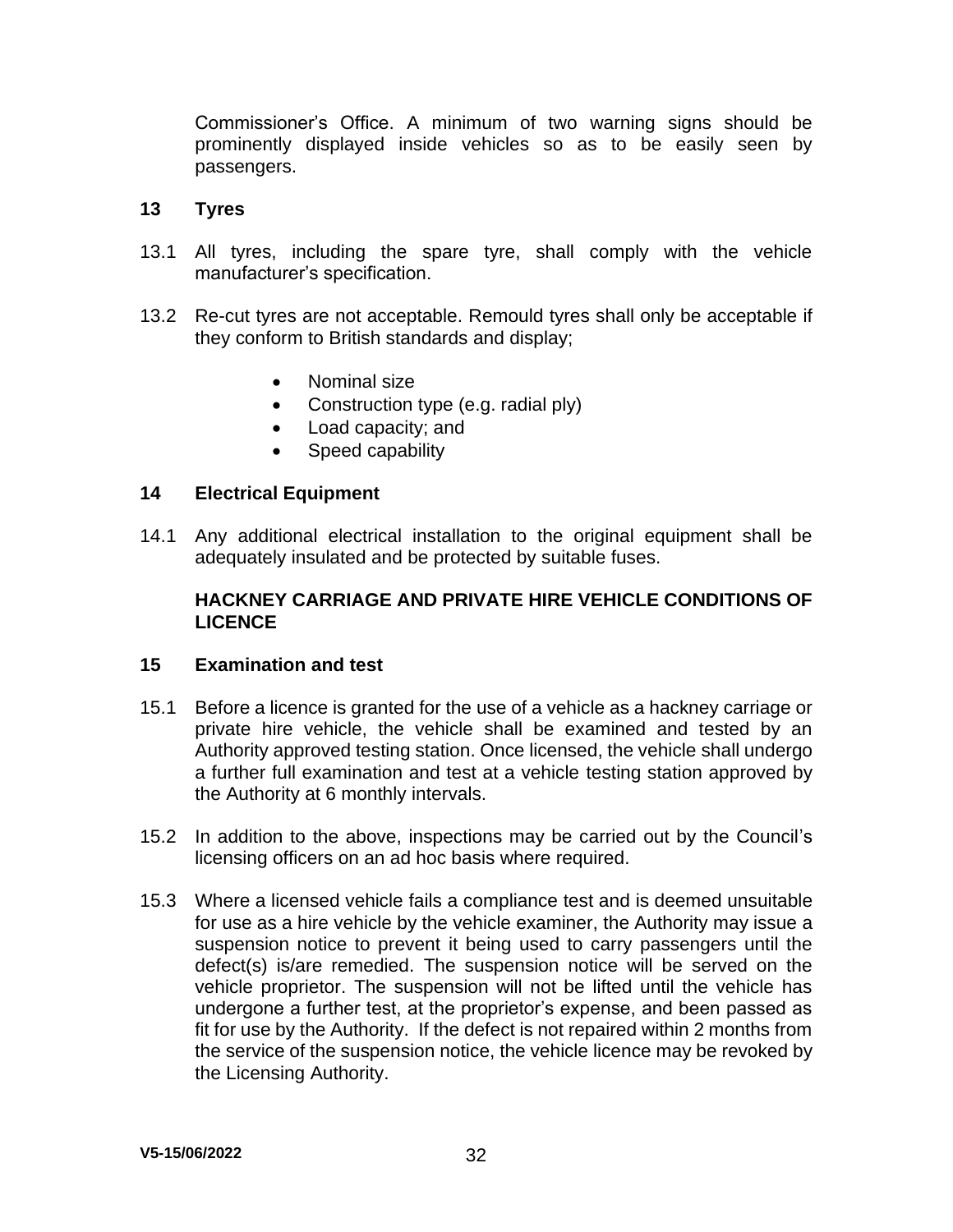Commissioner's Office. A minimum of two warning signs should be prominently displayed inside vehicles so as to be easily seen by passengers.

## 13 Tyres

13.1 All tyres, including the spare tyre, shall comply with the vehicle manufacturer's specification.

13.2 Re-cut tyres are not acceptable. Remould tyres shall only be acceptable if they conform to British standards and display;

- Nominal size
- Construction type (e.g. radial ply)
- Load capacity; and
- Speed capability

## 14 Electrical Equipment

14.1 Any additional electrical installation to the original equipment shall be adequately insulated and be protected by suitable fuses.

## HACKNEY CARRIAGE AND PRIVATE HIRE VEHICLE CONDITIONS OF LICENCE

## 15 Examination and test

15.1 Before a licence is granted for the use of a vehicle as a hackney carriage or private hire vehicle, the vehicle shall be examined and tested by an Authority approved testing station. Once licensed, the vehicle shall undergo a further full examination and test at a vehicle testing station approved by the Authority at 6 monthly intervals.

15.2 In addition to the above, inspections may be carried out by the Council's licensing officers on an ad hoc basis where required.

15.3 Where a licensed vehicle fails a compliance test and is deemed unsuitable for use as a hire vehicle by the vehicle examiner, the Authority may issue a suspension notice to prevent it being used to carry passengers until the defect(s) is/are remedied. The suspension notice will be served on the vehicle proprietor. The suspension will not be lifted until the vehicle has undergone a further test, at the proprietor's expense, and been passed as fit for use by the Authority. If the defect is not repaired within 2 months from the service of the suspension notice, the vehicle licence may be revoked by the Licensing Authority.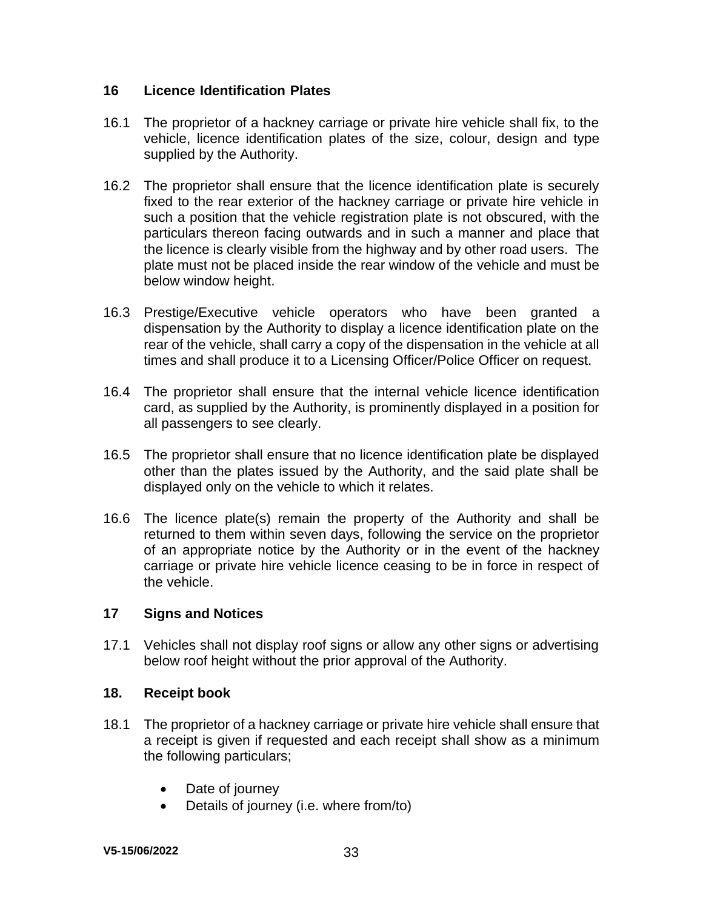## 16 Licence Identification Plates

16.1 The proprietor of a hackney carriage or private hire vehicle shall fix, to the vehicle, licence identification plates of the size, colour, design and type supplied by the Authority.

16.2 The proprietor shall ensure that the licence identification plate is securely fixed to the rear exterior of the hackney carriage or private hire vehicle in such a position that the vehicle registration plate is not obscured, with the particulars thereon facing outwards and in such a manner and place that the licence is clearly visible from the highway and by other road users. The plate must not be placed inside the rear window of the vehicle and must be below window height.

16.3 Prestige/Executive vehicle operators who have been granted a dispensation by the Authority to display a licence identification plate on the rear of the vehicle, shall carry a copy of the dispensation in the vehicle at all times and shall produce it to a Licensing Officer/Police Officer on request.

16.4 The proprietor shall ensure that the internal vehicle licence identification card, as supplied by the Authority, is prominently displayed in a position for all passengers to see clearly.

16.5 The proprietor shall ensure that no licence identification plate be displayed other than the plates issued by the Authority, and the said plate shall be displayed only on the vehicle to which it relates.

16.6 The licence plate(s) remain the property of the Authority and shall be returned to them within seven days, following the service on the proprietor of an appropriate notice by the Authority or in the event of the hackney carriage or private hire vehicle licence ceasing to be in force in respect of the vehicle.

## 17 Signs and Notices

17.1 Vehicles shall not display roof signs or allow any other signs or advertising below roof height without the prior approval of the Authority.

## 18. Receipt book

18.1 The proprietor of a hackney carriage or private hire vehicle shall ensure that a receipt is given if requested and each receipt shall show as a minimum the following particulars;

- Date of journey
- Details of journey (i.e. where from/to)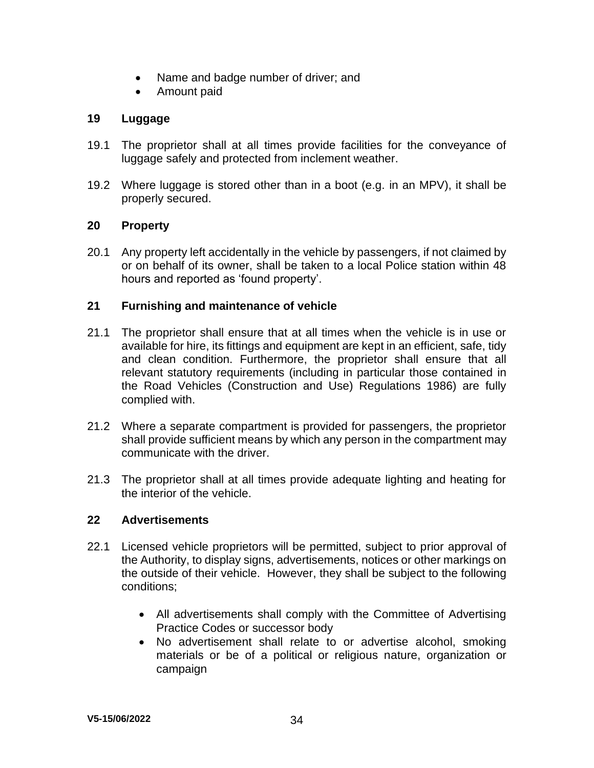- Name and badge number of driver; and
- Amount paid

## 19 Luggage

19.1 The proprietor shall at all times provide facilities for the conveyance of luggage safely and protected from inclement weather.

19.2 Where luggage is stored other than in a boot (e.g. in an MPV), it shall be properly secured.

## 20 Property

20.1 Any property left accidentally in the vehicle by passengers, if not claimed by or on behalf of its owner, shall be taken to a local Police station within 48 hours and reported as 'found property'.

## 21 Furnishing and maintenance of vehicle

21.1 The proprietor shall ensure that at all times when the vehicle is in use or available for hire, its fittings and equipment are kept in an efficient, safe, tidy and clean condition. Furthermore, the proprietor shall ensure that all relevant statutory requirements (including in particular those contained in the Road Vehicles (Construction and Use) Regulations 1986) are fully complied with.

21.2 Where a separate compartment is provided for passengers, the proprietor shall provide sufficient means by which any person in the compartment may communicate with the driver.

21.3 The proprietor shall at all times provide adequate lighting and heating for the interior of the vehicle.

## 22 Advertisements

22.1 Licensed vehicle proprietors will be permitted, subject to prior approval of the Authority, to display signs, advertisements, notices or other markings on the outside of their vehicle. However, they shall be subject to the following conditions;

- All advertisements shall comply with the Committee of Advertising Practice Codes or successor body
- No advertisement shall relate to or advertise alcohol, smoking materials or be of a political or religious nature, organization or campaign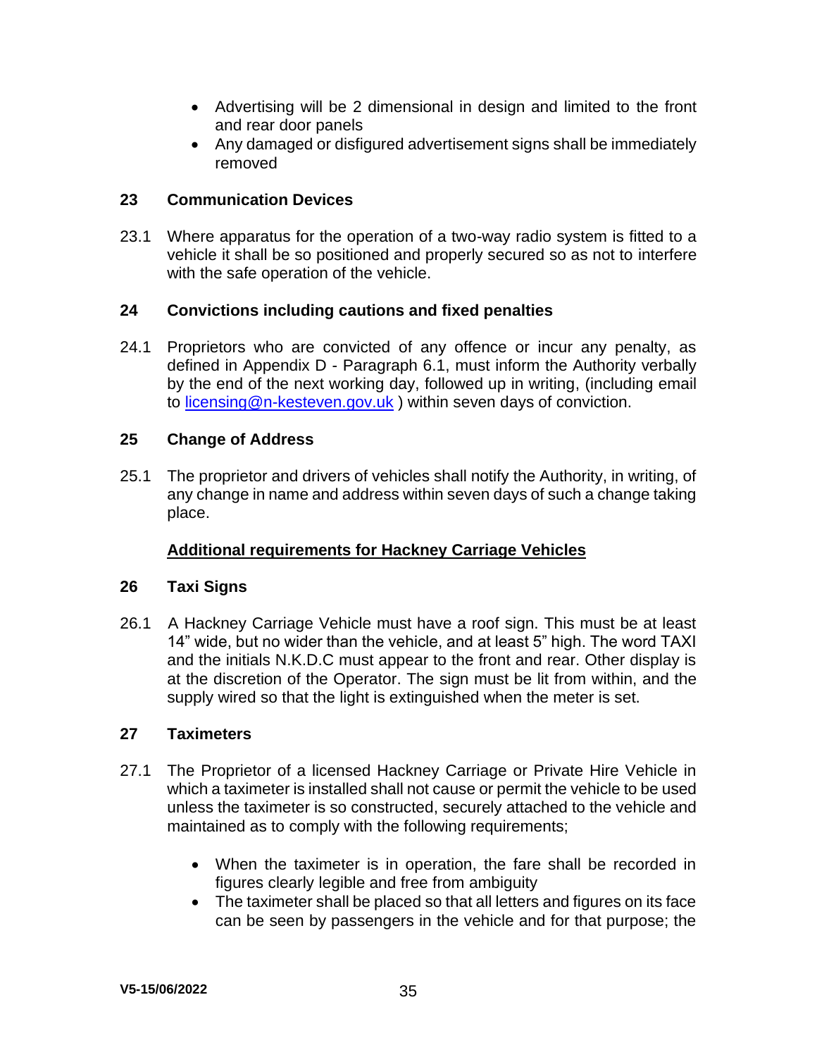- Advertising will be 2 dimensional in design and limited to the front and rear door panels
- Any damaged or disfigured advertisement signs shall be immediately removed

## 23 Communication Devices

23.1 Where apparatus for the operation of a two-way radio system is fitted to a vehicle it shall be so positioned and properly secured so as not to interfere with the safe operation of the vehicle.

## 24 Convictions including cautions and fixed penalties

24.1 Proprietors who are convicted of any offence or incur any penalty, as defined in Appendix D - Paragraph 6.1, must inform the Authority verbally by the end of the next working day, followed up in writing, (including email to licensing@n-kesteven.gov.uk ) within seven days of conviction.

## 25 Change of Address

25.1 The proprietor and drivers of vehicles shall notify the Authority, in writing, of any change in name and address within seven days of such a change taking place.

**Additional requirements for Hackney Carriage Vehicles**

## 26 Taxi Signs

26.1 A Hackney Carriage Vehicle must have a roof sign. This must be at least 14" wide, but no wider than the vehicle, and at least 5" high. The word TAXI and the initials N.K.D.C must appear to the front and rear. Other display is at the discretion of the Operator. The sign must be lit from within, and the supply wired so that the light is extinguished when the meter is set.

## 27 Taximeters

27.1 The Proprietor of a licensed Hackney Carriage or Private Hire Vehicle in which a taximeter is installed shall not cause or permit the vehicle to be used unless the taximeter is so constructed, securely attached to the vehicle and maintained as to comply with the following requirements;

- When the taximeter is in operation, the fare shall be recorded in figures clearly legible and free from ambiguity
- The taximeter shall be placed so that all letters and figures on its face can be seen by passengers in the vehicle and for that purpose; the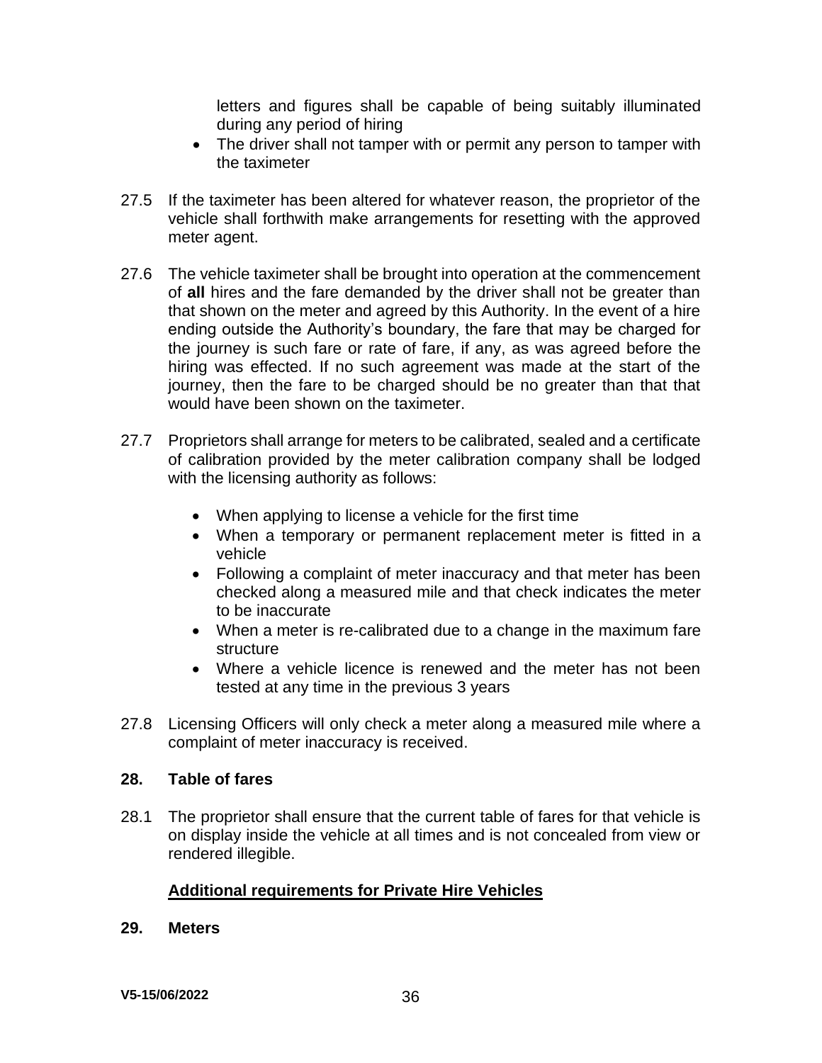letters and figures shall be capable of being suitably illuminated during any period of hiring

- The driver shall not tamper with or permit any person to tamper with the taximeter

27.5 If the taximeter has been altered for whatever reason, the proprietor of the vehicle shall forthwith make arrangements for resetting with the approved meter agent.

27.6 The vehicle taximeter shall be brought into operation at the commencement of **all** hires and the fare demanded by the driver shall not be greater than that shown on the meter and agreed by this Authority. In the event of a hire ending outside the Authority's boundary, the fare that may be charged for the journey is such fare or rate of fare, if any, as was agreed before the hiring was effected. If no such agreement was made at the start of the journey, then the fare to be charged should be no greater than that that would have been shown on the taximeter.

27.7 Proprietors shall arrange for meters to be calibrated, sealed and a certificate of calibration provided by the meter calibration company shall be lodged with the licensing authority as follows:

- When applying to license a vehicle for the first time
- When a temporary or permanent replacement meter is fitted in a vehicle
- Following a complaint of meter inaccuracy and that meter has been checked along a measured mile and that check indicates the meter to be inaccurate
- When a meter is re-calibrated due to a change in the maximum fare structure
- Where a vehicle licence is renewed and the meter has not been tested at any time in the previous 3 years

27.8 Licensing Officers will only check a meter along a measured mile where a complaint of meter inaccuracy is received.

## 28. Table of fares

28.1 The proprietor shall ensure that the current table of fares for that vehicle is on display inside the vehicle at all times and is not concealed from view or rendered illegible.

## Additional requirements for Private Hire Vehicles

## 29. Meters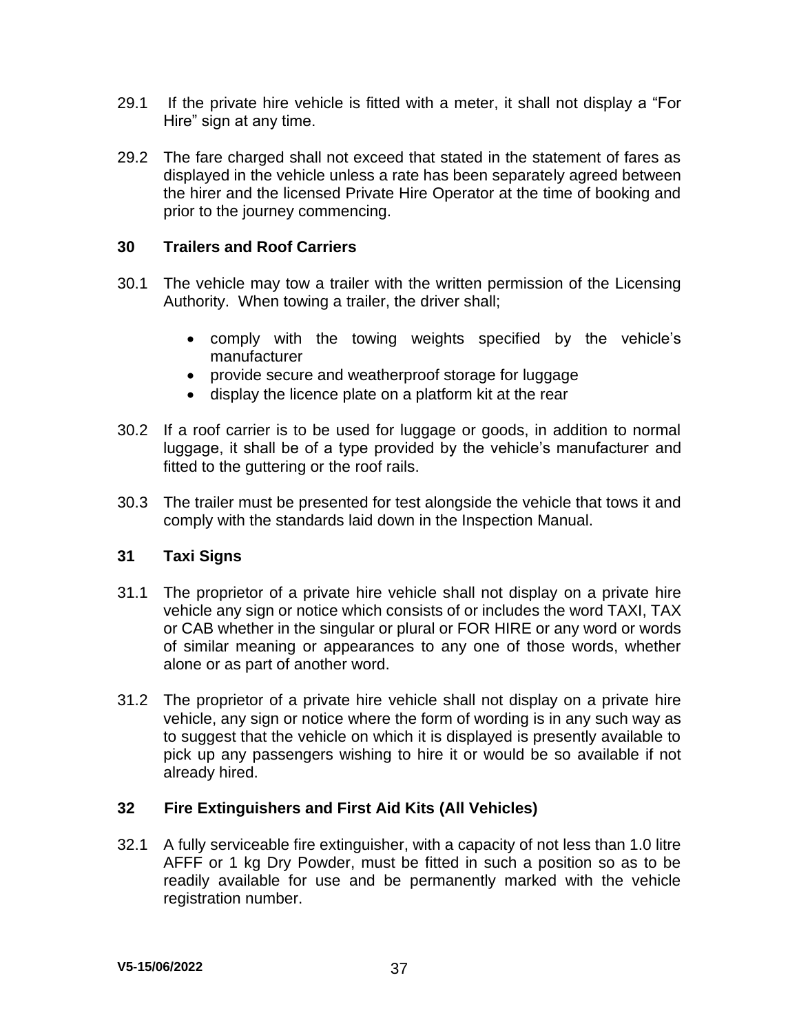29.1 If the private hire vehicle is fitted with a meter, it shall not display a "For Hire" sign at any time.

29.2 The fare charged shall not exceed that stated in the statement of fares as displayed in the vehicle unless a rate has been separately agreed between the hirer and the licensed Private Hire Operator at the time of booking and prior to the journey commencing.

## 30 Trailers and Roof Carriers

30.1 The vehicle may tow a trailer with the written permission of the Licensing Authority. When towing a trailer, the driver shall;

- comply with the towing weights specified by the vehicle's manufacturer
- provide secure and weatherproof storage for luggage
- display the licence plate on a platform kit at the rear

30.2 If a roof carrier is to be used for luggage or goods, in addition to normal luggage, it shall be of a type provided by the vehicle's manufacturer and fitted to the guttering or the roof rails.

30.3 The trailer must be presented for test alongside the vehicle that tows it and comply with the standards laid down in the Inspection Manual.

## 31 Taxi Signs

31.1 The proprietor of a private hire vehicle shall not display on a private hire vehicle any sign or notice which consists of or includes the word TAXI, TAX or CAB whether in the singular or plural or FOR HIRE or any word or words of similar meaning or appearances to any one of those words, whether alone or as part of another word.

31.2 The proprietor of a private hire vehicle shall not display on a private hire vehicle, any sign or notice where the form of wording is in any such way as to suggest that the vehicle on which it is displayed is presently available to pick up any passengers wishing to hire it or would be so available if not already hired.

## 32 Fire Extinguishers and First Aid Kits (All Vehicles)

32.1 A fully serviceable fire extinguisher, with a capacity of not less than 1.0 litre AFFF or 1 kg Dry Powder, must be fitted in such a position so as to be readily available for use and be permanently marked with the vehicle registration number.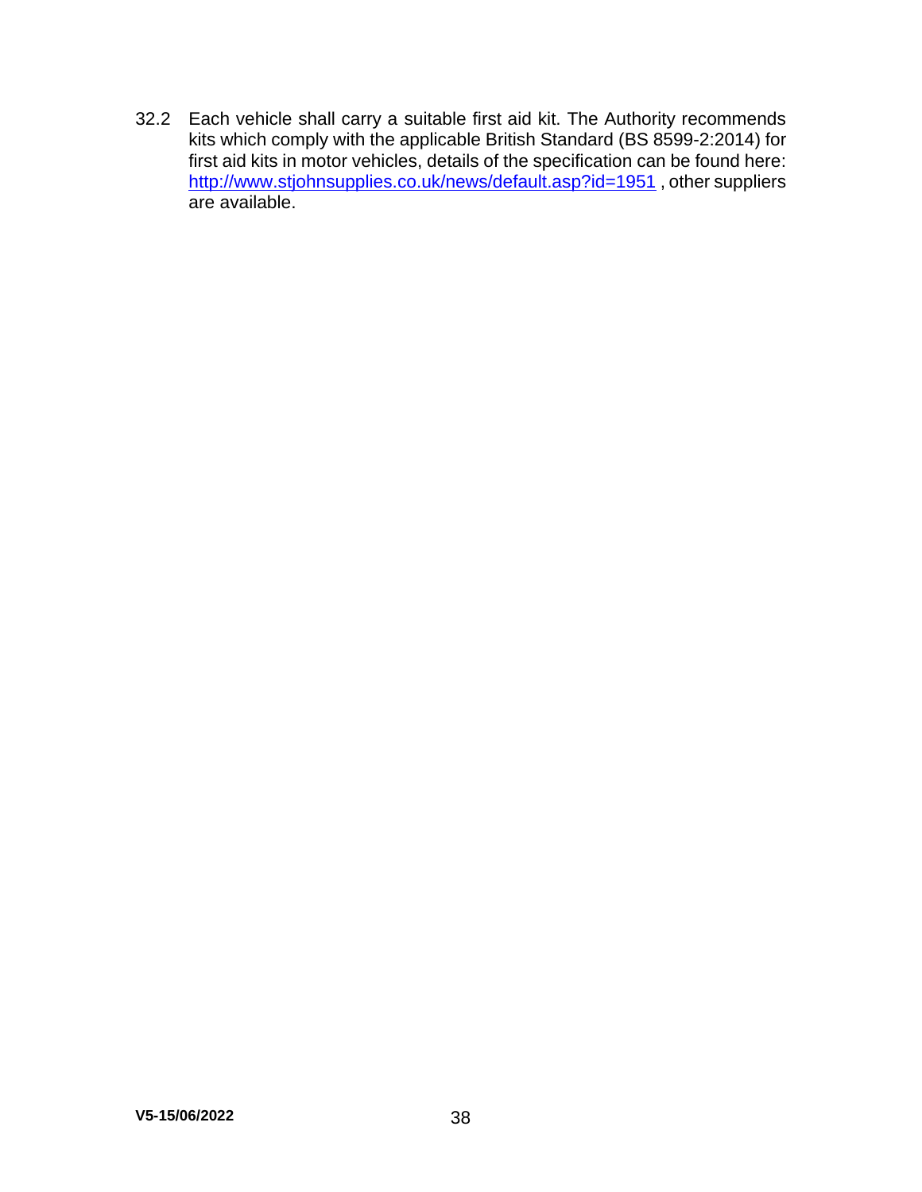32.2 Each vehicle shall carry a suitable first aid kit. The Authority recommends kits which comply with the applicable British Standard (BS 8599-2:2014) for first aid kits in motor vehicles, details of the specification can be found here: [http://www.stjohnsupplies.co.uk/news/default.asp?id=1951](http://www.stjohnsupplies.co.uk/news/default.asp?id=1951) , other suppliers are available.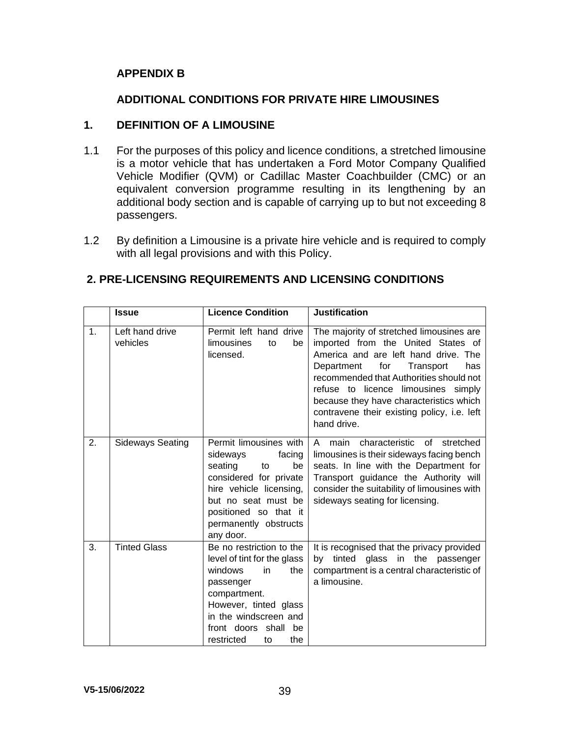## APPENDIX B

## ADDITIONAL CONDITIONS FOR PRIVATE HIRE LIMOUSINES

### 1. DEFINITION OF A LIMOUSINE

1.1 For the purposes of this policy and licence conditions, a stretched limousine is a motor vehicle that has undertaken a Ford Motor Company Qualified Vehicle Modifier (QVM) or Cadillac Master Coachbuilder (CMC) or an equivalent conversion programme resulting in its lengthening by an additional body section and is capable of carrying up to but not exceeding 8 passengers.

1.2 By definition a Limousine is a private hire vehicle and is required to comply with all legal provisions and with this Policy.

### 2. PRE-LICENSING REQUIREMENTS AND LICENSING CONDITIONS

| | Issue | Licence Condition | Justification |
|---|---|---|---|
| 1. | Left hand drive vehicles | Permit left hand drive limousines to be licensed. | The majority of stretched limousines are imported from the United States of America and are left hand drive. The Department for Transport has recommended that Authorities should not refuse to licence limousines simply because they have characteristics which contravene their existing policy, i.e. left hand drive. |
| 2. | Sideways Seating | Permit limousines with sideways facing seating to be considered for private hire vehicle licensing, but no seat must be positioned so that it permanently obstructs any door. | A main characteristic of stretched limousines is their sideways facing bench seats. In line with the Department for Transport guidance the Authority will consider the suitability of limousines with sideways seating for licensing. |
| 3. | Tinted Glass | Be no restriction to the level of tint for the glass windows in the passenger compartment. However, tinted glass in the windscreen and front doors shall be restricted to the | It is recognised that the privacy provided by tinted glass in the passenger compartment is a central characteristic of a limousine. |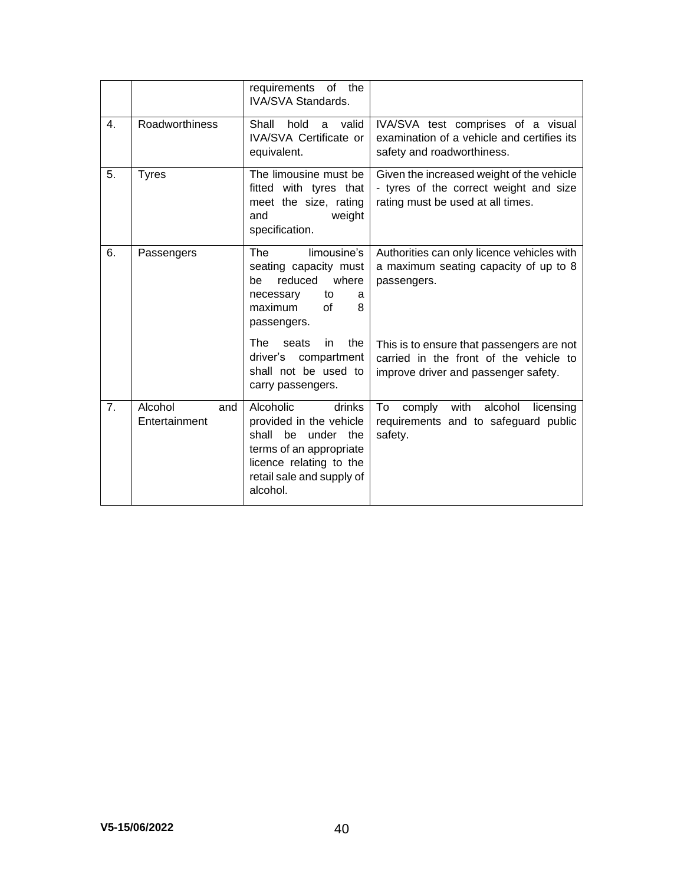| | | | |
|---|---|---|---|
| | | requirements of the IVA/SVA Standards. | |
| 4. | Roadworthiness | Shall hold a valid IVA/SVA Certificate or equivalent. | IVA/SVA test comprises of a visual examination of a vehicle and certifies its safety and roadworthiness. |
| 5. | Tyres | The limousine must be fitted with tyres that meet the size, rating and weight specification. | Given the increased weight of the vehicle - tyres of the correct weight and size rating must be used at all times. |
| 6. | Passengers | The limousine's seating capacity must be reduced where necessary to a maximum of 8 passengers.<br><br>The seats in the driver's compartment shall not be used to carry passengers. | Authorities can only licence vehicles with a maximum seating capacity of up to 8 passengers.<br><br>This is to ensure that passengers are not carried in the front of the vehicle to improve driver and passenger safety. |
| 7. | Alcohol and Entertainment | Alcoholic drinks provided in the vehicle shall be under the terms of an appropriate licence relating to the retail sale and supply of alcohol. | To comply with alcohol licensing requirements and to safeguard public safety. |

V5-15/06/2022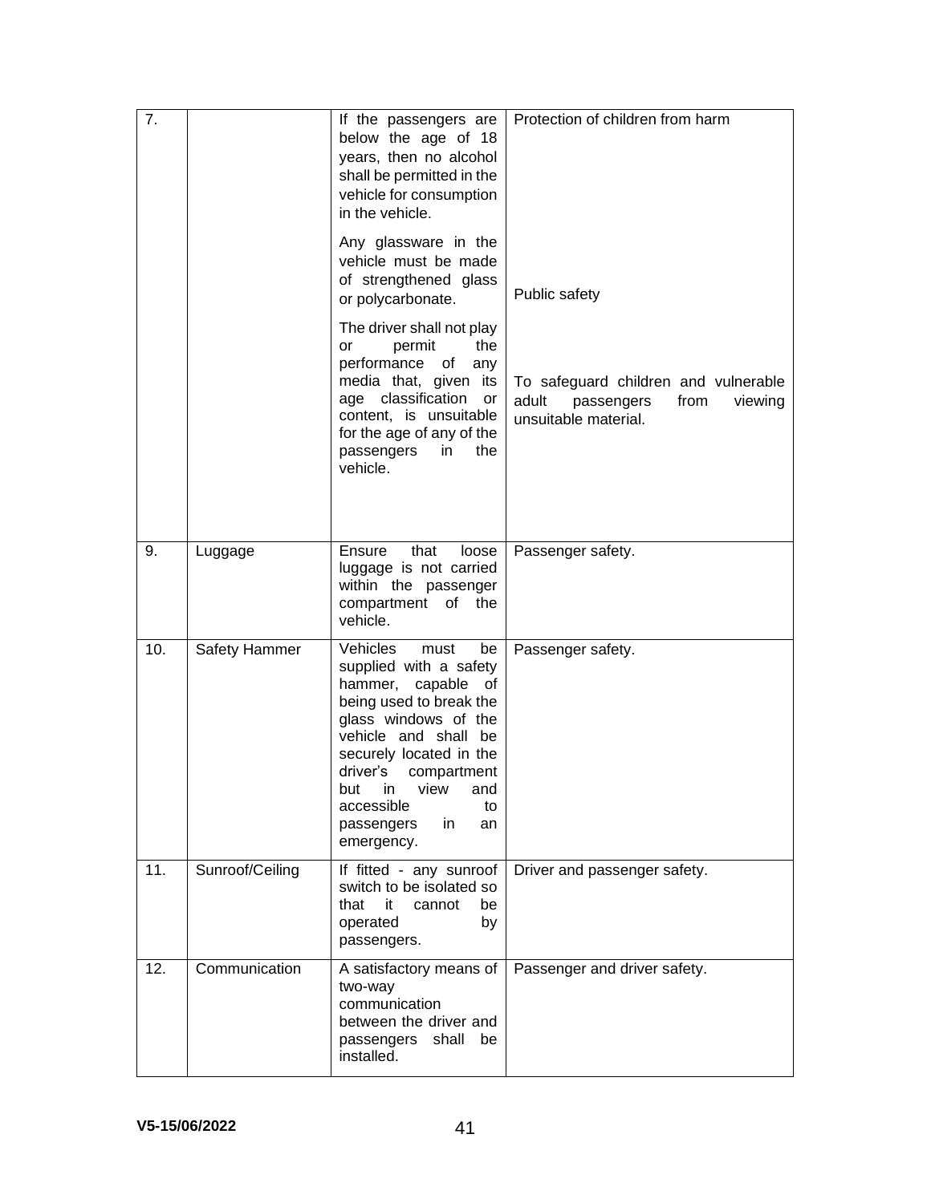| | | | |
|---|---|---|---|
| 7. | | If the passengers are below the age of 18 years, then no alcohol shall be permitted in the vehicle for consumption in the vehicle.<br><br>Any glassware in the vehicle must be made of strengthened glass or polycarbonate.<br><br>The driver shall not play or permit the performance of any media that, given its age classification or content, is unsuitable for the age of any of the passengers in the vehicle. | Protection of children from harm<br><br>Public safety<br><br>To safeguard children and vulnerable adult passengers from viewing unsuitable material. |
| 9. | Luggage | Ensure that loose luggage is not carried within the passenger compartment of the vehicle. | Passenger safety. |
| 10. | Safety Hammer | Vehicles must be supplied with a safety hammer, capable of being used to break the glass windows of the vehicle and shall be securely located in the driver's compartment but in view and accessible to passengers in an emergency. | Passenger safety. |
| 11. | Sunroof/Ceiling | If fitted - any sunroof switch to be isolated so that it cannot be operated by passengers. | Driver and passenger safety. |
| 12. | Communication | A satisfactory means of two-way communication between the driver and passengers shall be installed. | Passenger and driver safety. |

V5-15/06/2022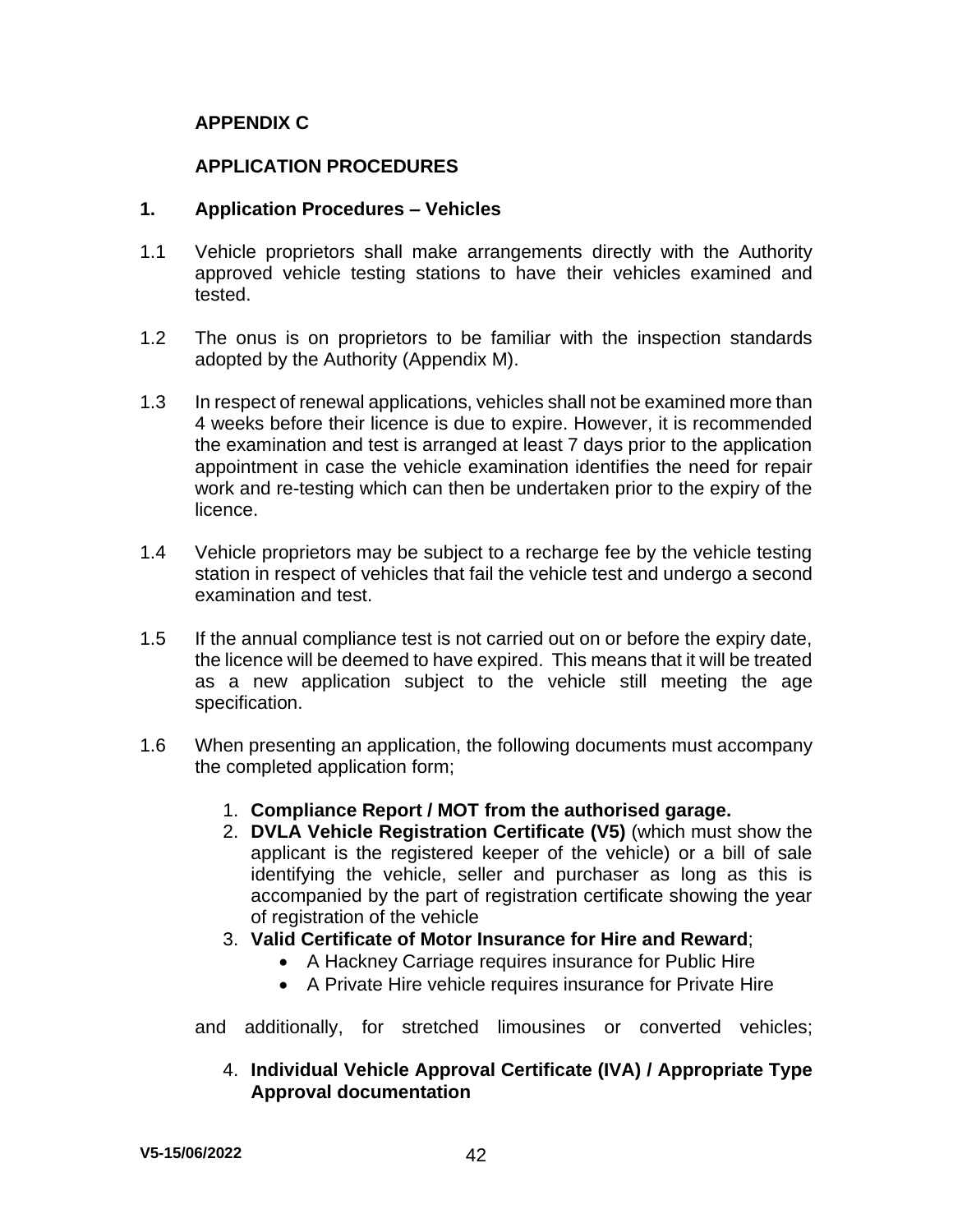# APPENDIX C

## APPLICATION PROCEDURES

### 1. Application Procedures – Vehicles

1.1 Vehicle proprietors shall make arrangements directly with the Authority approved vehicle testing stations to have their vehicles examined and tested.

1.2 The onus is on proprietors to be familiar with the inspection standards adopted by the Authority (Appendix M).

1.3 In respect of renewal applications, vehicles shall not be examined more than 4 weeks before their licence is due to expire. However, it is recommended the examination and test is arranged at least 7 days prior to the application appointment in case the vehicle examination identifies the need for repair work and re-testing which can then be undertaken prior to the expiry of the licence.

1.4 Vehicle proprietors may be subject to a recharge fee by the vehicle testing station in respect of vehicles that fail the vehicle test and undergo a second examination and test.

1.5 If the annual compliance test is not carried out on or before the expiry date, the licence will be deemed to have expired. This means that it will be treated as a new application subject to the vehicle still meeting the age specification.

1.6 When presenting an application, the following documents must accompany the completed application form;

1. **Compliance Report / MOT from the authorised garage.**
2. **DVLA Vehicle Registration Certificate (V5)** (which must show the applicant is the registered keeper of the vehicle) or a bill of sale identifying the vehicle, seller and purchaser as long as this is accompanied by the part of registration certificate showing the year of registration of the vehicle
3. **Valid Certificate of Motor Insurance for Hire and Reward**;
   - A Hackney Carriage requires insurance for Public Hire
   - A Private Hire vehicle requires insurance for Private Hire

and additionally, for stretched limousines or converted vehicles;

4. **Individual Vehicle Approval Certificate (IVA) / Appropriate Type Approval documentation**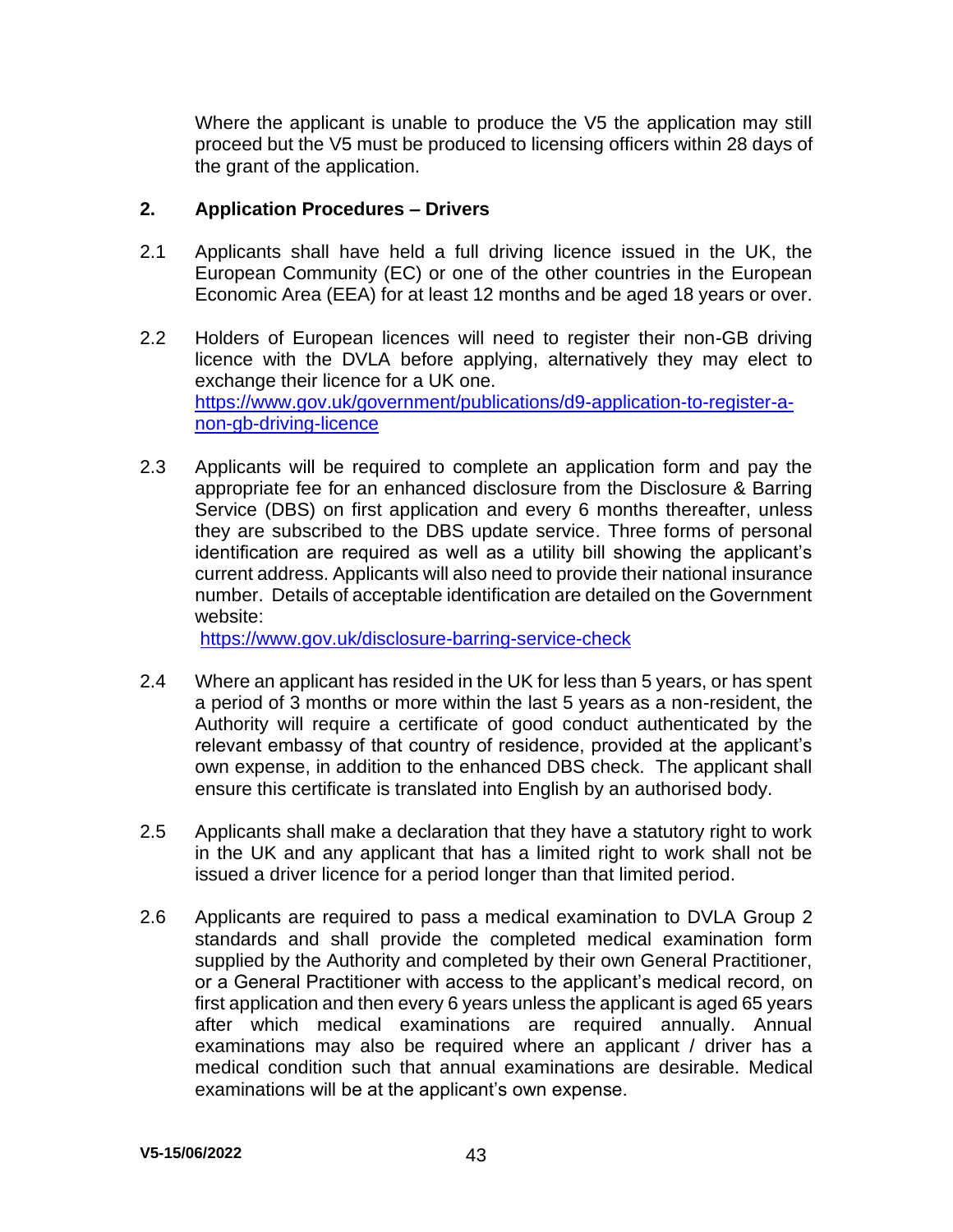Where the applicant is unable to produce the V5 the application may still proceed but the V5 must be produced to licensing officers within 28 days of the grant of the application.

## 2. Application Procedures – Drivers

2.1 Applicants shall have held a full driving licence issued in the UK, the European Community (EC) or one of the other countries in the European Economic Area (EEA) for at least 12 months and be aged 18 years or over.

2.2 Holders of European licences will need to register their non-GB driving licence with the DVLA before applying, alternatively they may elect to exchange their licence for a UK one. [https://www.gov.uk/government/publications/d9-application-to-register-a-non-gb-driving-licence](https://www.gov.uk/government/publications/d9-application-to-register-a-non-gb-driving-licence)

2.3 Applicants will be required to complete an application form and pay the appropriate fee for an enhanced disclosure from the Disclosure & Barring Service (DBS) on first application and every 6 months thereafter, unless they are subscribed to the DBS update service. Three forms of personal identification are required as well as a utility bill showing the applicant's current address. Applicants will also need to provide their national insurance number. Details of acceptable identification are detailed on the Government website:
[https://www.gov.uk/disclosure-barring-service-check](https://www.gov.uk/disclosure-barring-service-check)

2.4 Where an applicant has resided in the UK for less than 5 years, or has spent a period of 3 months or more within the last 5 years as a non-resident, the Authority will require a certificate of good conduct authenticated by the relevant embassy of that country of residence, provided at the applicant's own expense, in addition to the enhanced DBS check. The applicant shall ensure this certificate is translated into English by an authorised body.

2.5 Applicants shall make a declaration that they have a statutory right to work in the UK and any applicant that has a limited right to work shall not be issued a driver licence for a period longer than that limited period.

2.6 Applicants are required to pass a medical examination to DVLA Group 2 standards and shall provide the completed medical examination form supplied by the Authority and completed by their own General Practitioner, or a General Practitioner with access to the applicant's medical record, on first application and then every 6 years unless the applicant is aged 65 years after which medical examinations are required annually. Annual examinations may also be required where an applicant / driver has a medical condition such that annual examinations are desirable. Medical examinations will be at the applicant's own expense.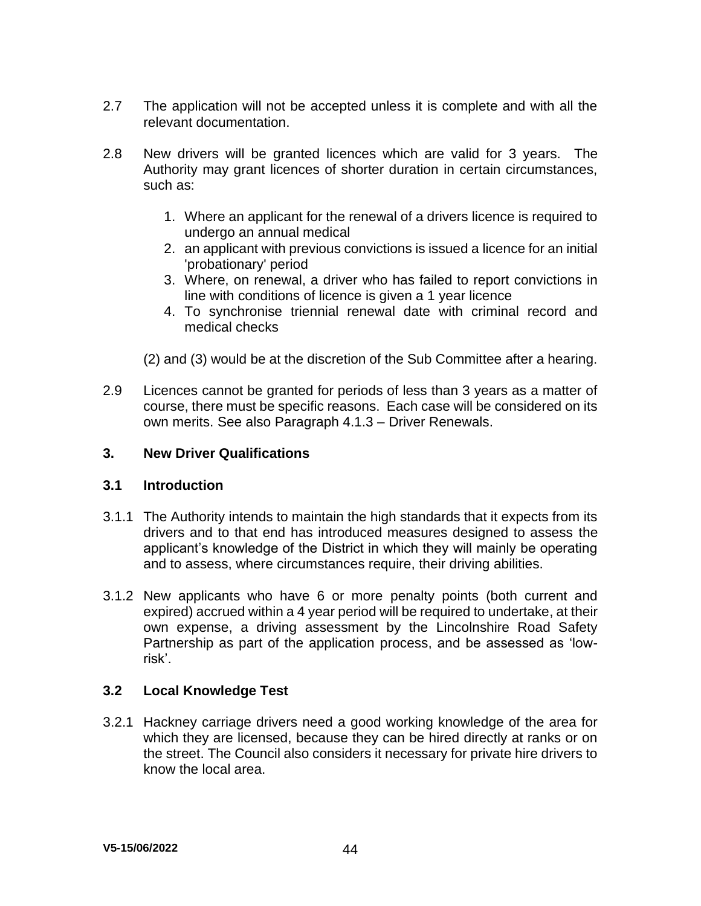2.7 The application will not be accepted unless it is complete and with all the relevant documentation.

2.8 New drivers will be granted licences which are valid for 3 years. The Authority may grant licences of shorter duration in certain circumstances, such as:

1. Where an applicant for the renewal of a drivers licence is required to undergo an annual medical
2. an applicant with previous convictions is issued a licence for an initial 'probationary' period
3. Where, on renewal, a driver who has failed to report convictions in line with conditions of licence is given a 1 year licence
4. To synchronise triennial renewal date with criminal record and medical checks

(2) and (3) would be at the discretion of the Sub Committee after a hearing.

2.9 Licences cannot be granted for periods of less than 3 years as a matter of course, there must be specific reasons. Each case will be considered on its own merits. See also Paragraph 4.1.3 – Driver Renewals.

## 3. New Driver Qualifications

### 3.1 Introduction

3.1.1 The Authority intends to maintain the high standards that it expects from its drivers and to that end has introduced measures designed to assess the applicant's knowledge of the District in which they will mainly be operating and to assess, where circumstances require, their driving abilities.

3.1.2 New applicants who have 6 or more penalty points (both current and expired) accrued within a 4 year period will be required to undertake, at their own expense, a driving assessment by the Lincolnshire Road Safety Partnership as part of the application process, and be assessed as 'low-risk'.

### 3.2 Local Knowledge Test

3.2.1 Hackney carriage drivers need a good working knowledge of the area for which they are licensed, because they can be hired directly at ranks or on the street. The Council also considers it necessary for private hire drivers to know the local area.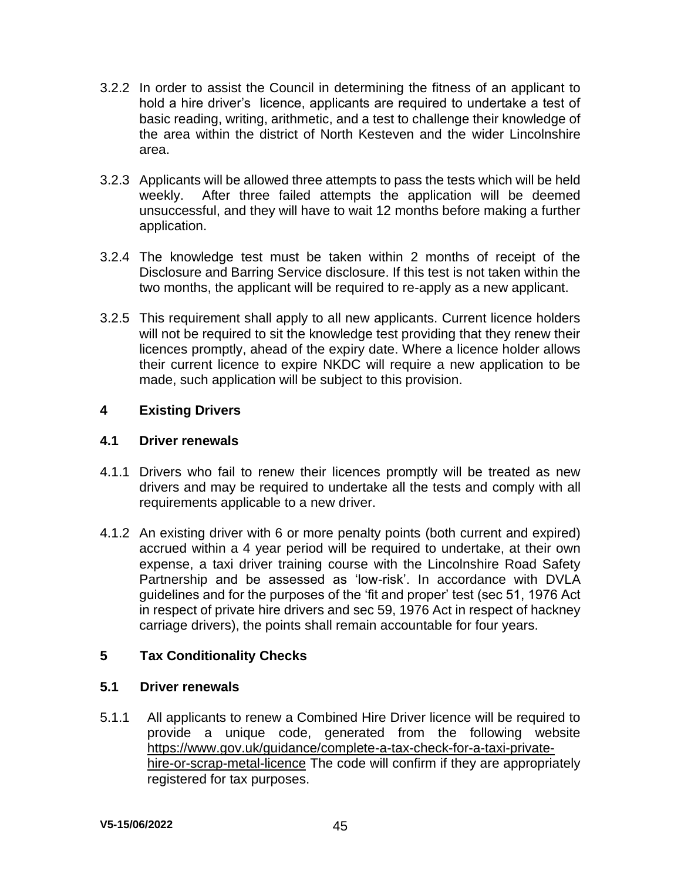3.2.2 In order to assist the Council in determining the fitness of an applicant to hold a hire driver's licence, applicants are required to undertake a test of basic reading, writing, arithmetic, and a test to challenge their knowledge of the area within the district of North Kesteven and the wider Lincolnshire area.

3.2.3 Applicants will be allowed three attempts to pass the tests which will be held weekly. After three failed attempts the application will be deemed unsuccessful, and they will have to wait 12 months before making a further application.

3.2.4 The knowledge test must be taken within 2 months of receipt of the Disclosure and Barring Service disclosure. If this test is not taken within the two months, the applicant will be required to re-apply as a new applicant.

3.2.5 This requirement shall apply to all new applicants. Current licence holders will not be required to sit the knowledge test providing that they renew their licences promptly, ahead of the expiry date. Where a licence holder allows their current licence to expire NKDC will require a new application to be made, such application will be subject to this provision.

## 4 Existing Drivers

### 4.1 Driver renewals

4.1.1 Drivers who fail to renew their licences promptly will be treated as new drivers and may be required to undertake all the tests and comply with all requirements applicable to a new driver.

4.1.2 An existing driver with 6 or more penalty points (both current and expired) accrued within a 4 year period will be required to undertake, at their own expense, a taxi driver training course with the Lincolnshire Road Safety Partnership and be assessed as 'low-risk'. In accordance with DVLA guidelines and for the purposes of the 'fit and proper' test (sec 51, 1976 Act in respect of private hire drivers and sec 59, 1976 Act in respect of hackney carriage drivers), the points shall remain accountable for four years.

## 5 Tax Conditionality Checks

### 5.1 Driver renewals

5.1.1 All applicants to renew a Combined Hire Driver licence will be required to provide a unique code, generated from the following website https://www.gov.uk/guidance/complete-a-tax-check-for-a-taxi-private-hire-or-scrap-metal-licence The code will confirm if they are appropriately registered for tax purposes.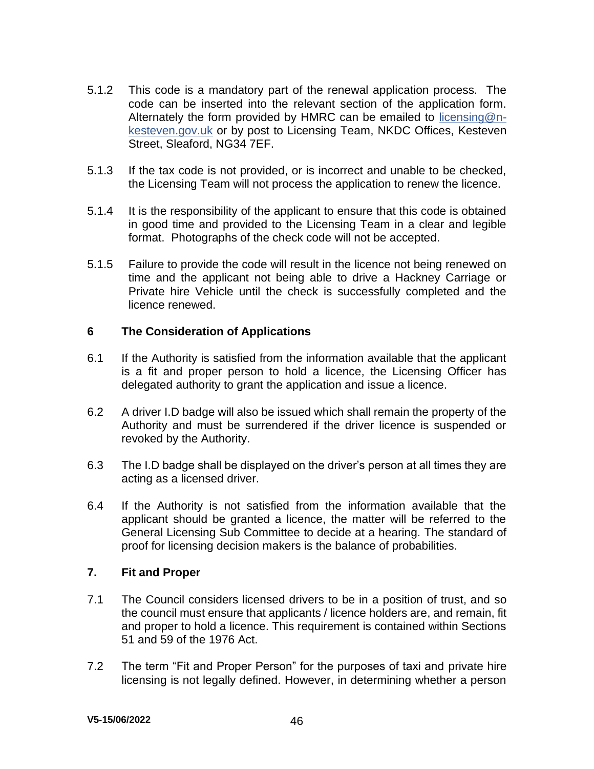5.1.2 This code is a mandatory part of the renewal application process. The code can be inserted into the relevant section of the application form. Alternately the form provided by HMRC can be emailed to licensing@n-kesteven.gov.uk or by post to Licensing Team, NKDC Offices, Kesteven Street, Sleaford, NG34 7EF.

5.1.3 If the tax code is not provided, or is incorrect and unable to be checked, the Licensing Team will not process the application to renew the licence.

5.1.4 It is the responsibility of the applicant to ensure that this code is obtained in good time and provided to the Licensing Team in a clear and legible format. Photographs of the check code will not be accepted.

5.1.5 Failure to provide the code will result in the licence not being renewed on time and the applicant not being able to drive a Hackney Carriage or Private hire Vehicle until the check is successfully completed and the licence renewed.

## 6 The Consideration of Applications

6.1 If the Authority is satisfied from the information available that the applicant is a fit and proper person to hold a licence, the Licensing Officer has delegated authority to grant the application and issue a licence.

6.2 A driver I.D badge will also be issued which shall remain the property of the Authority and must be surrendered if the driver licence is suspended or revoked by the Authority.

6.3 The I.D badge shall be displayed on the driver's person at all times they are acting as a licensed driver.

6.4 If the Authority is not satisfied from the information available that the applicant should be granted a licence, the matter will be referred to the General Licensing Sub Committee to decide at a hearing. The standard of proof for licensing decision makers is the balance of probabilities.

## 7. Fit and Proper

7.1 The Council considers licensed drivers to be in a position of trust, and so the council must ensure that applicants / licence holders are, and remain, fit and proper to hold a licence. This requirement is contained within Sections 51 and 59 of the 1976 Act.

7.2 The term "Fit and Proper Person" for the purposes of taxi and private hire licensing is not legally defined. However, in determining whether a person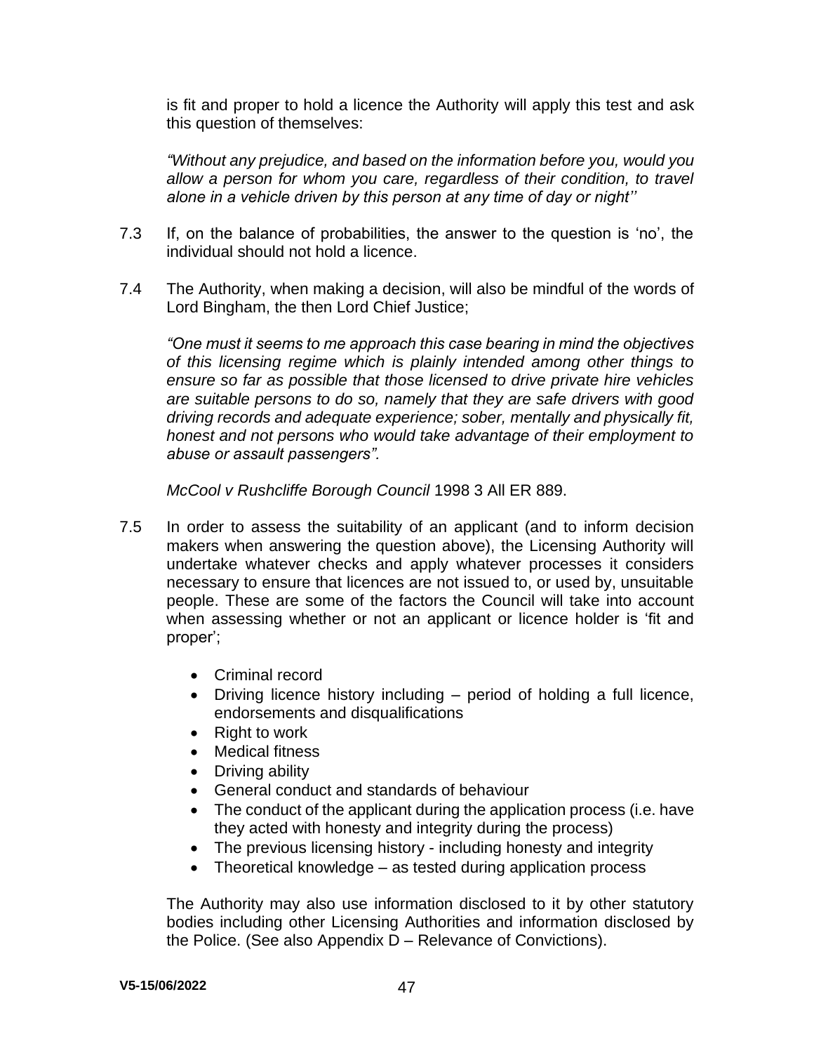is fit and proper to hold a licence the Authority will apply this test and ask this question of themselves:

*"Without any prejudice, and based on the information before you, would you allow a person for whom you care, regardless of their condition, to travel alone in a vehicle driven by this person at any time of day or night''*

7.3 If, on the balance of probabilities, the answer to the question is 'no', the individual should not hold a licence.

7.4 The Authority, when making a decision, will also be mindful of the words of Lord Bingham, the then Lord Chief Justice;

*"One must it seems to me approach this case bearing in mind the objectives of this licensing regime which is plainly intended among other things to ensure so far as possible that those licensed to drive private hire vehicles are suitable persons to do so, namely that they are safe drivers with good driving records and adequate experience; sober, mentally and physically fit, honest and not persons who would take advantage of their employment to abuse or assault passengers".*

*McCool v Rushcliffe Borough Council* 1998 3 All ER 889.

7.5 In order to assess the suitability of an applicant (and to inform decision makers when answering the question above), the Licensing Authority will undertake whatever checks and apply whatever processes it considers necessary to ensure that licences are not issued to, or used by, unsuitable people. These are some of the factors the Council will take into account when assessing whether or not an applicant or licence holder is 'fit and proper';

- Criminal record
- Driving licence history including – period of holding a full licence, endorsements and disqualifications
- Right to work
- Medical fitness
- Driving ability
- General conduct and standards of behaviour
- The conduct of the applicant during the application process (i.e. have they acted with honesty and integrity during the process)
- The previous licensing history - including honesty and integrity
- Theoretical knowledge – as tested during application process

The Authority may also use information disclosed to it by other statutory bodies including other Licensing Authorities and information disclosed by the Police. (See also Appendix D – Relevance of Convictions).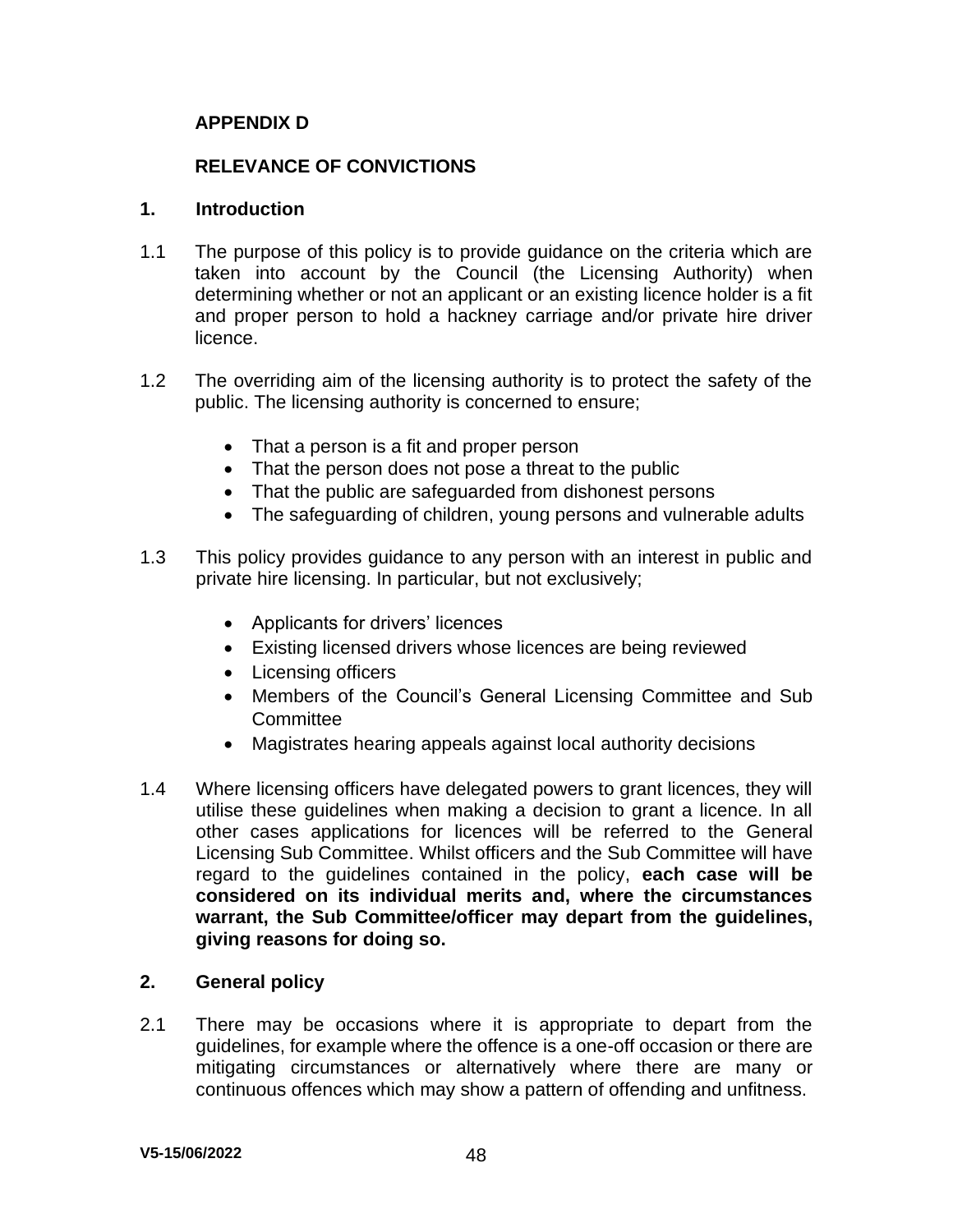## APPENDIX D

## RELEVANCE OF CONVICTIONS

### 1. Introduction

1.1 The purpose of this policy is to provide guidance on the criteria which are taken into account by the Council (the Licensing Authority) when determining whether or not an applicant or an existing licence holder is a fit and proper person to hold a hackney carriage and/or private hire driver licence.

1.2 The overriding aim of the licensing authority is to protect the safety of the public. The licensing authority is concerned to ensure;

- That a person is a fit and proper person
- That the person does not pose a threat to the public
- That the public are safeguarded from dishonest persons
- The safeguarding of children, young persons and vulnerable adults

1.3 This policy provides guidance to any person with an interest in public and private hire licensing. In particular, but not exclusively;

- Applicants for drivers' licences
- Existing licensed drivers whose licences are being reviewed
- Licensing officers
- Members of the Council's General Licensing Committee and Sub Committee
- Magistrates hearing appeals against local authority decisions

1.4 Where licensing officers have delegated powers to grant licences, they will utilise these guidelines when making a decision to grant a licence. In all other cases applications for licences will be referred to the General Licensing Sub Committee. Whilst officers and the Sub Committee will have regard to the guidelines contained in the policy, **each case will be considered on its individual merits and, where the circumstances warrant, the Sub Committee/officer may depart from the guidelines, giving reasons for doing so.**

### 2. General policy

2.1 There may be occasions where it is appropriate to depart from the guidelines, for example where the offence is a one-off occasion or there are mitigating circumstances or alternatively where there are many or continuous offences which may show a pattern of offending and unfitness.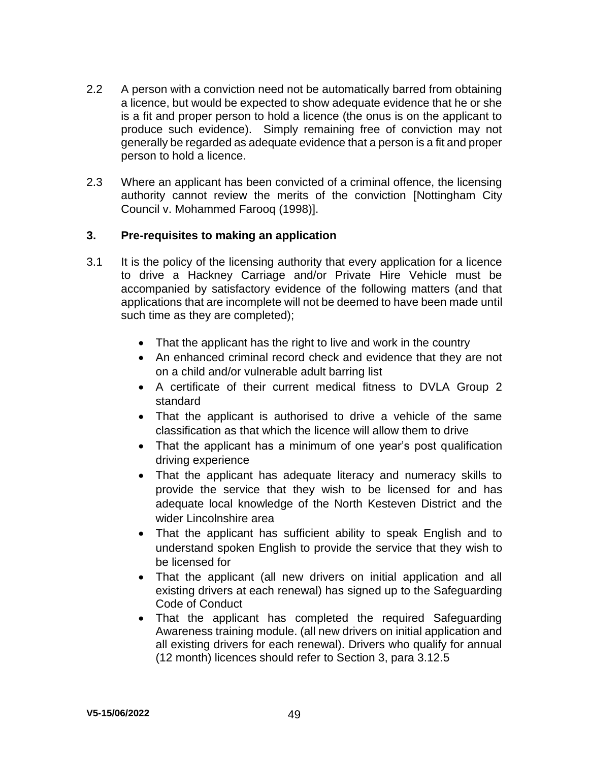2.2 A person with a conviction need not be automatically barred from obtaining a licence, but would be expected to show adequate evidence that he or she is a fit and proper person to hold a licence (the onus is on the applicant to produce such evidence). Simply remaining free of conviction may not generally be regarded as adequate evidence that a person is a fit and proper person to hold a licence.

2.3 Where an applicant has been convicted of a criminal offence, the licensing authority cannot review the merits of the conviction [Nottingham City Council v. Mohammed Farooq (1998)].

## 3. Pre-requisites to making an application

3.1 It is the policy of the licensing authority that every application for a licence to drive a Hackney Carriage and/or Private Hire Vehicle must be accompanied by satisfactory evidence of the following matters (and that applications that are incomplete will not be deemed to have been made until such time as they are completed);

- That the applicant has the right to live and work in the country
- An enhanced criminal record check and evidence that they are not on a child and/or vulnerable adult barring list
- A certificate of their current medical fitness to DVLA Group 2 standard
- That the applicant is authorised to drive a vehicle of the same classification as that which the licence will allow them to drive
- That the applicant has a minimum of one year's post qualification driving experience
- That the applicant has adequate literacy and numeracy skills to provide the service that they wish to be licensed for and has adequate local knowledge of the North Kesteven District and the wider Lincolnshire area
- That the applicant has sufficient ability to speak English and to understand spoken English to provide the service that they wish to be licensed for
- That the applicant (all new drivers on initial application and all existing drivers at each renewal) has signed up to the Safeguarding Code of Conduct
- That the applicant has completed the required Safeguarding Awareness training module. (all new drivers on initial application and all existing drivers for each renewal). Drivers who qualify for annual (12 month) licences should refer to Section 3, para 3.12.5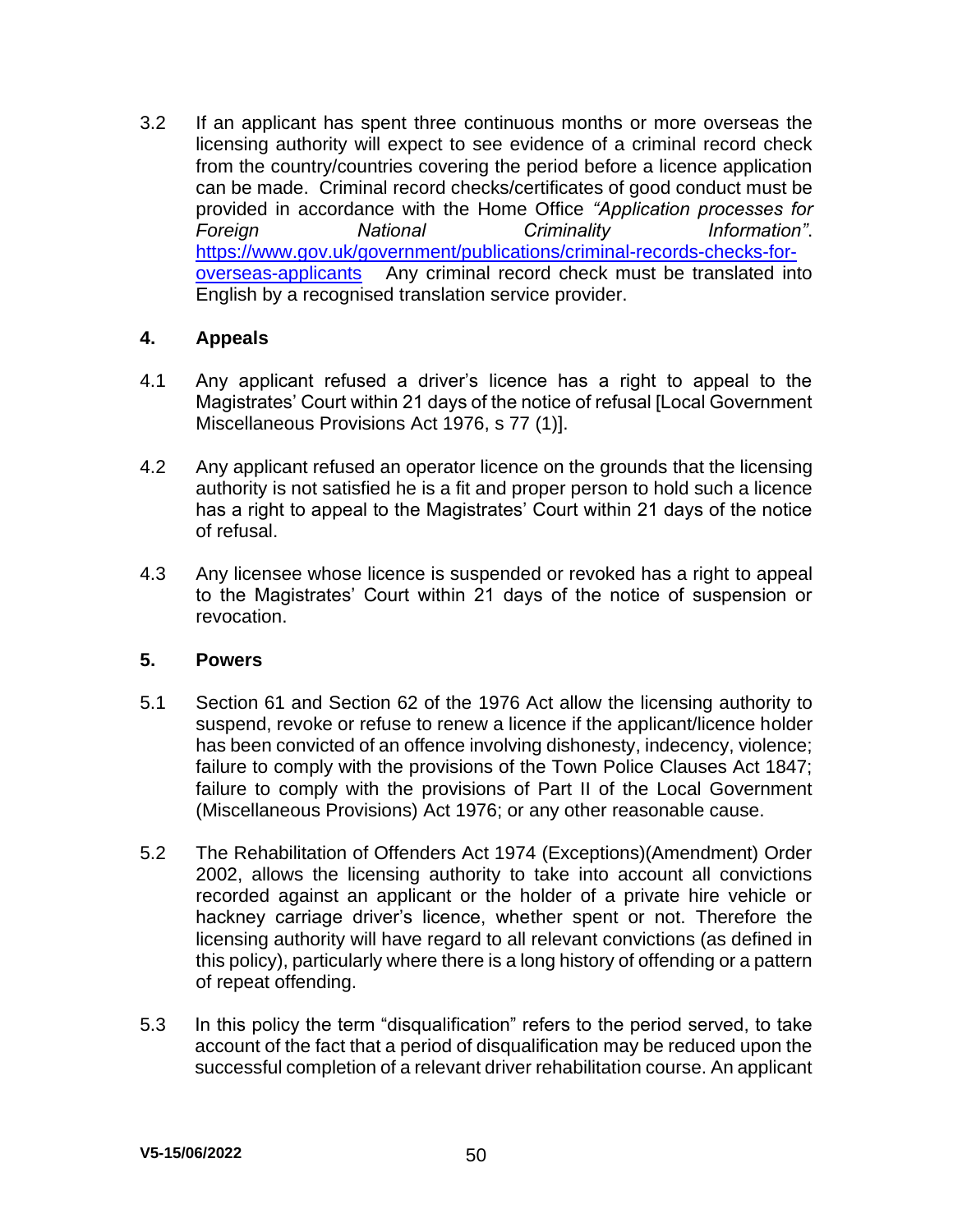3.2 If an applicant has spent three continuous months or more overseas the licensing authority will expect to see evidence of a criminal record check from the country/countries covering the period before a licence application can be made. Criminal record checks/certificates of good conduct must be provided in accordance with the Home Office *"Application processes for Foreign National Criminality Information"*. [https://www.gov.uk/government/publications/criminal-records-checks-for-overseas-applicants](https://www.gov.uk/government/publications/criminal-records-checks-for-overseas-applicants) Any criminal record check must be translated into English by a recognised translation service provider.

## 4. Appeals

4.1 Any applicant refused a driver's licence has a right to appeal to the Magistrates' Court within 21 days of the notice of refusal [Local Government Miscellaneous Provisions Act 1976, s 77 (1)].

4.2 Any applicant refused an operator licence on the grounds that the licensing authority is not satisfied he is a fit and proper person to hold such a licence has a right to appeal to the Magistrates' Court within 21 days of the notice of refusal.

4.3 Any licensee whose licence is suspended or revoked has a right to appeal to the Magistrates' Court within 21 days of the notice of suspension or revocation.

## 5. Powers

5.1 Section 61 and Section 62 of the 1976 Act allow the licensing authority to suspend, revoke or refuse to renew a licence if the applicant/licence holder has been convicted of an offence involving dishonesty, indecency, violence; failure to comply with the provisions of the Town Police Clauses Act 1847; failure to comply with the provisions of Part II of the Local Government (Miscellaneous Provisions) Act 1976; or any other reasonable cause.

5.2 The Rehabilitation of Offenders Act 1974 (Exceptions)(Amendment) Order 2002, allows the licensing authority to take into account all convictions recorded against an applicant or the holder of a private hire vehicle or hackney carriage driver's licence, whether spent or not. Therefore the licensing authority will have regard to all relevant convictions (as defined in this policy), particularly where there is a long history of offending or a pattern of repeat offending.

5.3 In this policy the term "disqualification" refers to the period served, to take account of the fact that a period of disqualification may be reduced upon the successful completion of a relevant driver rehabilitation course. An applicant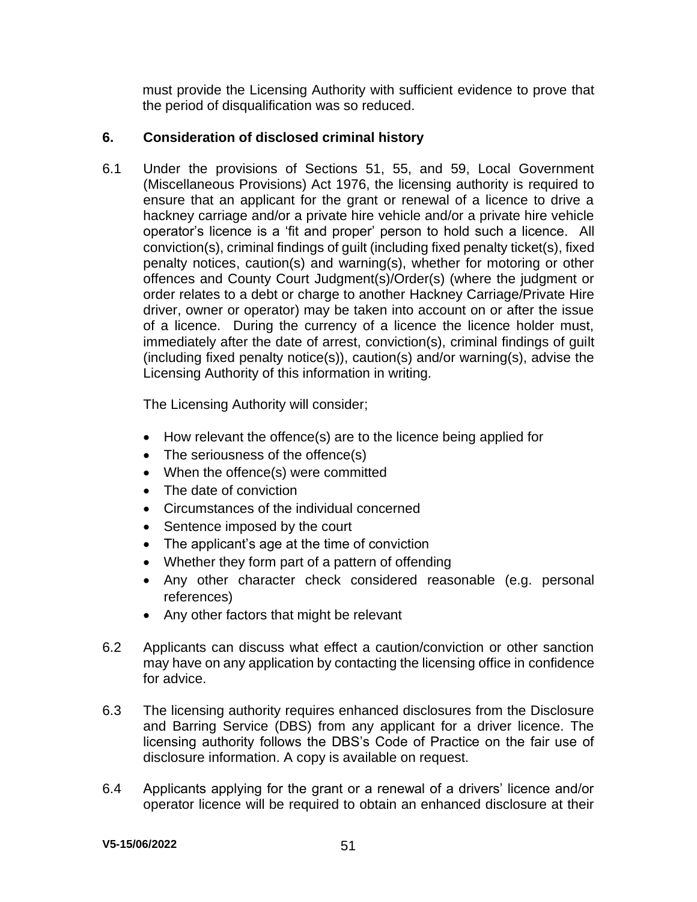must provide the Licensing Authority with sufficient evidence to prove that the period of disqualification was so reduced.

## 6. Consideration of disclosed criminal history

6.1 Under the provisions of Sections 51, 55, and 59, Local Government (Miscellaneous Provisions) Act 1976, the licensing authority is required to ensure that an applicant for the grant or renewal of a licence to drive a hackney carriage and/or a private hire vehicle and/or a private hire vehicle operator's licence is a 'fit and proper' person to hold such a licence. All conviction(s), criminal findings of guilt (including fixed penalty ticket(s), fixed penalty notices, caution(s) and warning(s), whether for motoring or other offences and County Court Judgment(s)/Order(s) (where the judgment or order relates to a debt or charge to another Hackney Carriage/Private Hire driver, owner or operator) may be taken into account on or after the issue of a licence. During the currency of a licence the licence holder must, immediately after the date of arrest, conviction(s), criminal findings of guilt (including fixed penalty notice(s)), caution(s) and/or warning(s), advise the Licensing Authority of this information in writing.

The Licensing Authority will consider;

- How relevant the offence(s) are to the licence being applied for
- The seriousness of the offence(s)
- When the offence(s) were committed
- The date of conviction
- Circumstances of the individual concerned
- Sentence imposed by the court
- The applicant's age at the time of conviction
- Whether they form part of a pattern of offending
- Any other character check considered reasonable (e.g. personal references)
- Any other factors that might be relevant

6.2 Applicants can discuss what effect a caution/conviction or other sanction may have on any application by contacting the licensing office in confidence for advice.

6.3 The licensing authority requires enhanced disclosures from the Disclosure and Barring Service (DBS) from any applicant for a driver licence. The licensing authority follows the DBS's Code of Practice on the fair use of disclosure information. A copy is available on request.

6.4 Applicants applying for the grant or a renewal of a drivers' licence and/or operator licence will be required to obtain an enhanced disclosure at their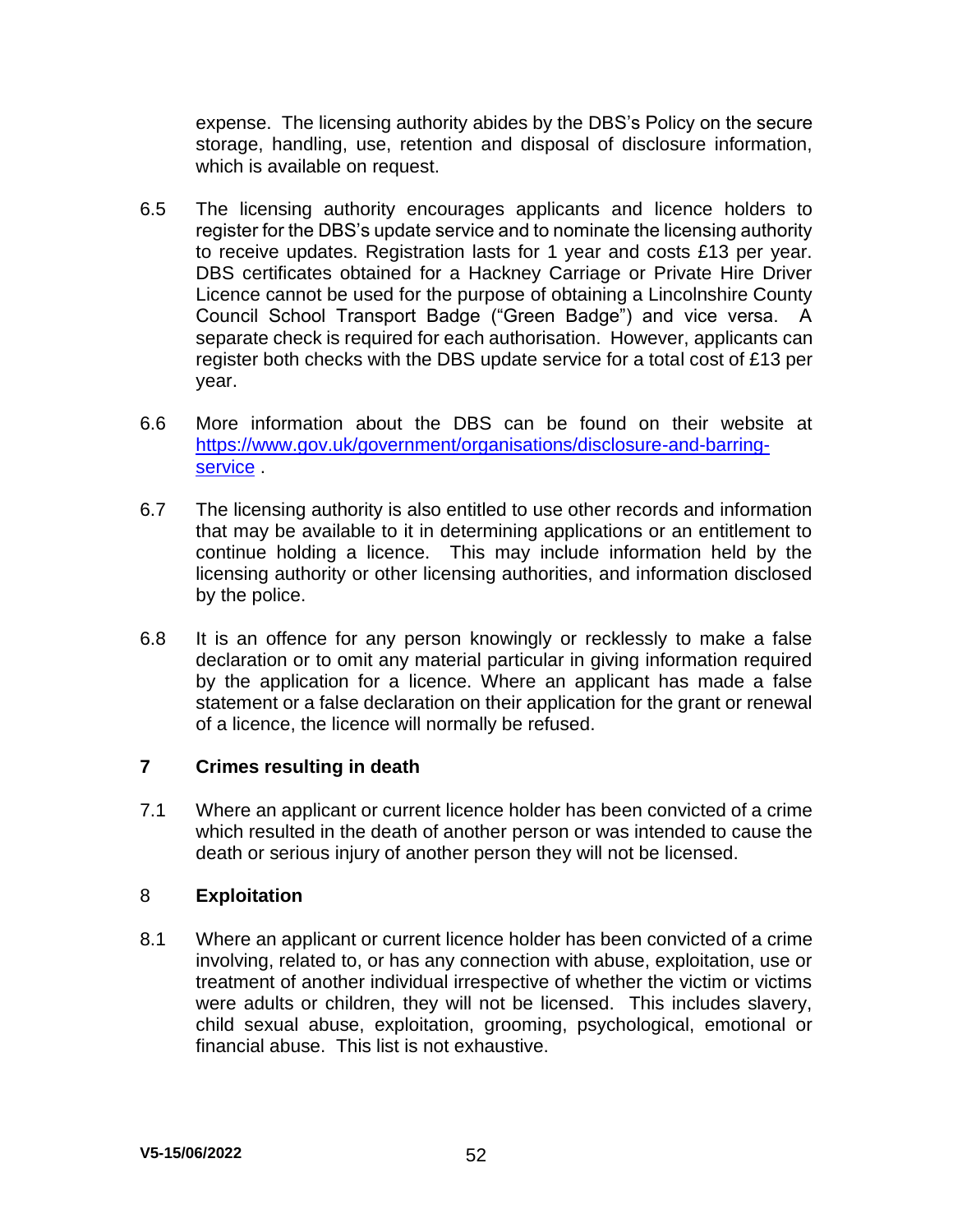expense. The licensing authority abides by the DBS's Policy on the secure storage, handling, use, retention and disposal of disclosure information, which is available on request.

6.5 The licensing authority encourages applicants and licence holders to register for the DBS's update service and to nominate the licensing authority to receive updates. Registration lasts for 1 year and costs £13 per year. DBS certificates obtained for a Hackney Carriage or Private Hire Driver Licence cannot be used for the purpose of obtaining a Lincolnshire County Council School Transport Badge ("Green Badge") and vice versa. A separate check is required for each authorisation. However, applicants can register both checks with the DBS update service for a total cost of £13 per year.

6.6 More information about the DBS can be found on their website at [https://www.gov.uk/government/organisations/disclosure-and-barring-service](https://www.gov.uk/government/organisations/disclosure-and-barring-service) .

6.7 The licensing authority is also entitled to use other records and information that may be available to it in determining applications or an entitlement to continue holding a licence. This may include information held by the licensing authority or other licensing authorities, and information disclosed by the police.

6.8 It is an offence for any person knowingly or recklessly to make a false declaration or to omit any material particular in giving information required by the application for a licence. Where an applicant has made a false statement or a false declaration on their application for the grant or renewal of a licence, the licence will normally be refused.

## 7 Crimes resulting in death

7.1 Where an applicant or current licence holder has been convicted of a crime which resulted in the death of another person or was intended to cause the death or serious injury of another person they will not be licensed.

## 8 Exploitation

8.1 Where an applicant or current licence holder has been convicted of a crime involving, related to, or has any connection with abuse, exploitation, use or treatment of another individual irrespective of whether the victim or victims were adults or children, they will not be licensed. This includes slavery, child sexual abuse, exploitation, grooming, psychological, emotional or financial abuse. This list is not exhaustive.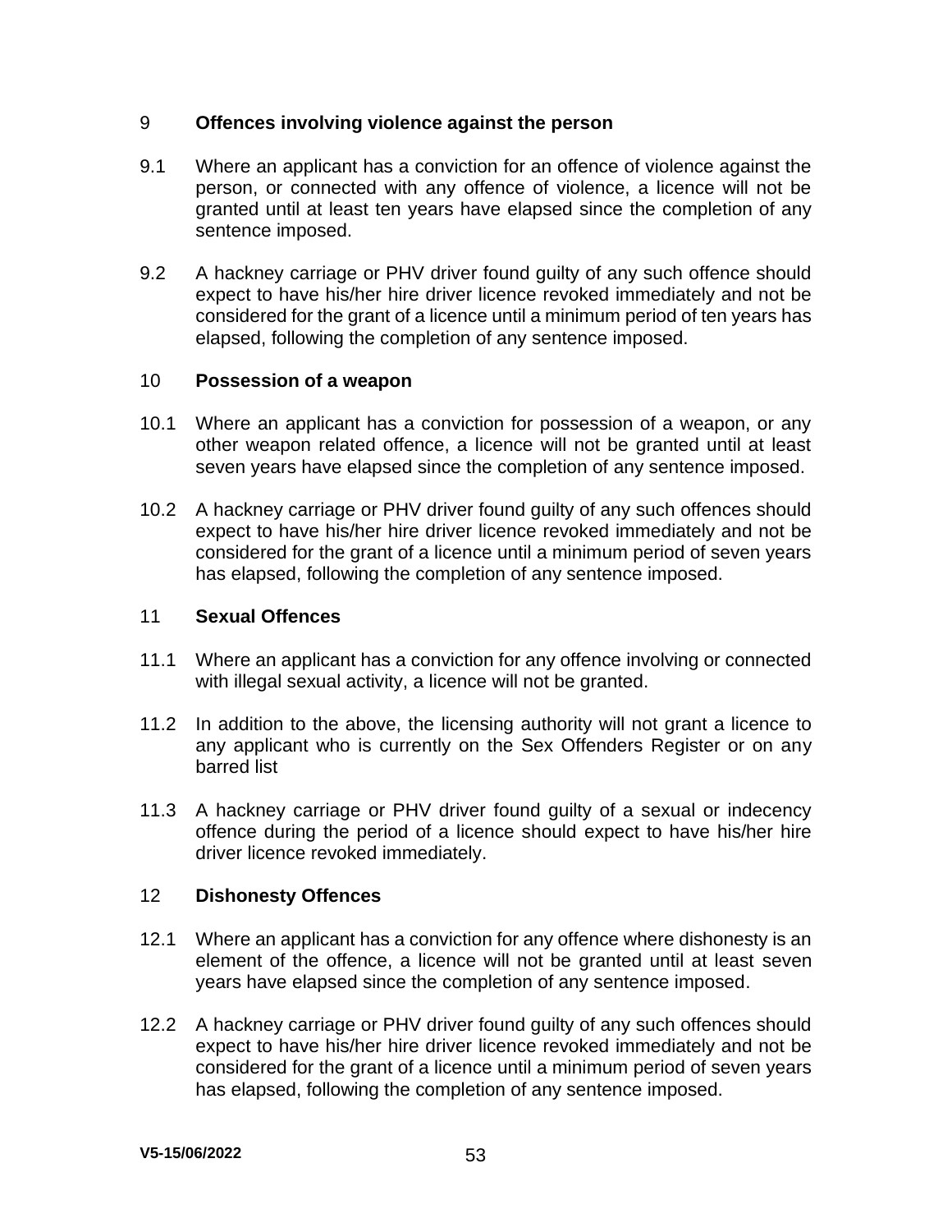## 9 Offences involving violence against the person

9.1 Where an applicant has a conviction for an offence of violence against the person, or connected with any offence of violence, a licence will not be granted until at least ten years have elapsed since the completion of any sentence imposed.

9.2 A hackney carriage or PHV driver found guilty of any such offence should expect to have his/her hire driver licence revoked immediately and not be considered for the grant of a licence until a minimum period of ten years has elapsed, following the completion of any sentence imposed.

## 10 Possession of a weapon

10.1 Where an applicant has a conviction for possession of a weapon, or any other weapon related offence, a licence will not be granted until at least seven years have elapsed since the completion of any sentence imposed.

10.2 A hackney carriage or PHV driver found guilty of any such offences should expect to have his/her hire driver licence revoked immediately and not be considered for the grant of a licence until a minimum period of seven years has elapsed, following the completion of any sentence imposed.

## 11 Sexual Offences

11.1 Where an applicant has a conviction for any offence involving or connected with illegal sexual activity, a licence will not be granted.

11.2 In addition to the above, the licensing authority will not grant a licence to any applicant who is currently on the Sex Offenders Register or on any barred list

11.3 A hackney carriage or PHV driver found guilty of a sexual or indecency offence during the period of a licence should expect to have his/her hire driver licence revoked immediately.

## 12 Dishonesty Offences

12.1 Where an applicant has a conviction for any offence where dishonesty is an element of the offence, a licence will not be granted until at least seven years have elapsed since the completion of any sentence imposed.

12.2 A hackney carriage or PHV driver found guilty of any such offences should expect to have his/her hire driver licence revoked immediately and not be considered for the grant of a licence until a minimum period of seven years has elapsed, following the completion of any sentence imposed.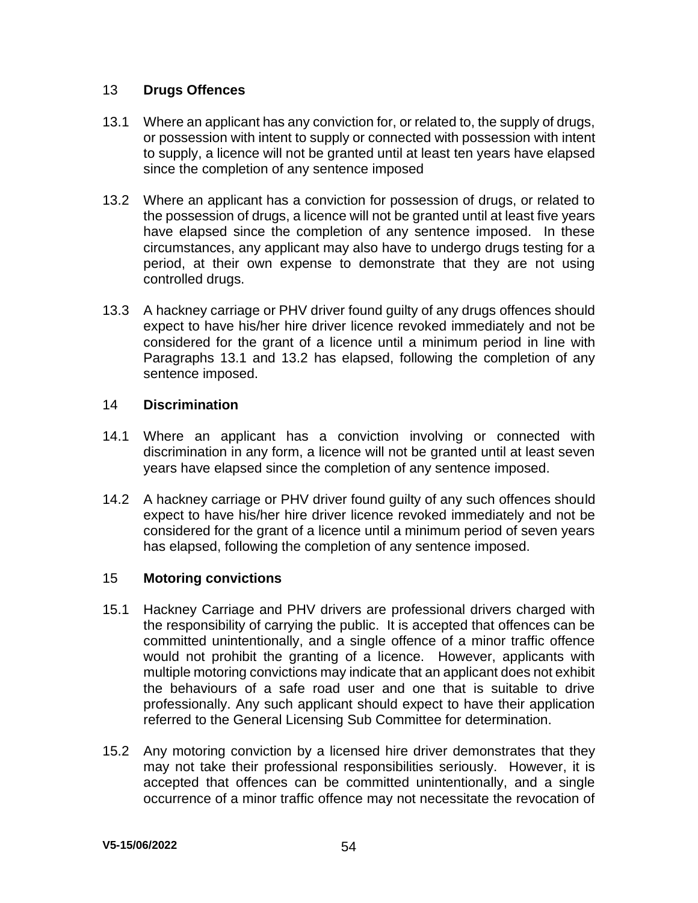## 13 Drugs Offences

13.1 Where an applicant has any conviction for, or related to, the supply of drugs, or possession with intent to supply or connected with possession with intent to supply, a licence will not be granted until at least ten years have elapsed since the completion of any sentence imposed

13.2 Where an applicant has a conviction for possession of drugs, or related to the possession of drugs, a licence will not be granted until at least five years have elapsed since the completion of any sentence imposed. In these circumstances, any applicant may also have to undergo drugs testing for a period, at their own expense to demonstrate that they are not using controlled drugs.

13.3 A hackney carriage or PHV driver found guilty of any drugs offences should expect to have his/her hire driver licence revoked immediately and not be considered for the grant of a licence until a minimum period in line with Paragraphs 13.1 and 13.2 has elapsed, following the completion of any sentence imposed.

## 14 Discrimination

14.1 Where an applicant has a conviction involving or connected with discrimination in any form, a licence will not be granted until at least seven years have elapsed since the completion of any sentence imposed.

14.2 A hackney carriage or PHV driver found guilty of any such offences should expect to have his/her hire driver licence revoked immediately and not be considered for the grant of a licence until a minimum period of seven years has elapsed, following the completion of any sentence imposed.

## 15 Motoring convictions

15.1 Hackney Carriage and PHV drivers are professional drivers charged with the responsibility of carrying the public. It is accepted that offences can be committed unintentionally, and a single offence of a minor traffic offence would not prohibit the granting of a licence. However, applicants with multiple motoring convictions may indicate that an applicant does not exhibit the behaviours of a safe road user and one that is suitable to drive professionally. Any such applicant should expect to have their application referred to the General Licensing Sub Committee for determination.

15.2 Any motoring conviction by a licensed hire driver demonstrates that they may not take their professional responsibilities seriously. However, it is accepted that offences can be committed unintentionally, and a single occurrence of a minor traffic offence may not necessitate the revocation of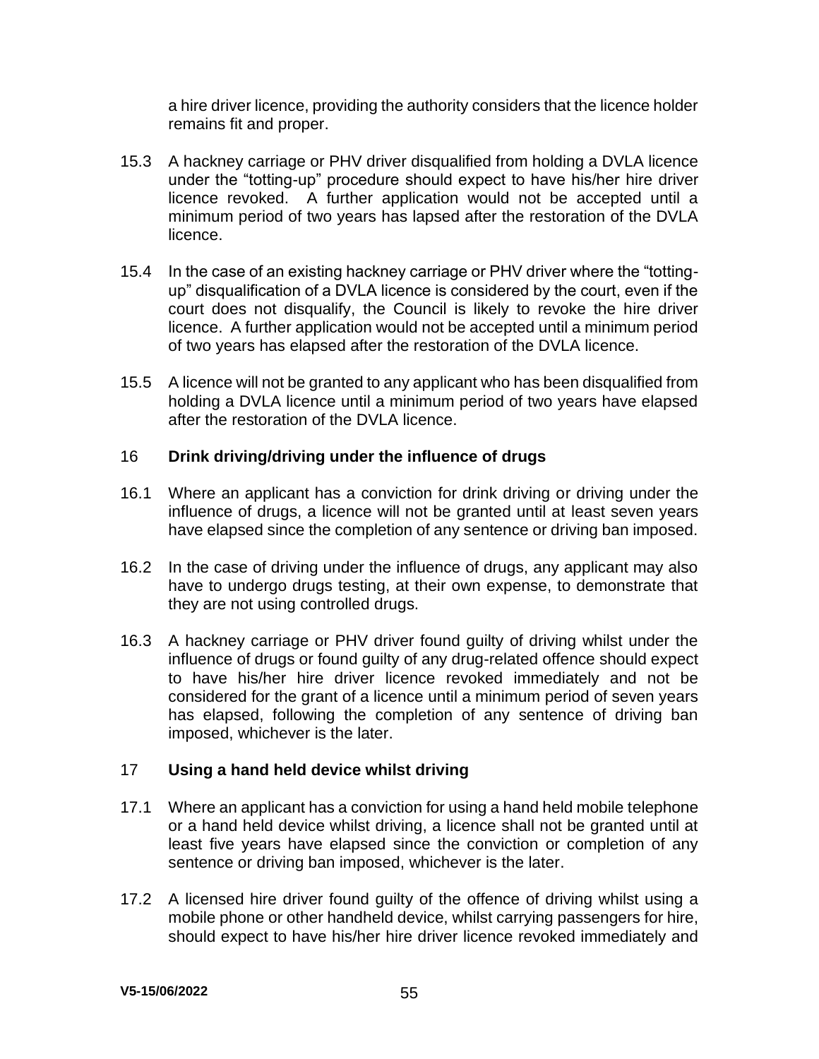a hire driver licence, providing the authority considers that the licence holder remains fit and proper.

15.3 A hackney carriage or PHV driver disqualified from holding a DVLA licence under the "totting-up" procedure should expect to have his/her hire driver licence revoked. A further application would not be accepted until a minimum period of two years has lapsed after the restoration of the DVLA licence.

15.4 In the case of an existing hackney carriage or PHV driver where the "totting-up" disqualification of a DVLA licence is considered by the court, even if the court does not disqualify, the Council is likely to revoke the hire driver licence. A further application would not be accepted until a minimum period of two years has elapsed after the restoration of the DVLA licence.

15.5 A licence will not be granted to any applicant who has been disqualified from holding a DVLA licence until a minimum period of two years have elapsed after the restoration of the DVLA licence.

## 16 Drink driving/driving under the influence of drugs

16.1 Where an applicant has a conviction for drink driving or driving under the influence of drugs, a licence will not be granted until at least seven years have elapsed since the completion of any sentence or driving ban imposed.

16.2 In the case of driving under the influence of drugs, any applicant may also have to undergo drugs testing, at their own expense, to demonstrate that they are not using controlled drugs.

16.3 A hackney carriage or PHV driver found guilty of driving whilst under the influence of drugs or found guilty of any drug-related offence should expect to have his/her hire driver licence revoked immediately and not be considered for the grant of a licence until a minimum period of seven years has elapsed, following the completion of any sentence of driving ban imposed, whichever is the later.

## 17 Using a hand held device whilst driving

17.1 Where an applicant has a conviction for using a hand held mobile telephone or a hand held device whilst driving, a licence shall not be granted until at least five years have elapsed since the conviction or completion of any sentence or driving ban imposed, whichever is the later.

17.2 A licensed hire driver found guilty of the offence of driving whilst using a mobile phone or other handheld device, whilst carrying passengers for hire, should expect to have his/her hire driver licence revoked immediately and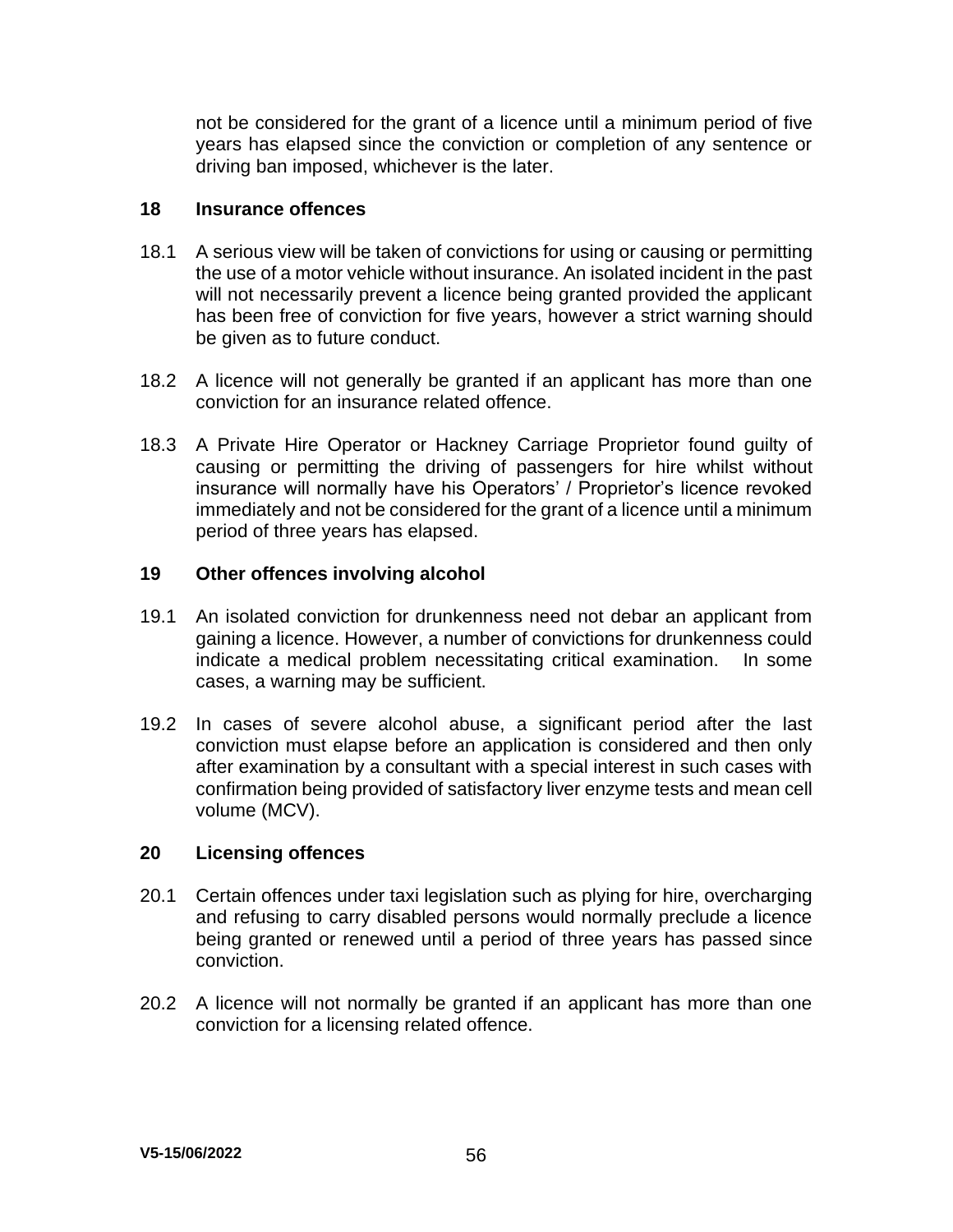not be considered for the grant of a licence until a minimum period of five years has elapsed since the conviction or completion of any sentence or driving ban imposed, whichever is the later.

## 18 Insurance offences

18.1 A serious view will be taken of convictions for using or causing or permitting the use of a motor vehicle without insurance. An isolated incident in the past will not necessarily prevent a licence being granted provided the applicant has been free of conviction for five years, however a strict warning should be given as to future conduct.

18.2 A licence will not generally be granted if an applicant has more than one conviction for an insurance related offence.

18.3 A Private Hire Operator or Hackney Carriage Proprietor found guilty of causing or permitting the driving of passengers for hire whilst without insurance will normally have his Operators' / Proprietor's licence revoked immediately and not be considered for the grant of a licence until a minimum period of three years has elapsed.

## 19 Other offences involving alcohol

19.1 An isolated conviction for drunkenness need not debar an applicant from gaining a licence. However, a number of convictions for drunkenness could indicate a medical problem necessitating critical examination. In some cases, a warning may be sufficient.

19.2 In cases of severe alcohol abuse, a significant period after the last conviction must elapse before an application is considered and then only after examination by a consultant with a special interest in such cases with confirmation being provided of satisfactory liver enzyme tests and mean cell volume (MCV).

## 20 Licensing offences

20.1 Certain offences under taxi legislation such as plying for hire, overcharging and refusing to carry disabled persons would normally preclude a licence being granted or renewed until a period of three years has passed since conviction.

20.2 A licence will not normally be granted if an applicant has more than one conviction for a licensing related offence.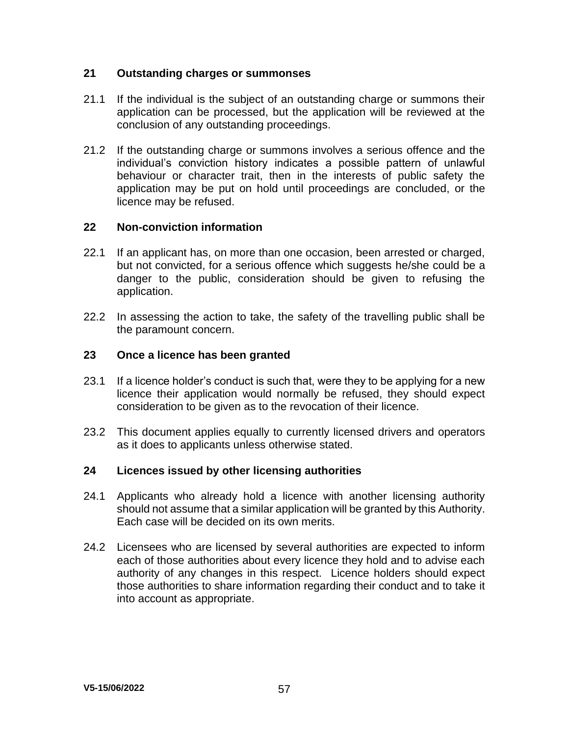## 21 Outstanding charges or summonses

21.1 If the individual is the subject of an outstanding charge or summons their application can be processed, but the application will be reviewed at the conclusion of any outstanding proceedings.

21.2 If the outstanding charge or summons involves a serious offence and the individual's conviction history indicates a possible pattern of unlawful behaviour or character trait, then in the interests of public safety the application may be put on hold until proceedings are concluded, or the licence may be refused.

## 22 Non-conviction information

22.1 If an applicant has, on more than one occasion, been arrested or charged, but not convicted, for a serious offence which suggests he/she could be a danger to the public, consideration should be given to refusing the application.

22.2 In assessing the action to take, the safety of the travelling public shall be the paramount concern.

## 23 Once a licence has been granted

23.1 If a licence holder's conduct is such that, were they to be applying for a new licence their application would normally be refused, they should expect consideration to be given as to the revocation of their licence.

23.2 This document applies equally to currently licensed drivers and operators as it does to applicants unless otherwise stated.

## 24 Licences issued by other licensing authorities

24.1 Applicants who already hold a licence with another licensing authority should not assume that a similar application will be granted by this Authority. Each case will be decided on its own merits.

24.2 Licensees who are licensed by several authorities are expected to inform each of those authorities about every licence they hold and to advise each authority of any changes in this respect. Licence holders should expect those authorities to share information regarding their conduct and to take it into account as appropriate.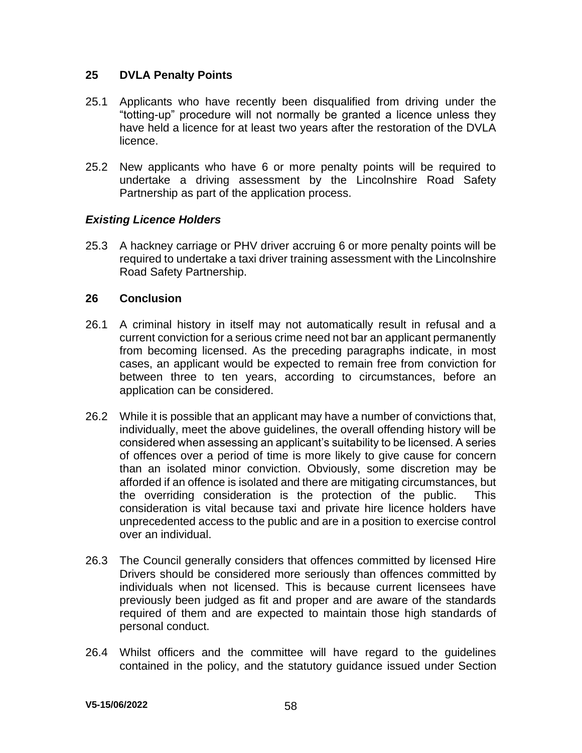## 25 DVLA Penalty Points

25.1 Applicants who have recently been disqualified from driving under the "totting-up" procedure will not normally be granted a licence unless they have held a licence for at least two years after the restoration of the DVLA licence.

25.2 New applicants who have 6 or more penalty points will be required to undertake a driving assessment by the Lincolnshire Road Safety Partnership as part of the application process.

### *Existing Licence Holders*

25.3 A hackney carriage or PHV driver accruing 6 or more penalty points will be required to undertake a taxi driver training assessment with the Lincolnshire Road Safety Partnership.

## 26 Conclusion

26.1 A criminal history in itself may not automatically result in refusal and a current conviction for a serious crime need not bar an applicant permanently from becoming licensed. As the preceding paragraphs indicate, in most cases, an applicant would be expected to remain free from conviction for between three to ten years, according to circumstances, before an application can be considered.

26.2 While it is possible that an applicant may have a number of convictions that, individually, meet the above guidelines, the overall offending history will be considered when assessing an applicant's suitability to be licensed. A series of offences over a period of time is more likely to give cause for concern than an isolated minor conviction. Obviously, some discretion may be afforded if an offence is isolated and there are mitigating circumstances, but the overriding consideration is the protection of the public. This consideration is vital because taxi and private hire licence holders have unprecedented access to the public and are in a position to exercise control over an individual.

26.3 The Council generally considers that offences committed by licensed Hire Drivers should be considered more seriously than offences committed by individuals when not licensed. This is because current licensees have previously been judged as fit and proper and are aware of the standards required of them and are expected to maintain those high standards of personal conduct.

26.4 Whilst officers and the committee will have regard to the guidelines contained in the policy, and the statutory guidance issued under Section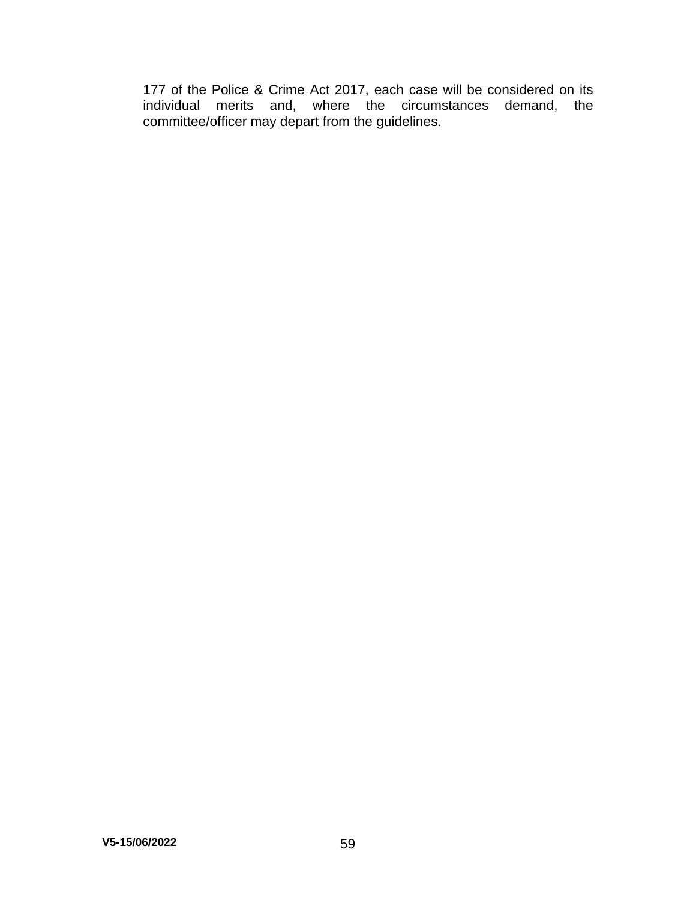177 of the Police & Crime Act 2017, each case will be considered on its individual merits and, where the circumstances demand, the committee/officer may depart from the guidelines.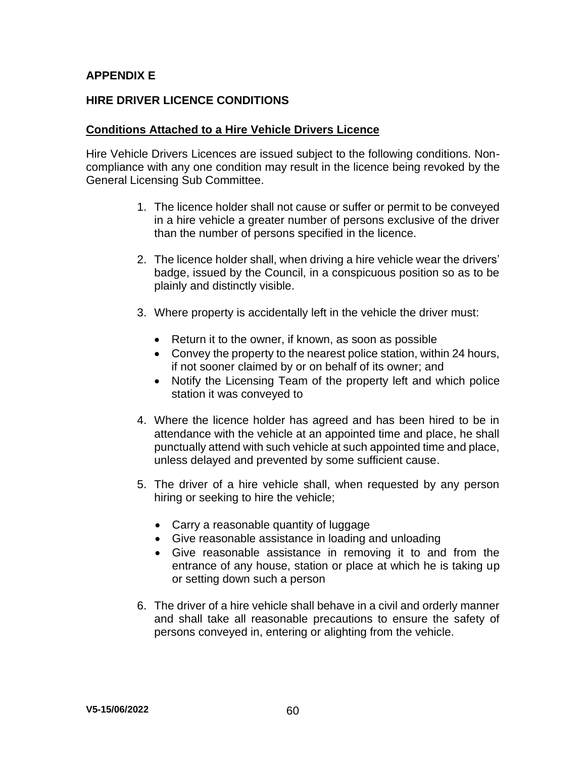## APPENDIX E

## HIRE DRIVER LICENCE CONDITIONS

### Conditions Attached to a Hire Vehicle Drivers Licence

Hire Vehicle Drivers Licences are issued subject to the following conditions. Non-compliance with any one condition may result in the licence being revoked by the General Licensing Sub Committee.

1. The licence holder shall not cause or suffer or permit to be conveyed in a hire vehicle a greater number of persons exclusive of the driver than the number of persons specified in the licence.

2. The licence holder shall, when driving a hire vehicle wear the drivers' badge, issued by the Council, in a conspicuous position so as to be plainly and distinctly visible.

3. Where property is accidentally left in the vehicle the driver must:

   - Return it to the owner, if known, as soon as possible
   - Convey the property to the nearest police station, within 24 hours, if not sooner claimed by or on behalf of its owner; and
   - Notify the Licensing Team of the property left and which police station it was conveyed to

4. Where the licence holder has agreed and has been hired to be in attendance with the vehicle at an appointed time and place, he shall punctually attend with such vehicle at such appointed time and place, unless delayed and prevented by some sufficient cause.

5. The driver of a hire vehicle shall, when requested by any person hiring or seeking to hire the vehicle;

   - Carry a reasonable quantity of luggage
   - Give reasonable assistance in loading and unloading
   - Give reasonable assistance in removing it to and from the entrance of any house, station or place at which he is taking up or setting down such a person

6. The driver of a hire vehicle shall behave in a civil and orderly manner and shall take all reasonable precautions to ensure the safety of persons conveyed in, entering or alighting from the vehicle.

V5-15/06/2022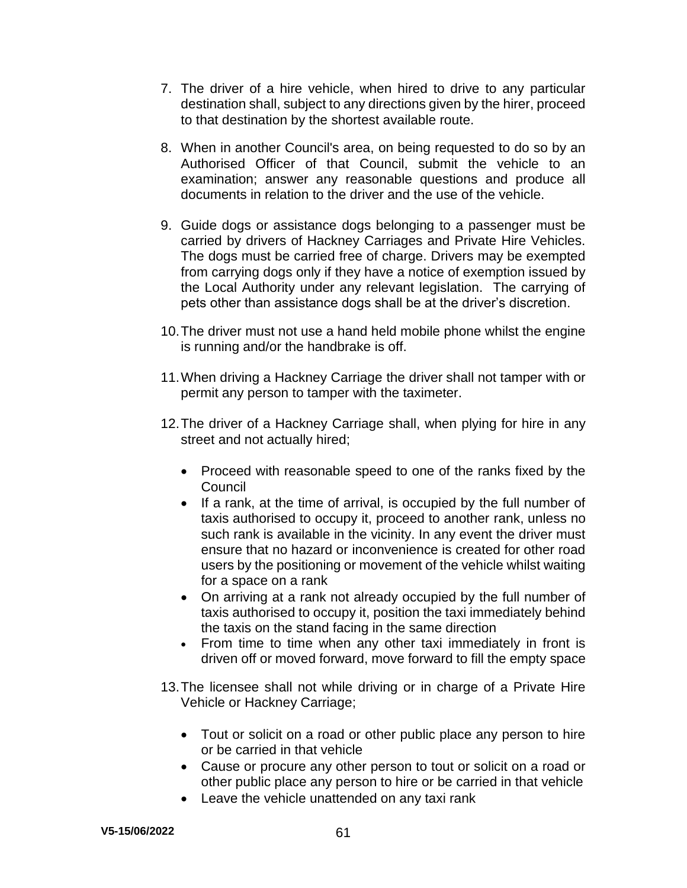7. The driver of a hire vehicle, when hired to drive to any particular destination shall, subject to any directions given by the hirer, proceed to that destination by the shortest available route.

8. When in another Council's area, on being requested to do so by an Authorised Officer of that Council, submit the vehicle to an examination; answer any reasonable questions and produce all documents in relation to the driver and the use of the vehicle.

9. Guide dogs or assistance dogs belonging to a passenger must be carried by drivers of Hackney Carriages and Private Hire Vehicles. The dogs must be carried free of charge. Drivers may be exempted from carrying dogs only if they have a notice of exemption issued by the Local Authority under any relevant legislation. The carrying of pets other than assistance dogs shall be at the driver's discretion.

10. The driver must not use a hand held mobile phone whilst the engine is running and/or the handbrake is off.

11. When driving a Hackney Carriage the driver shall not tamper with or permit any person to tamper with the taximeter.

12. The driver of a Hackney Carriage shall, when plying for hire in any street and not actually hired;

    - Proceed with reasonable speed to one of the ranks fixed by the Council
    - If a rank, at the time of arrival, is occupied by the full number of taxis authorised to occupy it, proceed to another rank, unless no such rank is available in the vicinity. In any event the driver must ensure that no hazard or inconvenience is created for other road users by the positioning or movement of the vehicle whilst waiting for a space on a rank
    - On arriving at a rank not already occupied by the full number of taxis authorised to occupy it, position the taxi immediately behind the taxis on the stand facing in the same direction
    - From time to time when any other taxi immediately in front is driven off or moved forward, move forward to fill the empty space

13. The licensee shall not while driving or in charge of a Private Hire Vehicle or Hackney Carriage;

    - Tout or solicit on a road or other public place any person to hire or be carried in that vehicle
    - Cause or procure any other person to tout or solicit on a road or other public place any person to hire or be carried in that vehicle
    - Leave the vehicle unattended on any taxi rank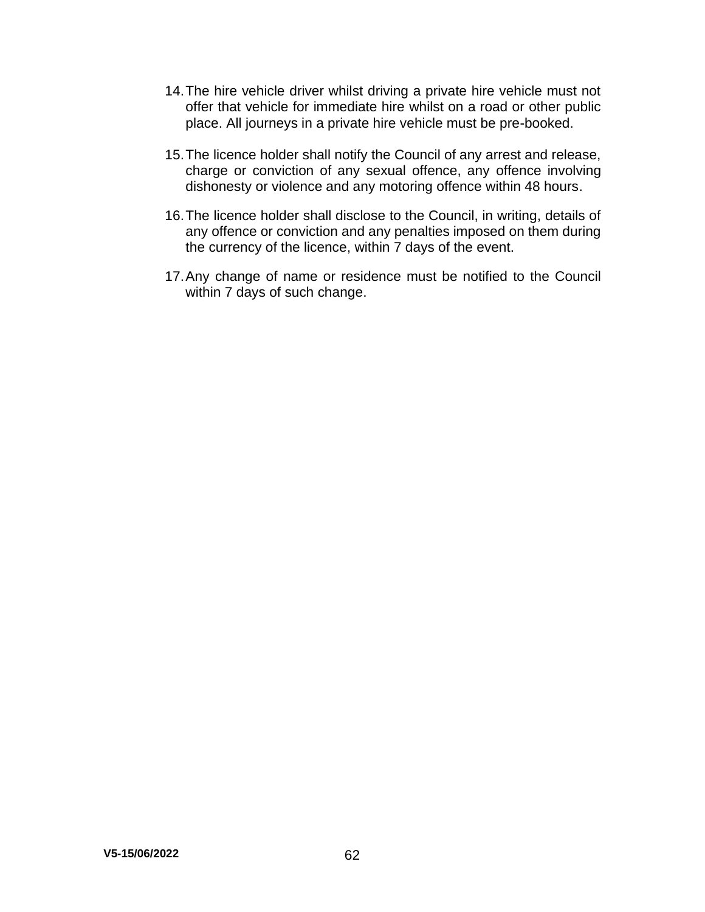14. The hire vehicle driver whilst driving a private hire vehicle must not offer that vehicle for immediate hire whilst on a road or other public place. All journeys in a private hire vehicle must be pre-booked.

15. The licence holder shall notify the Council of any arrest and release, charge or conviction of any sexual offence, any offence involving dishonesty or violence and any motoring offence within 48 hours.

16. The licence holder shall disclose to the Council, in writing, details of any offence or conviction and any penalties imposed on them during the currency of the licence, within 7 days of the event.

17. Any change of name or residence must be notified to the Council within 7 days of such change.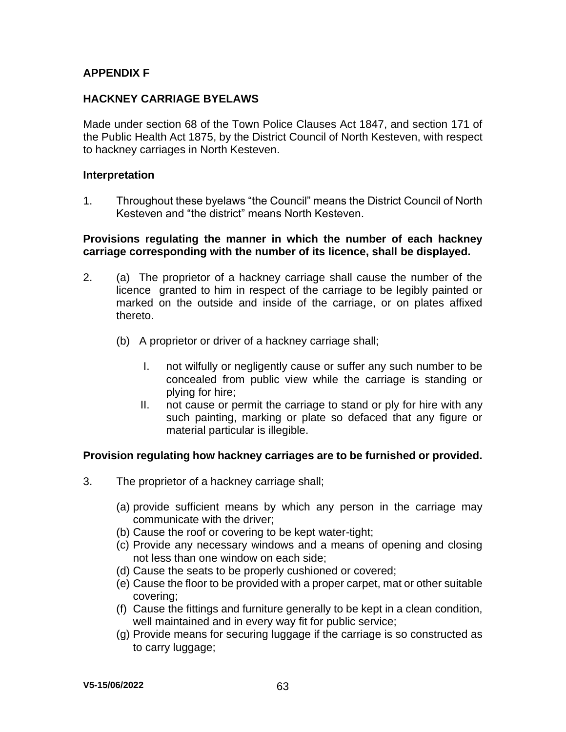**APPENDIX F**

**HACKNEY CARRIAGE BYELAWS**

Made under section 68 of the Town Police Clauses Act 1847, and section 171 of the Public Health Act 1875, by the District Council of North Kesteven, with respect to hackney carriages in North Kesteven.

**Interpretation**

1. Throughout these byelaws "the Council" means the District Council of North Kesteven and "the district" means North Kesteven.

**Provisions regulating the manner in which the number of each hackney carriage corresponding with the number of its licence, shall be displayed.**

2. (a) The proprietor of a hackney carriage shall cause the number of the licence granted to him in respect of the carriage to be legibly painted or marked on the outside and inside of the carriage, or on plates affixed thereto.

   (b) A proprietor or driver of a hackney carriage shall;

      I. not wilfully or negligently cause or suffer any such number to be concealed from public view while the carriage is standing or plying for hire;
      II. not cause or permit the carriage to stand or ply for hire with any such painting, marking or plate so defaced that any figure or material particular is illegible.

**Provision regulating how hackney carriages are to be furnished or provided.**

3. The proprietor of a hackney carriage shall;

   (a) provide sufficient means by which any person in the carriage may communicate with the driver;
   (b) Cause the roof or covering to be kept water-tight;
   (c) Provide any necessary windows and a means of opening and closing not less than one window on each side;
   (d) Cause the seats to be properly cushioned or covered;
   (e) Cause the floor to be provided with a proper carpet, mat or other suitable covering;
   (f) Cause the fittings and furniture generally to be kept in a clean condition, well maintained and in every way fit for public service;
   (g) Provide means for securing luggage if the carriage is so constructed as to carry luggage;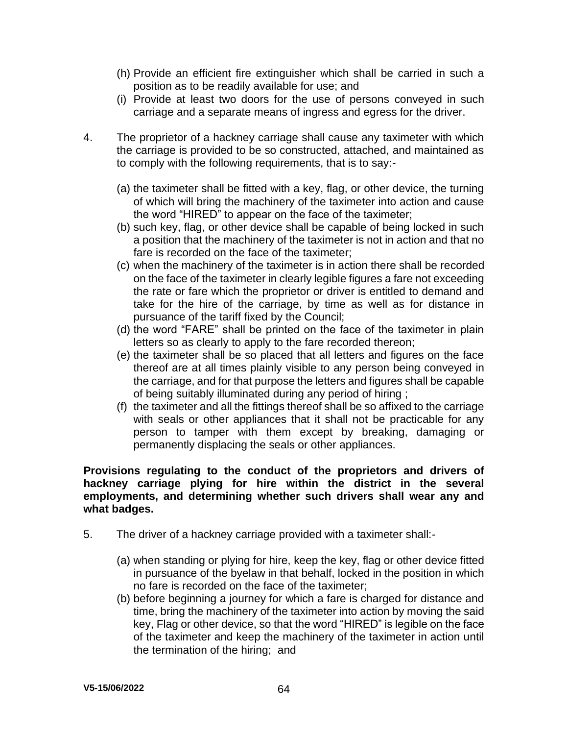(h) Provide an efficient fire extinguisher which shall be carried in such a position as to be readily available for use; and
(i) Provide at least two doors for the use of persons conveyed in such carriage and a separate means of ingress and egress for the driver.

4. The proprietor of a hackney carriage shall cause any taximeter with which the carriage is provided to be so constructed, attached, and maintained as to comply with the following requirements, that is to say:-

   (a) the taximeter shall be fitted with a key, flag, or other device, the turning of which will bring the machinery of the taximeter into action and cause the word "HIRED" to appear on the face of the taximeter;
   (b) such key, flag, or other device shall be capable of being locked in such a position that the machinery of the taximeter is not in action and that no fare is recorded on the face of the taximeter;
   (c) when the machinery of the taximeter is in action there shall be recorded on the face of the taximeter in clearly legible figures a fare not exceeding the rate or fare which the proprietor or driver is entitled to demand and take for the hire of the carriage, by time as well as for distance in pursuance of the tariff fixed by the Council;
   (d) the word "FARE" shall be printed on the face of the taximeter in plain letters so as clearly to apply to the fare recorded thereon;
   (e) the taximeter shall be so placed that all letters and figures on the face thereof are at all times plainly visible to any person being conveyed in the carriage, and for that purpose the letters and figures shall be capable of being suitably illuminated during any period of hiring ;
   (f) the taximeter and all the fittings thereof shall be so affixed to the carriage with seals or other appliances that it shall not be practicable for any person to tamper with them except by breaking, damaging or permanently displacing the seals or other appliances.

**Provisions regulating to the conduct of the proprietors and drivers of hackney carriage plying for hire within the district in the several employments, and determining whether such drivers shall wear any and what badges.**

5. The driver of a hackney carriage provided with a taximeter shall:-

   (a) when standing or plying for hire, keep the key, flag or other device fitted in pursuance of the byelaw in that behalf, locked in the position in which no fare is recorded on the face of the taximeter;
   (b) before beginning a journey for which a fare is charged for distance and time, bring the machinery of the taximeter into action by moving the said key, Flag or other device, so that the word "HIRED" is legible on the face of the taximeter and keep the machinery of the taximeter in action until the termination of the hiring; and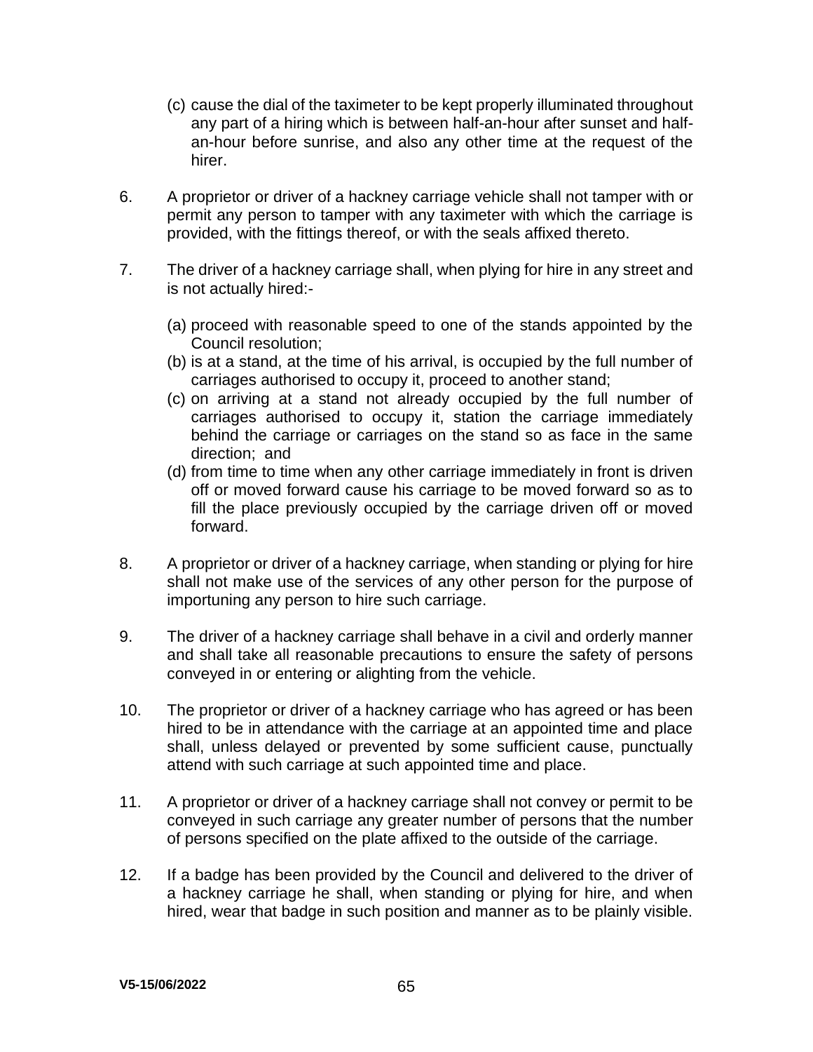(c) cause the dial of the taximeter to be kept properly illuminated throughout any part of a hiring which is between half-an-hour after sunset and half-an-hour before sunrise, and also any other time at the request of the hirer.

6. A proprietor or driver of a hackney carriage vehicle shall not tamper with or permit any person to tamper with any taximeter with which the carriage is provided, with the fittings thereof, or with the seals affixed thereto.

7. The driver of a hackney carriage shall, when plying for hire in any street and is not actually hired:-

   (a) proceed with reasonable speed to one of the stands appointed by the Council resolution;
   (b) is at a stand, at the time of his arrival, is occupied by the full number of carriages authorised to occupy it, proceed to another stand;
   (c) on arriving at a stand not already occupied by the full number of carriages authorised to occupy it, station the carriage immediately behind the carriage or carriages on the stand so as face in the same direction; and
   (d) from time to time when any other carriage immediately in front is driven off or moved forward cause his carriage to be moved forward so as to fill the place previously occupied by the carriage driven off or moved forward.

8. A proprietor or driver of a hackney carriage, when standing or plying for hire shall not make use of the services of any other person for the purpose of importuning any person to hire such carriage.

9. The driver of a hackney carriage shall behave in a civil and orderly manner and shall take all reasonable precautions to ensure the safety of persons conveyed in or entering or alighting from the vehicle.

10. The proprietor or driver of a hackney carriage who has agreed or has been hired to be in attendance with the carriage at an appointed time and place shall, unless delayed or prevented by some sufficient cause, punctually attend with such carriage at such appointed time and place.

11. A proprietor or driver of a hackney carriage shall not convey or permit to be conveyed in such carriage any greater number of persons that the number of persons specified on the plate affixed to the outside of the carriage.

12. If a badge has been provided by the Council and delivered to the driver of a hackney carriage he shall, when standing or plying for hire, and when hired, wear that badge in such position and manner as to be plainly visible.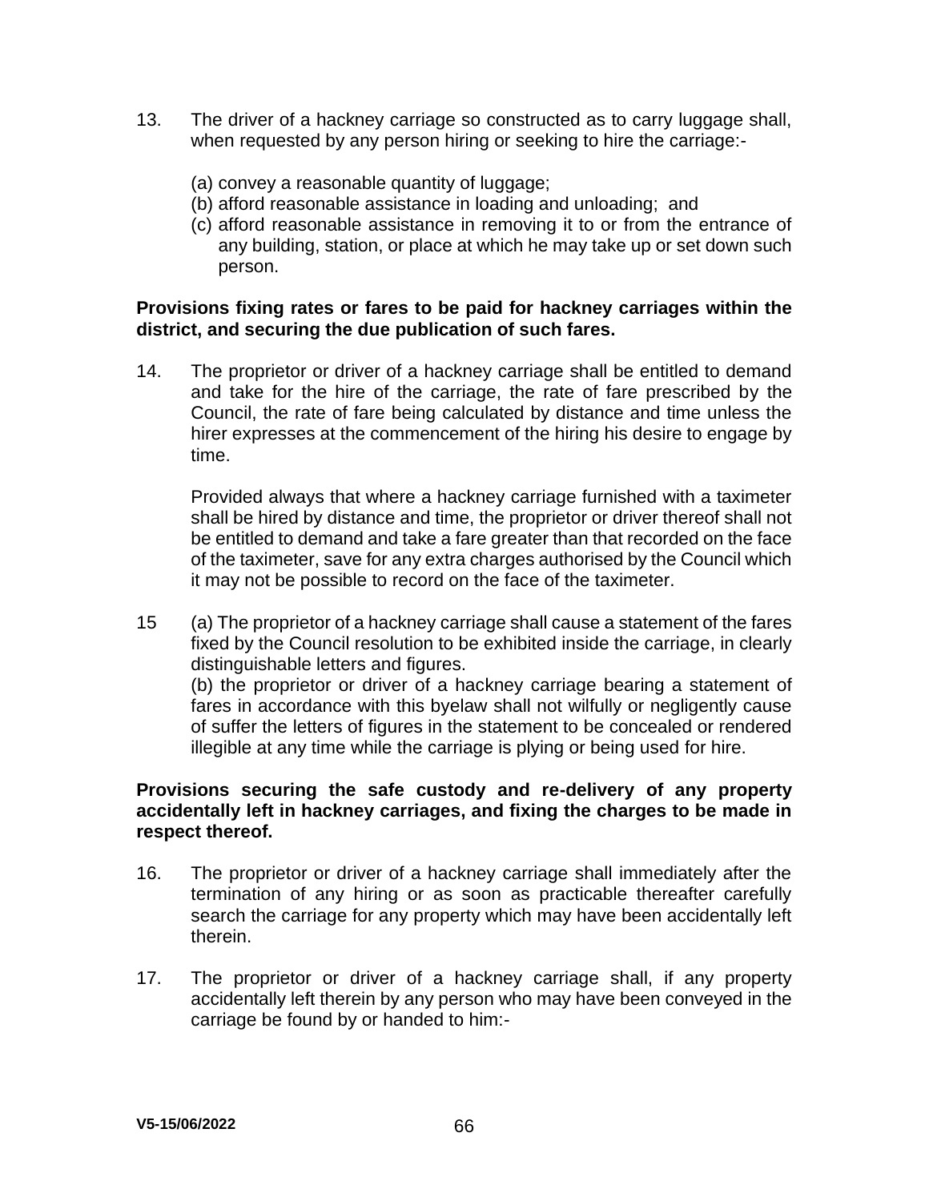13. The driver of a hackney carriage so constructed as to carry luggage shall, when requested by any person hiring or seeking to hire the carriage:-

    (a) convey a reasonable quantity of luggage;
    (b) afford reasonable assistance in loading and unloading; and
    (c) afford reasonable assistance in removing it to or from the entrance of any building, station, or place at which he may take up or set down such person.

**Provisions fixing rates or fares to be paid for hackney carriages within the district, and securing the due publication of such fares.**

14. The proprietor or driver of a hackney carriage shall be entitled to demand and take for the hire of the carriage, the rate of fare prescribed by the Council, the rate of fare being calculated by distance and time unless the hirer expresses at the commencement of the hiring his desire to engage by time.

    Provided always that where a hackney carriage furnished with a taximeter shall be hired by distance and time, the proprietor or driver thereof shall not be entitled to demand and take a fare greater than that recorded on the face of the taximeter, save for any extra charges authorised by the Council which it may not be possible to record on the face of the taximeter.

15 (a) The proprietor of a hackney carriage shall cause a statement of the fares fixed by the Council resolution to be exhibited inside the carriage, in clearly distinguishable letters and figures.
   (b) the proprietor or driver of a hackney carriage bearing a statement of fares in accordance with this byelaw shall not wilfully or negligently cause of suffer the letters of figures in the statement to be concealed or rendered illegible at any time while the carriage is plying or being used for hire.

**Provisions securing the safe custody and re-delivery of any property accidentally left in hackney carriages, and fixing the charges to be made in respect thereof.**

16. The proprietor or driver of a hackney carriage shall immediately after the termination of any hiring or as soon as practicable thereafter carefully search the carriage for any property which may have been accidentally left therein.

17. The proprietor or driver of a hackney carriage shall, if any property accidentally left therein by any person who may have been conveyed in the carriage be found by or handed to him:-

V5-15/06/2022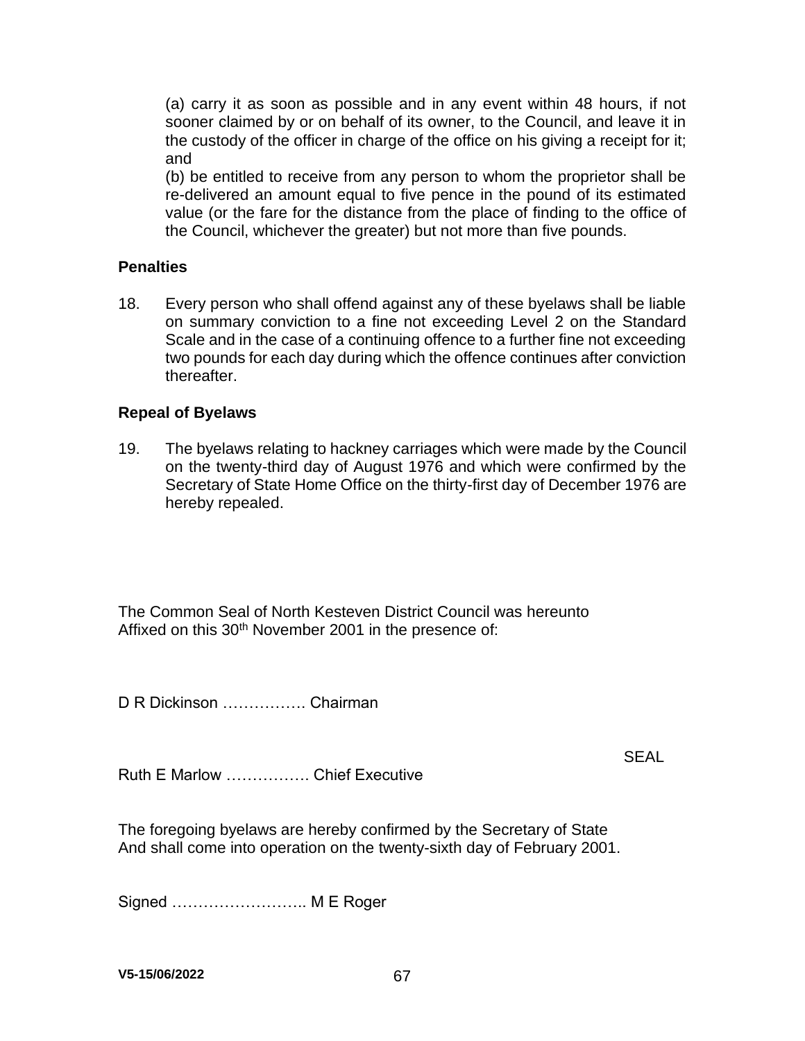(a) carry it as soon as possible and in any event within 48 hours, if not sooner claimed by or on behalf of its owner, to the Council, and leave it in the custody of the officer in charge of the office on his giving a receipt for it; and

(b) be entitled to receive from any person to whom the proprietor shall be re-delivered an amount equal to five pence in the pound of its estimated value (or the fare for the distance from the place of finding to the office of the Council, whichever the greater) but not more than five pounds.

### Penalties

18. Every person who shall offend against any of these byelaws shall be liable on summary conviction to a fine not exceeding Level 2 on the Standard Scale and in the case of a continuing offence to a further fine not exceeding two pounds for each day during which the offence continues after conviction thereafter.

### Repeal of Byelaws

19. The byelaws relating to hackney carriages which were made by the Council on the twenty-third day of August 1976 and which were confirmed by the Secretary of State Home Office on the thirty-first day of December 1976 are hereby repealed.

The Common Seal of North Kesteven District Council was hereunto Affixed on this 30th November 2001 in the presence of:

D R Dickinson ……………. Chairman

SEAL

Ruth E Marlow ……………. Chief Executive

The foregoing byelaws are hereby confirmed by the Secretary of State And shall come into operation on the twenty-sixth day of February 2001.

Signed …………………….. M E Roger

V5-15/06/2022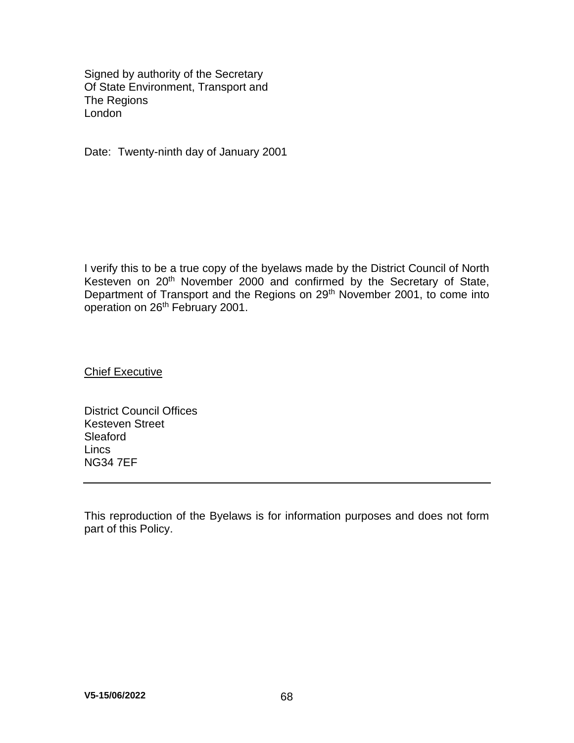Signed by authority of the Secretary
Of State Environment, Transport and
The Regions
London

Date: Twenty-ninth day of January 2001

I verify this to be a true copy of the byelaws made by the District Council of North Kesteven on 20th November 2000 and confirmed by the Secretary of State, Department of Transport and the Regions on 29th November 2001, to come into operation on 26th February 2001.

Chief Executive

District Council Offices
Kesteven Street
Sleaford
Lincs
NG34 7EF

---

This reproduction of the Byelaws is for information purposes and does not form part of this Policy.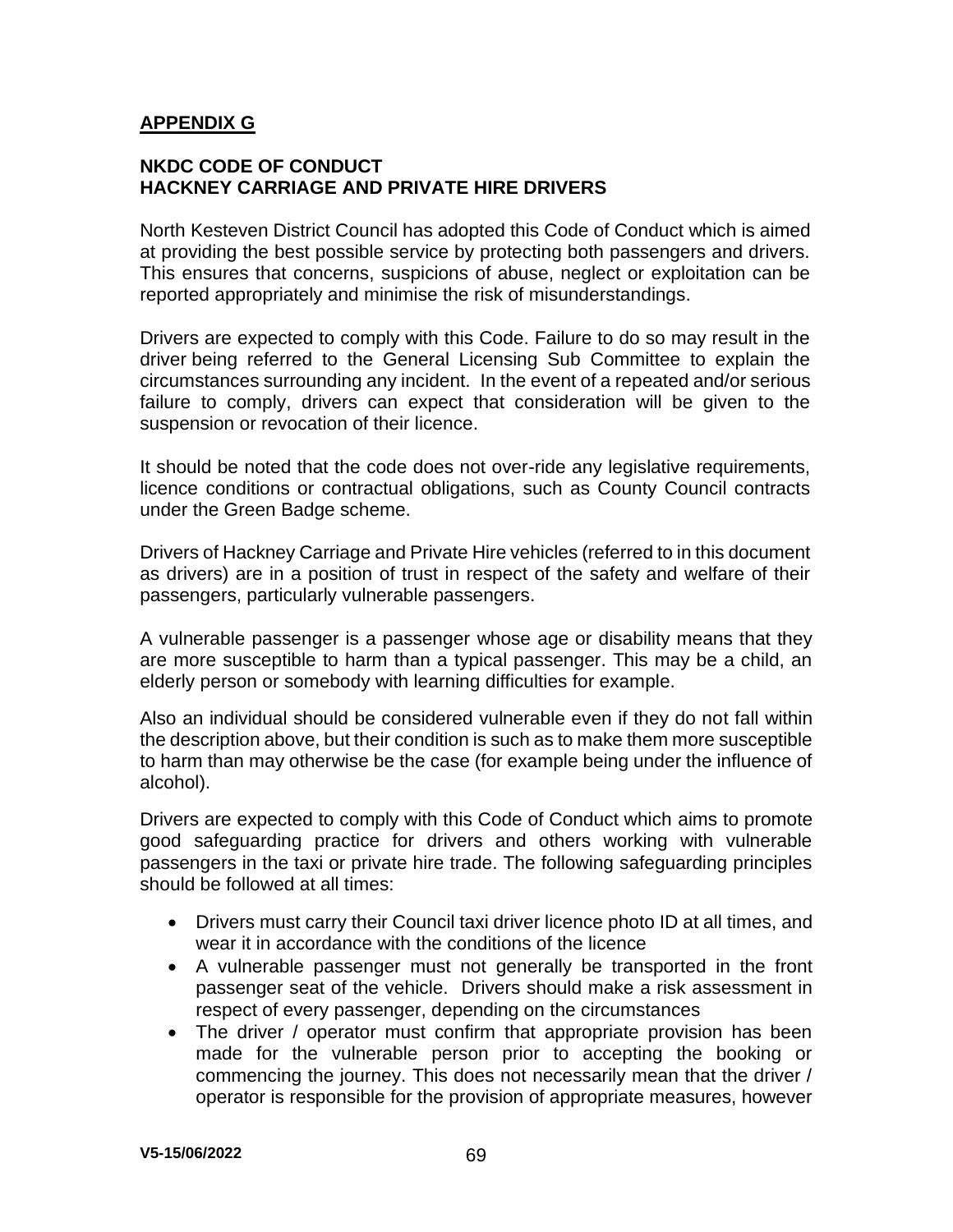## APPENDIX G

### NKDC CODE OF CONDUCT
### HACKNEY CARRIAGE AND PRIVATE HIRE DRIVERS

North Kesteven District Council has adopted this Code of Conduct which is aimed at providing the best possible service by protecting both passengers and drivers. This ensures that concerns, suspicions of abuse, neglect or exploitation can be reported appropriately and minimise the risk of misunderstandings.

Drivers are expected to comply with this Code. Failure to do so may result in the driver being referred to the General Licensing Sub Committee to explain the circumstances surrounding any incident. In the event of a repeated and/or serious failure to comply, drivers can expect that consideration will be given to the suspension or revocation of their licence.

It should be noted that the code does not over-ride any legislative requirements, licence conditions or contractual obligations, such as County Council contracts under the Green Badge scheme.

Drivers of Hackney Carriage and Private Hire vehicles (referred to in this document as drivers) are in a position of trust in respect of the safety and welfare of their passengers, particularly vulnerable passengers.

A vulnerable passenger is a passenger whose age or disability means that they are more susceptible to harm than a typical passenger. This may be a child, an elderly person or somebody with learning difficulties for example.

Also an individual should be considered vulnerable even if they do not fall within the description above, but their condition is such as to make them more susceptible to harm than may otherwise be the case (for example being under the influence of alcohol).

Drivers are expected to comply with this Code of Conduct which aims to promote good safeguarding practice for drivers and others working with vulnerable passengers in the taxi or private hire trade. The following safeguarding principles should be followed at all times:

- Drivers must carry their Council taxi driver licence photo ID at all times, and wear it in accordance with the conditions of the licence
- A vulnerable passenger must not generally be transported in the front passenger seat of the vehicle. Drivers should make a risk assessment in respect of every passenger, depending on the circumstances
- The driver / operator must confirm that appropriate provision has been made for the vulnerable person prior to accepting the booking or commencing the journey. This does not necessarily mean that the driver / operator is responsible for the provision of appropriate measures, however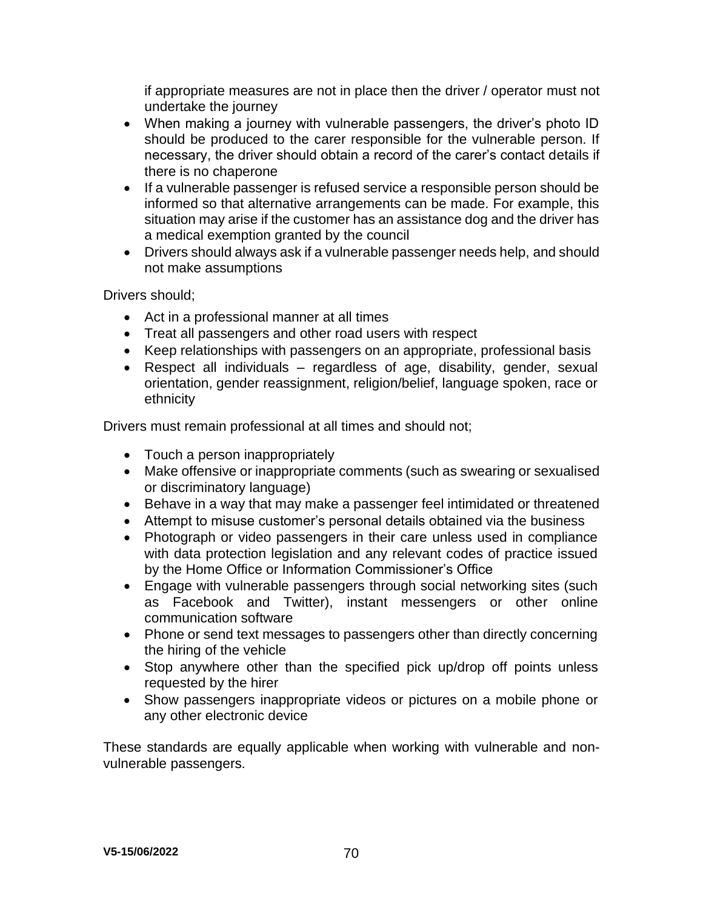if appropriate measures are not in place then the driver / operator must not undertake the journey

- When making a journey with vulnerable passengers, the driver's photo ID should be produced to the carer responsible for the vulnerable person. If necessary, the driver should obtain a record of the carer's contact details if there is no chaperone
- If a vulnerable passenger is refused service a responsible person should be informed so that alternative arrangements can be made. For example, this situation may arise if the customer has an assistance dog and the driver has a medical exemption granted by the council
- Drivers should always ask if a vulnerable passenger needs help, and should not make assumptions

Drivers should;

- Act in a professional manner at all times
- Treat all passengers and other road users with respect
- Keep relationships with passengers on an appropriate, professional basis
- Respect all individuals – regardless of age, disability, gender, sexual orientation, gender reassignment, religion/belief, language spoken, race or ethnicity

Drivers must remain professional at all times and should not;

- Touch a person inappropriately
- Make offensive or inappropriate comments (such as swearing or sexualised or discriminatory language)
- Behave in a way that may make a passenger feel intimidated or threatened
- Attempt to misuse customer's personal details obtained via the business
- Photograph or video passengers in their care unless used in compliance with data protection legislation and any relevant codes of practice issued by the Home Office or Information Commissioner's Office
- Engage with vulnerable passengers through social networking sites (such as Facebook and Twitter), instant messengers or other online communication software
- Phone or send text messages to passengers other than directly concerning the hiring of the vehicle
- Stop anywhere other than the specified pick up/drop off points unless requested by the hirer
- Show passengers inappropriate videos or pictures on a mobile phone or any other electronic device

These standards are equally applicable when working with vulnerable and non-vulnerable passengers.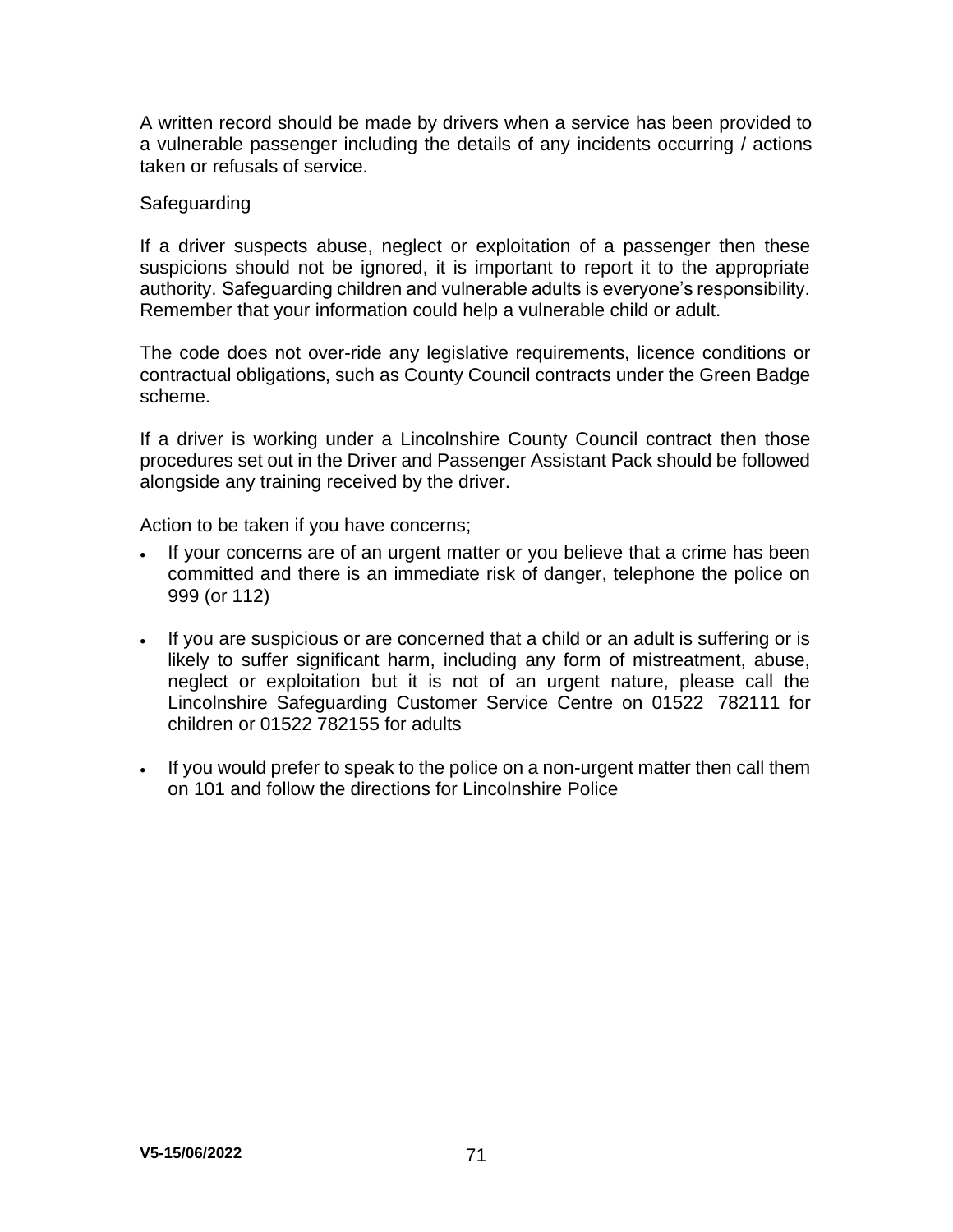A written record should be made by drivers when a service has been provided to a vulnerable passenger including the details of any incidents occurring / actions taken or refusals of service.

Safeguarding

If a driver suspects abuse, neglect or exploitation of a passenger then these suspicions should not be ignored, it is important to report it to the appropriate authority. Safeguarding children and vulnerable adults is everyone's responsibility. Remember that your information could help a vulnerable child or adult.

The code does not over-ride any legislative requirements, licence conditions or contractual obligations, such as County Council contracts under the Green Badge scheme.

If a driver is working under a Lincolnshire County Council contract then those procedures set out in the Driver and Passenger Assistant Pack should be followed alongside any training received by the driver.

Action to be taken if you have concerns;

- If your concerns are of an urgent matter or you believe that a crime has been committed and there is an immediate risk of danger, telephone the police on 999 (or 112)
- If you are suspicious or are concerned that a child or an adult is suffering or is likely to suffer significant harm, including any form of mistreatment, abuse, neglect or exploitation but it is not of an urgent nature, please call the Lincolnshire Safeguarding Customer Service Centre on 01522 782111 for children or 01522 782155 for adults
- If you would prefer to speak to the police on a non-urgent matter then call them on 101 and follow the directions for Lincolnshire Police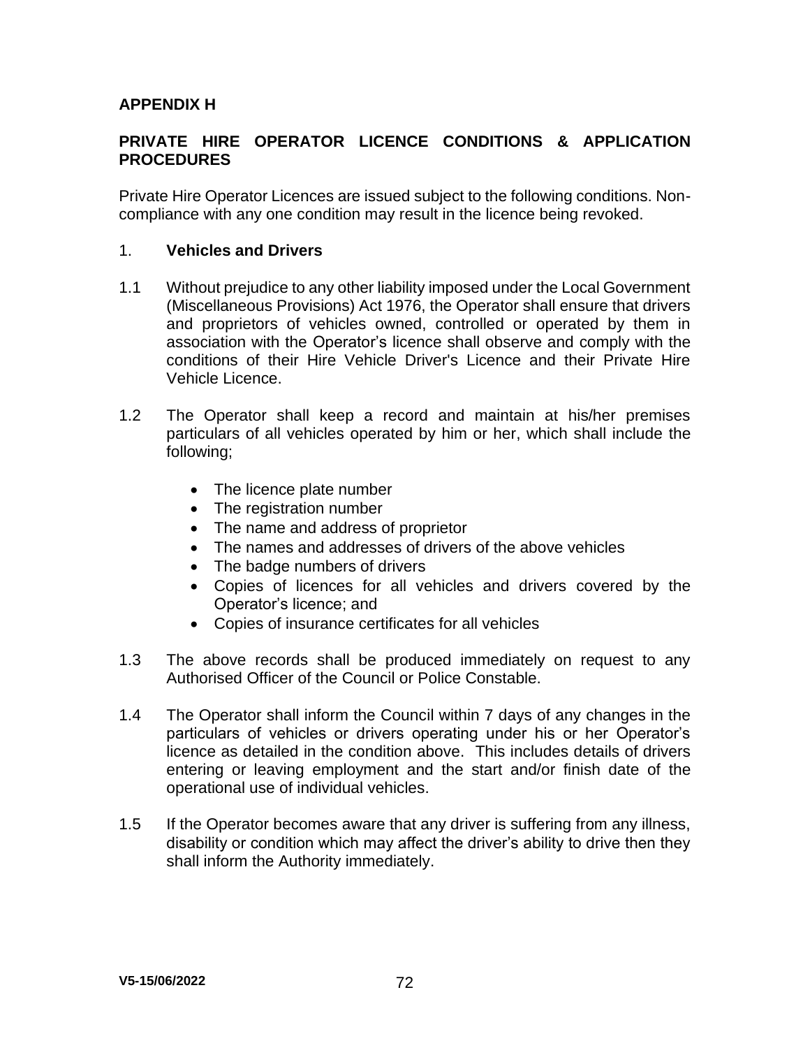## APPENDIX H

## PRIVATE HIRE OPERATOR LICENCE CONDITIONS & APPLICATION PROCEDURES

Private Hire Operator Licences are issued subject to the following conditions. Non-compliance with any one condition may result in the licence being revoked.

1. **Vehicles and Drivers**

1.1 Without prejudice to any other liability imposed under the Local Government (Miscellaneous Provisions) Act 1976, the Operator shall ensure that drivers and proprietors of vehicles owned, controlled or operated by them in association with the Operator's licence shall observe and comply with the conditions of their Hire Vehicle Driver's Licence and their Private Hire Vehicle Licence.

1.2 The Operator shall keep a record and maintain at his/her premises particulars of all vehicles operated by him or her, which shall include the following;

- The licence plate number
- The registration number
- The name and address of proprietor
- The names and addresses of drivers of the above vehicles
- The badge numbers of drivers
- Copies of licences for all vehicles and drivers covered by the Operator's licence; and
- Copies of insurance certificates for all vehicles

1.3 The above records shall be produced immediately on request to any Authorised Officer of the Council or Police Constable.

1.4 The Operator shall inform the Council within 7 days of any changes in the particulars of vehicles or drivers operating under his or her Operator's licence as detailed in the condition above. This includes details of drivers entering or leaving employment and the start and/or finish date of the operational use of individual vehicles.

1.5 If the Operator becomes aware that any driver is suffering from any illness, disability or condition which may affect the driver's ability to drive then they shall inform the Authority immediately.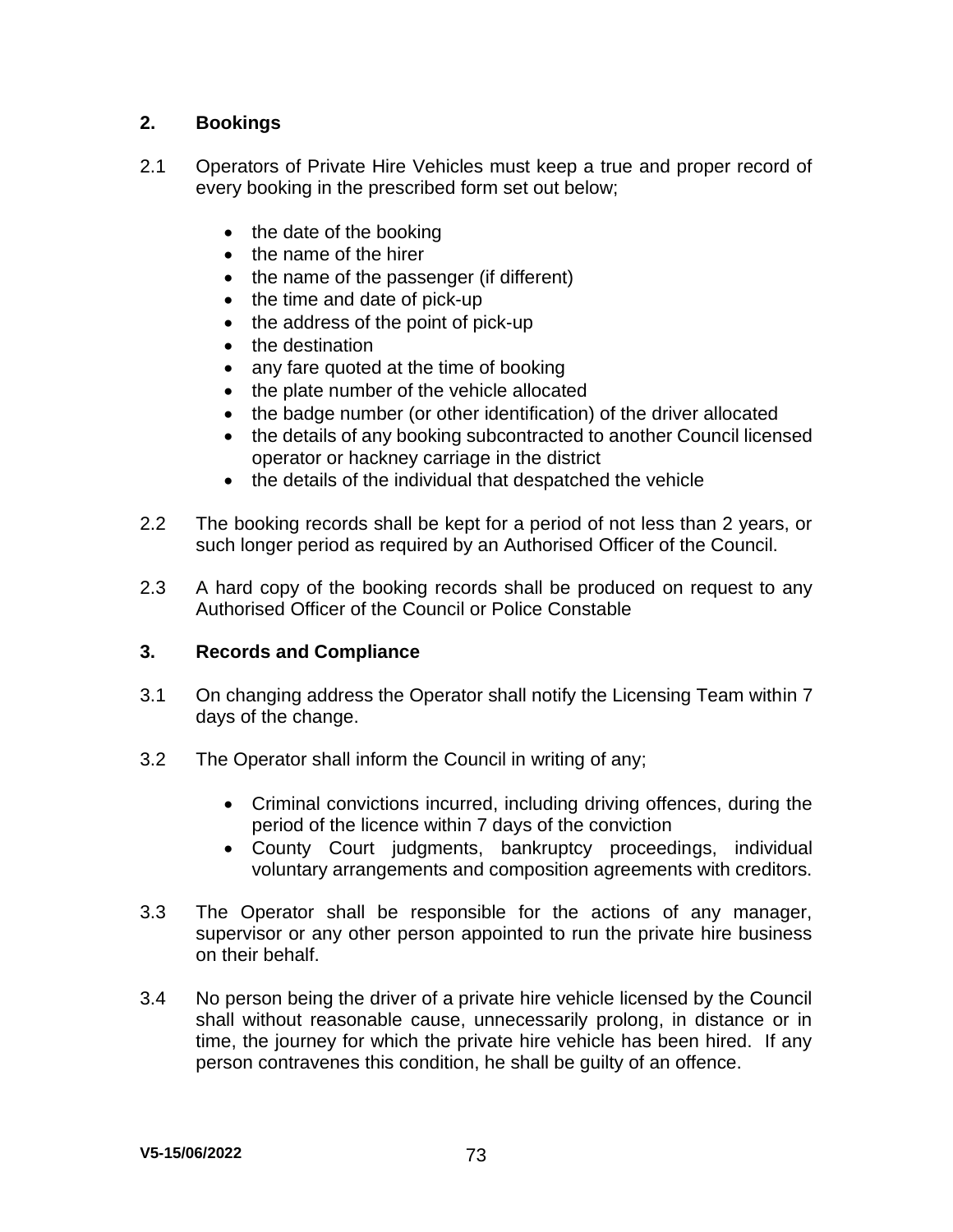## 2. Bookings

2.1 Operators of Private Hire Vehicles must keep a true and proper record of every booking in the prescribed form set out below;

- the date of the booking
- the name of the hirer
- the name of the passenger (if different)
- the time and date of pick-up
- the address of the point of pick-up
- the destination
- any fare quoted at the time of booking
- the plate number of the vehicle allocated
- the badge number (or other identification) of the driver allocated
- the details of any booking subcontracted to another Council licensed operator or hackney carriage in the district
- the details of the individual that despatched the vehicle

2.2 The booking records shall be kept for a period of not less than 2 years, or such longer period as required by an Authorised Officer of the Council.

2.3 A hard copy of the booking records shall be produced on request to any Authorised Officer of the Council or Police Constable

## 3. Records and Compliance

3.1 On changing address the Operator shall notify the Licensing Team within 7 days of the change.

3.2 The Operator shall inform the Council in writing of any;

- Criminal convictions incurred, including driving offences, during the period of the licence within 7 days of the conviction
- County Court judgments, bankruptcy proceedings, individual voluntary arrangements and composition agreements with creditors.

3.3 The Operator shall be responsible for the actions of any manager, supervisor or any other person appointed to run the private hire business on their behalf.

3.4 No person being the driver of a private hire vehicle licensed by the Council shall without reasonable cause, unnecessarily prolong, in distance or in time, the journey for which the private hire vehicle has been hired. If any person contravenes this condition, he shall be guilty of an offence.

V5-15/06/2022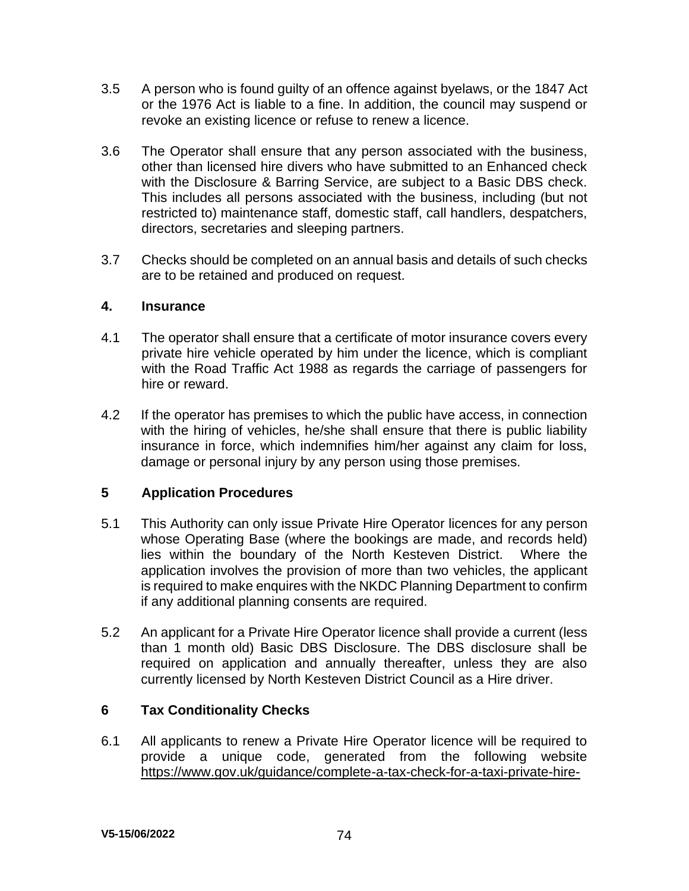3.5 A person who is found guilty of an offence against byelaws, or the 1847 Act or the 1976 Act is liable to a fine. In addition, the council may suspend or revoke an existing licence or refuse to renew a licence.

3.6 The Operator shall ensure that any person associated with the business, other than licensed hire divers who have submitted to an Enhanced check with the Disclosure & Barring Service, are subject to a Basic DBS check. This includes all persons associated with the business, including (but not restricted to) maintenance staff, domestic staff, call handlers, despatchers, directors, secretaries and sleeping partners.

3.7 Checks should be completed on an annual basis and details of such checks are to be retained and produced on request.

## 4. Insurance

4.1 The operator shall ensure that a certificate of motor insurance covers every private hire vehicle operated by him under the licence, which is compliant with the Road Traffic Act 1988 as regards the carriage of passengers for hire or reward.

4.2 If the operator has premises to which the public have access, in connection with the hiring of vehicles, he/she shall ensure that there is public liability insurance in force, which indemnifies him/her against any claim for loss, damage or personal injury by any person using those premises.

## 5 Application Procedures

5.1 This Authority can only issue Private Hire Operator licences for any person whose Operating Base (where the bookings are made, and records held) lies within the boundary of the North Kesteven District. Where the application involves the provision of more than two vehicles, the applicant is required to make enquires with the NKDC Planning Department to confirm if any additional planning consents are required.

5.2 An applicant for a Private Hire Operator licence shall provide a current (less than 1 month old) Basic DBS Disclosure. The DBS disclosure shall be required on application and annually thereafter, unless they are also currently licensed by North Kesteven District Council as a Hire driver.

## 6 Tax Conditionality Checks

6.1 All applicants to renew a Private Hire Operator licence will be required to provide a unique code, generated from the following website https://www.gov.uk/guidance/complete-a-tax-check-for-a-taxi-private-hire-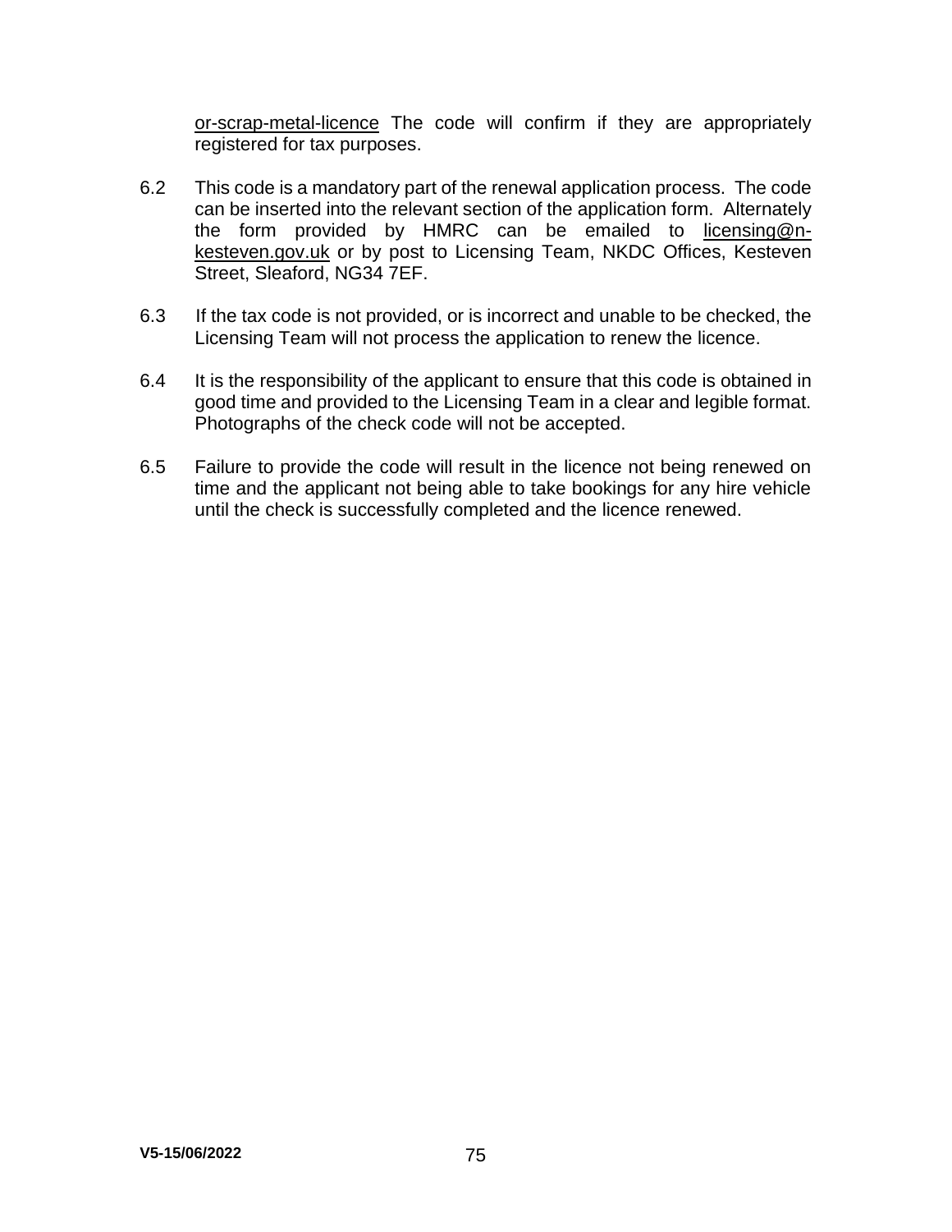or-scrap-metal-licence The code will confirm if they are appropriately registered for tax purposes.

6.2 This code is a mandatory part of the renewal application process. The code can be inserted into the relevant section of the application form. Alternately the form provided by HMRC can be emailed to licensing@n-kesteven.gov.uk or by post to Licensing Team, NKDC Offices, Kesteven Street, Sleaford, NG34 7EF.

6.3 If the tax code is not provided, or is incorrect and unable to be checked, the Licensing Team will not process the application to renew the licence.

6.4 It is the responsibility of the applicant to ensure that this code is obtained in good time and provided to the Licensing Team in a clear and legible format. Photographs of the check code will not be accepted.

6.5 Failure to provide the code will result in the licence not being renewed on time and the applicant not being able to take bookings for any hire vehicle until the check is successfully completed and the licence renewed.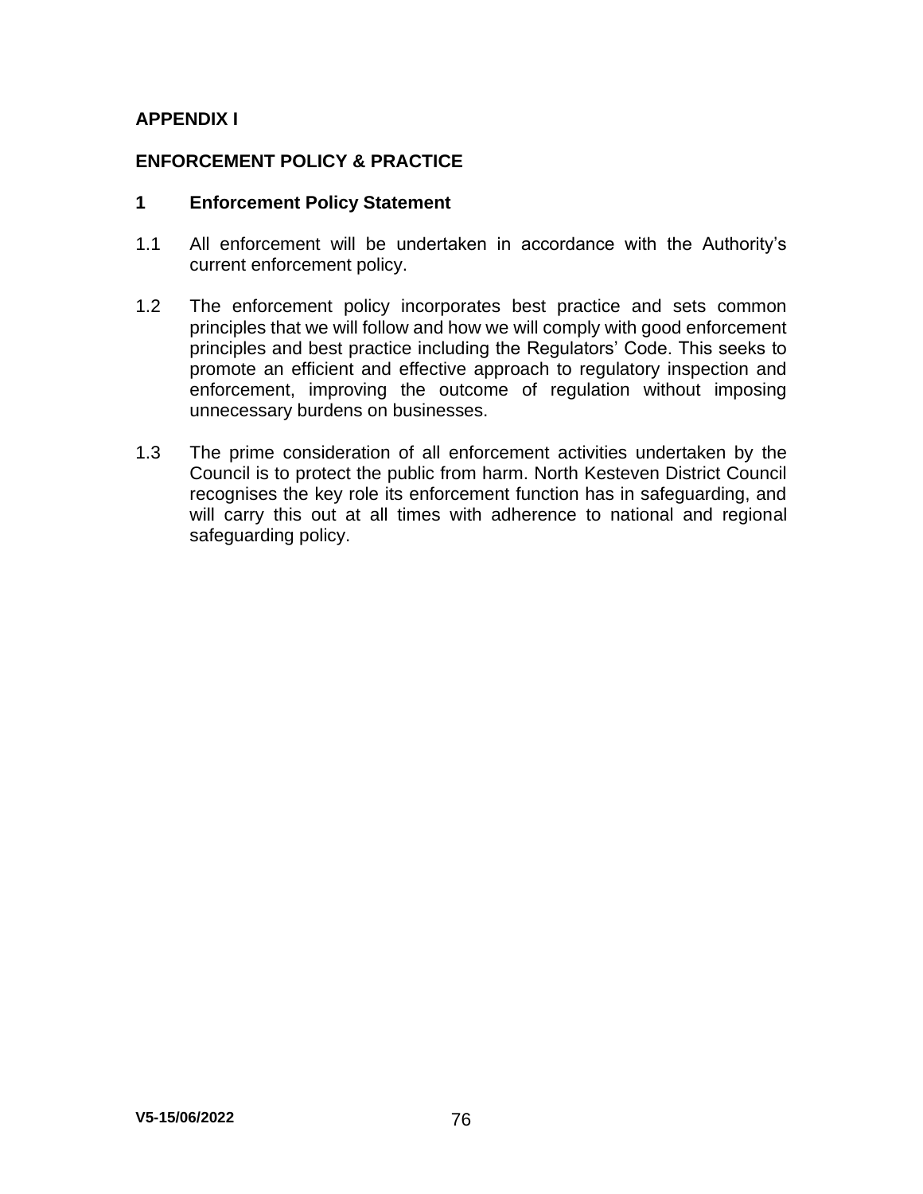## APPENDIX I

## ENFORCEMENT POLICY & PRACTICE

### 1 Enforcement Policy Statement

1.1 All enforcement will be undertaken in accordance with the Authority's current enforcement policy.

1.2 The enforcement policy incorporates best practice and sets common principles that we will follow and how we will comply with good enforcement principles and best practice including the Regulators' Code. This seeks to promote an efficient and effective approach to regulatory inspection and enforcement, improving the outcome of regulation without imposing unnecessary burdens on businesses.

1.3 The prime consideration of all enforcement activities undertaken by the Council is to protect the public from harm. North Kesteven District Council recognises the key role its enforcement function has in safeguarding, and will carry this out at all times with adherence to national and regional safeguarding policy.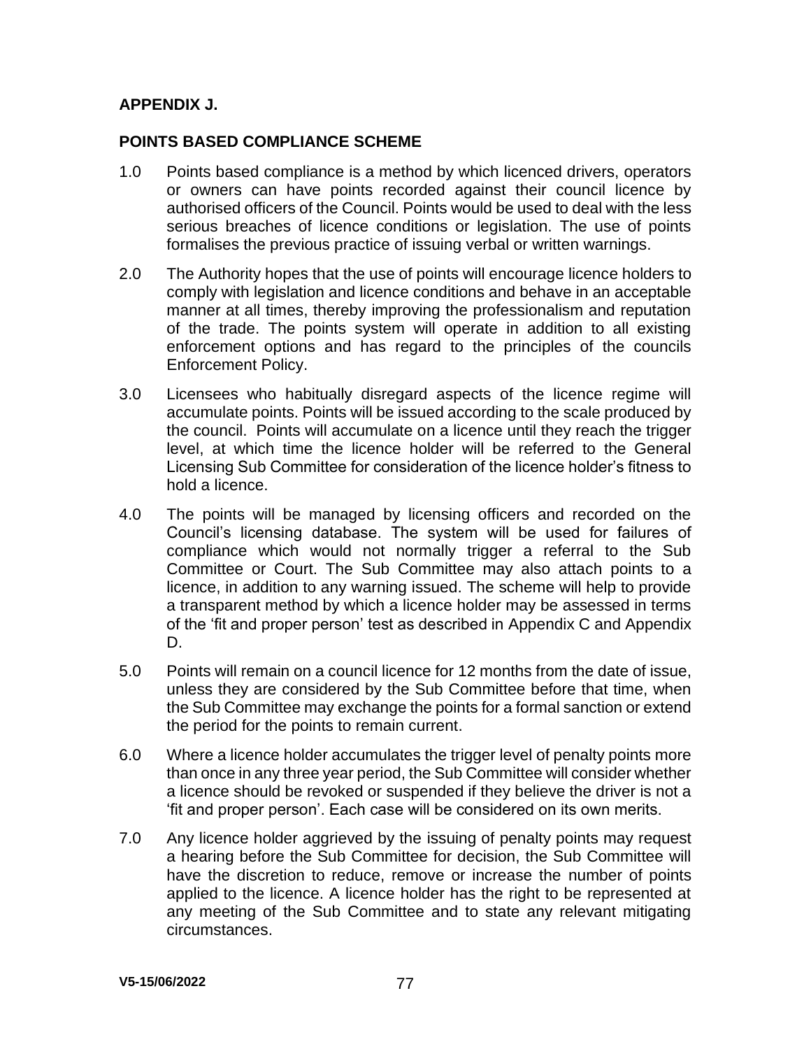**APPENDIX J.**

**POINTS BASED COMPLIANCE SCHEME**

1.0 Points based compliance is a method by which licenced drivers, operators or owners can have points recorded against their council licence by authorised officers of the Council. Points would be used to deal with the less serious breaches of licence conditions or legislation. The use of points formalises the previous practice of issuing verbal or written warnings.

2.0 The Authority hopes that the use of points will encourage licence holders to comply with legislation and licence conditions and behave in an acceptable manner at all times, thereby improving the professionalism and reputation of the trade. The points system will operate in addition to all existing enforcement options and has regard to the principles of the councils Enforcement Policy.

3.0 Licensees who habitually disregard aspects of the licence regime will accumulate points. Points will be issued according to the scale produced by the council. Points will accumulate on a licence until they reach the trigger level, at which time the licence holder will be referred to the General Licensing Sub Committee for consideration of the licence holder's fitness to hold a licence.

4.0 The points will be managed by licensing officers and recorded on the Council's licensing database. The system will be used for failures of compliance which would not normally trigger a referral to the Sub Committee or Court. The Sub Committee may also attach points to a licence, in addition to any warning issued. The scheme will help to provide a transparent method by which a licence holder may be assessed in terms of the 'fit and proper person' test as described in Appendix C and Appendix D.

5.0 Points will remain on a council licence for 12 months from the date of issue, unless they are considered by the Sub Committee before that time, when the Sub Committee may exchange the points for a formal sanction or extend the period for the points to remain current.

6.0 Where a licence holder accumulates the trigger level of penalty points more than once in any three year period, the Sub Committee will consider whether a licence should be revoked or suspended if they believe the driver is not a 'fit and proper person'. Each case will be considered on its own merits.

7.0 Any licence holder aggrieved by the issuing of penalty points may request a hearing before the Sub Committee for decision, the Sub Committee will have the discretion to reduce, remove or increase the number of points applied to the licence. A licence holder has the right to be represented at any meeting of the Sub Committee and to state any relevant mitigating circumstances.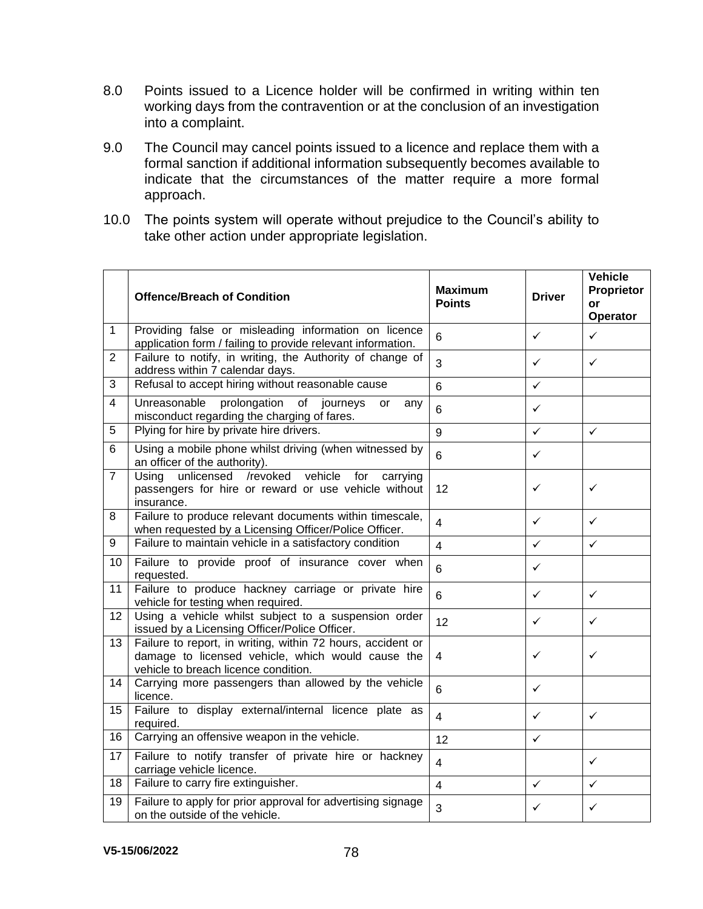8.0 Points issued to a Licence holder will be confirmed in writing within ten working days from the contravention or at the conclusion of an investigation into a complaint.

9.0 The Council may cancel points issued to a licence and replace them with a formal sanction if additional information subsequently becomes available to indicate that the circumstances of the matter require a more formal approach.

10.0 The points system will operate without prejudice to the Council's ability to take other action under appropriate legislation.

| | **Offence/Breach of Condition** | **Maximum Points** | **Driver** | **Vehicle Proprietor or Operator** |
|---|---|---|---|---|
| 1 | Providing false or misleading information on licence application form / failing to provide relevant information. | 6 | ✓ | ✓ |
| 2 | Failure to notify, in writing, the Authority of change of address within 7 calendar days. | 3 | ✓ | ✓ |
| 3 | Refusal to accept hiring without reasonable cause | 6 | ✓ | |
| 4 | Unreasonable prolongation of journeys or any misconduct regarding the charging of fares. | 6 | ✓ | |
| 5 | Plying for hire by private hire drivers. | 9 | ✓ | ✓ |
| 6 | Using a mobile phone whilst driving (when witnessed by an officer of the authority). | 6 | ✓ | |
| 7 | Using unlicensed /revoked vehicle for carrying passengers for hire or reward or use vehicle without insurance. | 12 | ✓ | ✓ |
| 8 | Failure to produce relevant documents within timescale, when requested by a Licensing Officer/Police Officer. | 4 | ✓ | ✓ |
| 9 | Failure to maintain vehicle in a satisfactory condition | 4 | ✓ | ✓ |
| 10 | Failure to provide proof of insurance cover when requested. | 6 | ✓ | |
| 11 | Failure to produce hackney carriage or private hire vehicle for testing when required. | 6 | ✓ | ✓ |
| 12 | Using a vehicle whilst subject to a suspension order issued by a Licensing Officer/Police Officer. | 12 | ✓ | ✓ |
| 13 | Failure to report, in writing, within 72 hours, accident or damage to licensed vehicle, which would cause the vehicle to breach licence condition. | 4 | ✓ | ✓ |
| 14 | Carrying more passengers than allowed by the vehicle licence. | 6 | ✓ | |
| 15 | Failure to display external/internal licence plate as required. | 4 | ✓ | ✓ |
| 16 | Carrying an offensive weapon in the vehicle. | 12 | ✓ | |
| 17 | Failure to notify transfer of private hire or hackney carriage vehicle licence. | 4 | | ✓ |
| 18 | Failure to carry fire extinguisher. | 4 | ✓ | ✓ |
| 19 | Failure to apply for prior approval for advertising signage on the outside of the vehicle. | 3 | ✓ | ✓ |

V5-15/06/2022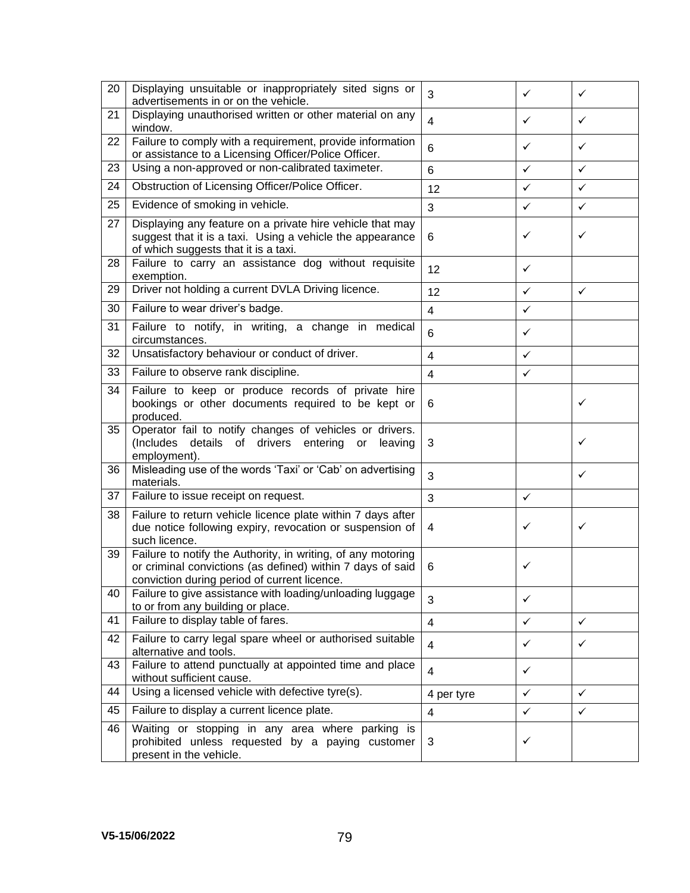| 20 | Displaying unsuitable or inappropriately sited signs or advertisements in or on the vehicle. | 3 | ✓ | ✓ |
|---|---|---|---|---|
| 21 | Displaying unauthorised written or other material on any window. | 4 | ✓ | ✓ |
| 22 | Failure to comply with a requirement, provide information or assistance to a Licensing Officer/Police Officer. | 6 | ✓ | ✓ |
| 23 | Using a non-approved or non-calibrated taximeter. | 6 | ✓ | ✓ |
| 24 | Obstruction of Licensing Officer/Police Officer. | 12 | ✓ | ✓ |
| 25 | Evidence of smoking in vehicle. | 3 | ✓ | ✓ |
| 27 | Displaying any feature on a private hire vehicle that may suggest that it is a taxi. Using a vehicle the appearance of which suggests that it is a taxi. | 6 | ✓ | ✓ |
| 28 | Failure to carry an assistance dog without requisite exemption. | 12 | ✓ | |
| 29 | Driver not holding a current DVLA Driving licence. | 12 | ✓ | ✓ |
| 30 | Failure to wear driver's badge. | 4 | ✓ | |
| 31 | Failure to notify, in writing, a change in medical circumstances. | 6 | ✓ | |
| 32 | Unsatisfactory behaviour or conduct of driver. | 4 | ✓ | |
| 33 | Failure to observe rank discipline. | 4 | ✓ | |
| 34 | Failure to keep or produce records of private hire bookings or other documents required to be kept or produced. | 6 | | ✓ |
| 35 | Operator fail to notify changes of vehicles or drivers. (Includes details of drivers entering or leaving employment). | 3 | | ✓ |
| 36 | Misleading use of the words 'Taxi' or 'Cab' on advertising materials. | 3 | | ✓ |
| 37 | Failure to issue receipt on request. | 3 | ✓ | |
| 38 | Failure to return vehicle licence plate within 7 days after due notice following expiry, revocation or suspension of such licence. | 4 | ✓ | ✓ |
| 39 | Failure to notify the Authority, in writing, of any motoring or criminal convictions (as defined) within 7 days of said conviction during period of current licence. | 6 | ✓ | |
| 40 | Failure to give assistance with loading/unloading luggage to or from any building or place. | 3 | ✓ | |
| 41 | Failure to display table of fares. | 4 | ✓ | ✓ |
| 42 | Failure to carry legal spare wheel or authorised suitable alternative and tools. | 4 | ✓ | ✓ |
| 43 | Failure to attend punctually at appointed time and place without sufficient cause. | 4 | ✓ | |
| 44 | Using a licensed vehicle with defective tyre(s). | 4 per tyre | ✓ | ✓ |
| 45 | Failure to display a current licence plate. | 4 | ✓ | ✓ |
| 46 | Waiting or stopping in any area where parking is prohibited unless requested by a paying customer present in the vehicle. | 3 | ✓ | |

V5-15/06/2022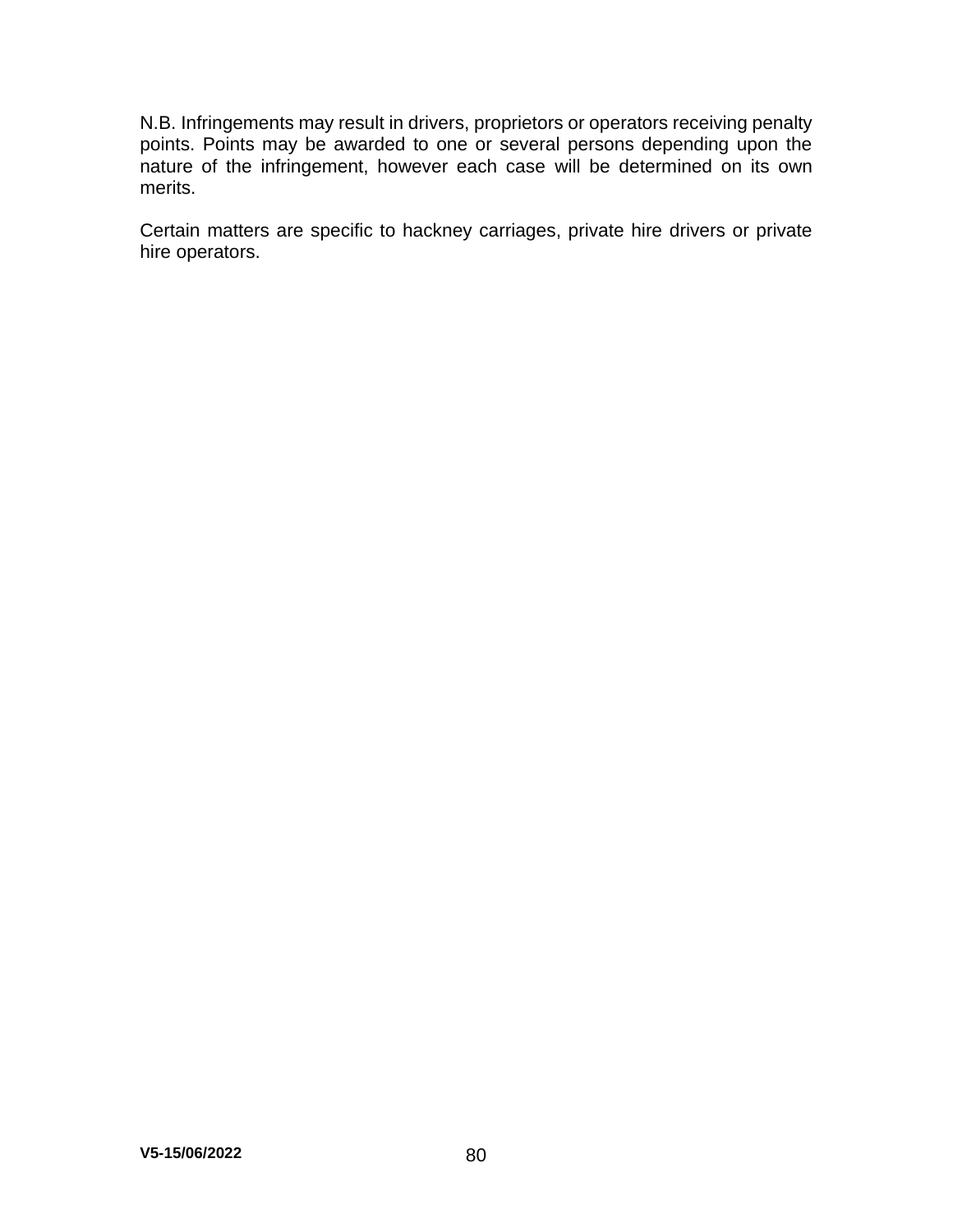N.B. Infringements may result in drivers, proprietors or operators receiving penalty points. Points may be awarded to one or several persons depending upon the nature of the infringement, however each case will be determined on its own merits.

Certain matters are specific to hackney carriages, private hire drivers or private hire operators.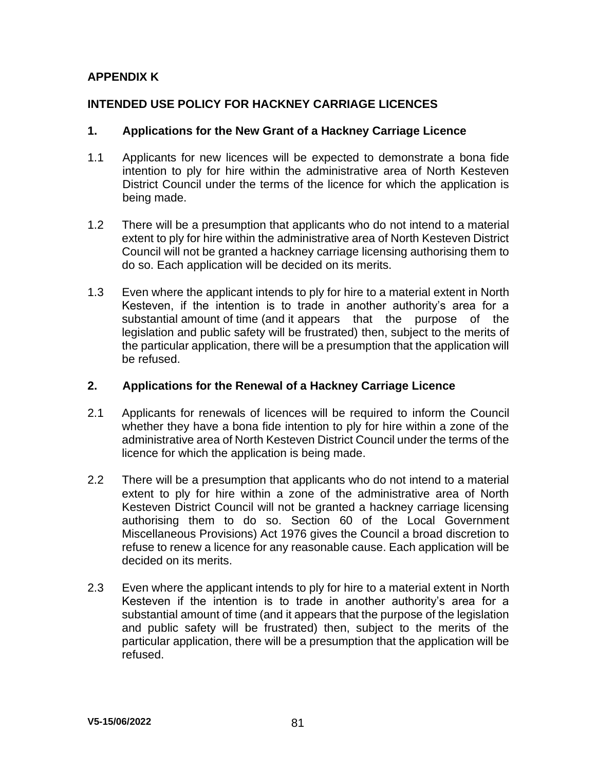## APPENDIX K

## INTENDED USE POLICY FOR HACKNEY CARRIAGE LICENCES

### 1. Applications for the New Grant of a Hackney Carriage Licence

1.1 Applicants for new licences will be expected to demonstrate a bona fide intention to ply for hire within the administrative area of North Kesteven District Council under the terms of the licence for which the application is being made.

1.2 There will be a presumption that applicants who do not intend to a material extent to ply for hire within the administrative area of North Kesteven District Council will not be granted a hackney carriage licensing authorising them to do so. Each application will be decided on its merits.

1.3 Even where the applicant intends to ply for hire to a material extent in North Kesteven, if the intention is to trade in another authority's area for a substantial amount of time (and it appears that the purpose of the legislation and public safety will be frustrated) then, subject to the merits of the particular application, there will be a presumption that the application will be refused.

### 2. Applications for the Renewal of a Hackney Carriage Licence

2.1 Applicants for renewals of licences will be required to inform the Council whether they have a bona fide intention to ply for hire within a zone of the administrative area of North Kesteven District Council under the terms of the licence for which the application is being made.

2.2 There will be a presumption that applicants who do not intend to a material extent to ply for hire within a zone of the administrative area of North Kesteven District Council will not be granted a hackney carriage licensing authorising them to do so. Section 60 of the Local Government Miscellaneous Provisions) Act 1976 gives the Council a broad discretion to refuse to renew a licence for any reasonable cause. Each application will be decided on its merits.

2.3 Even where the applicant intends to ply for hire to a material extent in North Kesteven if the intention is to trade in another authority's area for a substantial amount of time (and it appears that the purpose of the legislation and public safety will be frustrated) then, subject to the merits of the particular application, there will be a presumption that the application will be refused.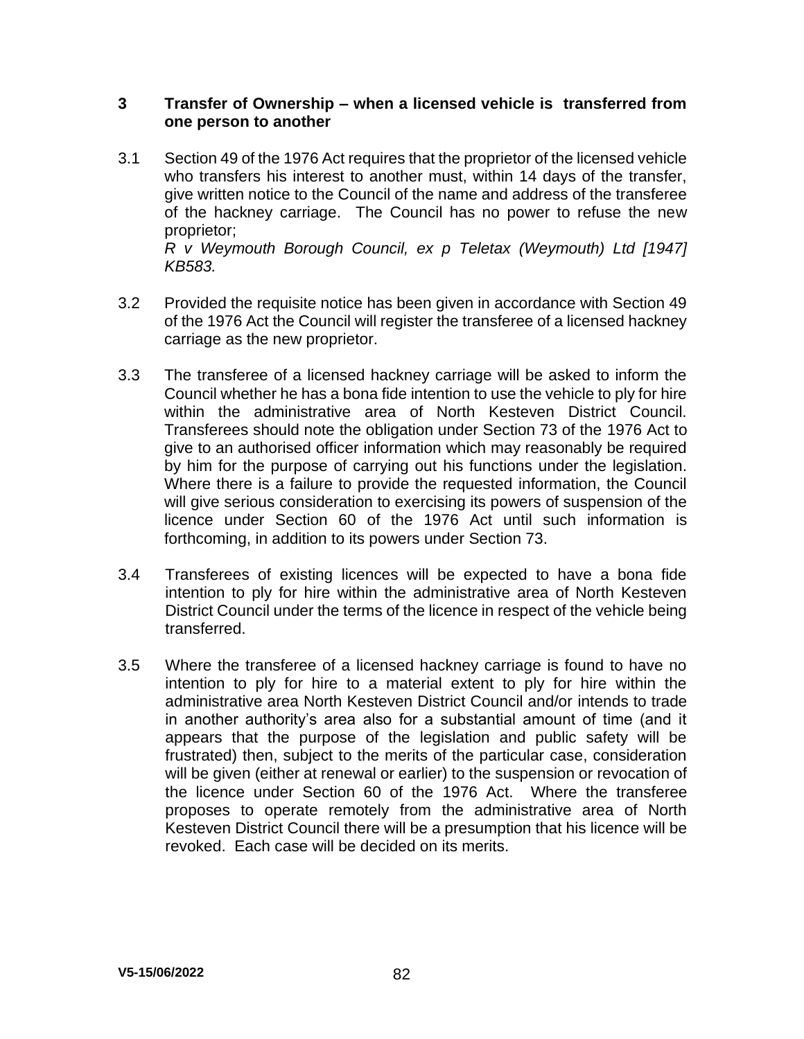## 3 Transfer of Ownership – when a licensed vehicle is transferred from one person to another

3.1 Section 49 of the 1976 Act requires that the proprietor of the licensed vehicle who transfers his interest to another must, within 14 days of the transfer, give written notice to the Council of the name and address of the transferee of the hackney carriage. The Council has no power to refuse the new proprietor;
*R v Weymouth Borough Council, ex p Teletax (Weymouth) Ltd [1947] KB583.*

3.2 Provided the requisite notice has been given in accordance with Section 49 of the 1976 Act the Council will register the transferee of a licensed hackney carriage as the new proprietor.

3.3 The transferee of a licensed hackney carriage will be asked to inform the Council whether he has a bona fide intention to use the vehicle to ply for hire within the administrative area of North Kesteven District Council. Transferees should note the obligation under Section 73 of the 1976 Act to give to an authorised officer information which may reasonably be required by him for the purpose of carrying out his functions under the legislation. Where there is a failure to provide the requested information, the Council will give serious consideration to exercising its powers of suspension of the licence under Section 60 of the 1976 Act until such information is forthcoming, in addition to its powers under Section 73.

3.4 Transferees of existing licences will be expected to have a bona fide intention to ply for hire within the administrative area of North Kesteven District Council under the terms of the licence in respect of the vehicle being transferred.

3.5 Where the transferee of a licensed hackney carriage is found to have no intention to ply for hire to a material extent to ply for hire within the administrative area North Kesteven District Council and/or intends to trade in another authority's area also for a substantial amount of time (and it appears that the purpose of the legislation and public safety will be frustrated) then, subject to the merits of the particular case, consideration will be given (either at renewal or earlier) to the suspension or revocation of the licence under Section 60 of the 1976 Act. Where the transferee proposes to operate remotely from the administrative area of North Kesteven District Council there will be a presumption that his licence will be revoked. Each case will be decided on its merits.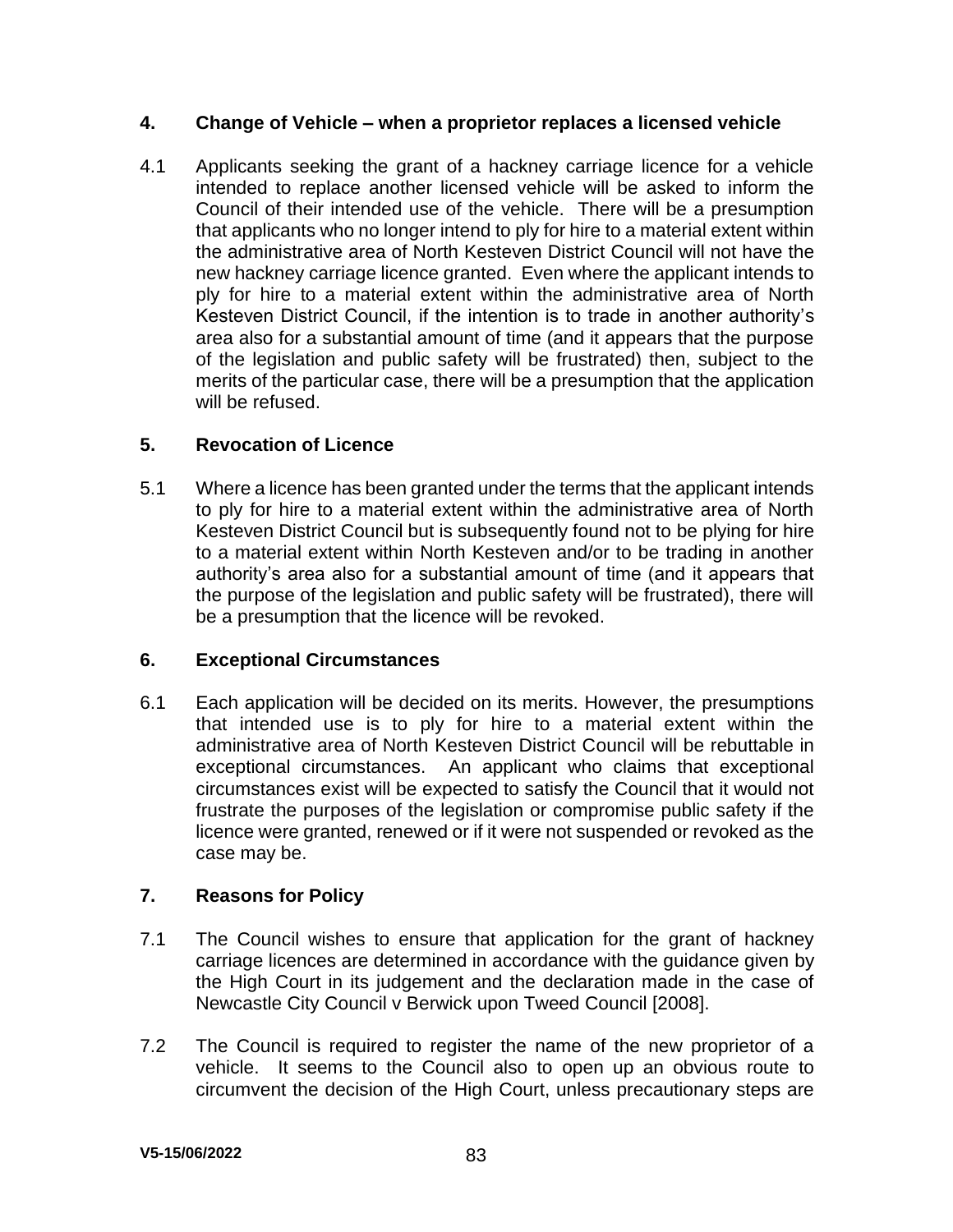## 4. Change of Vehicle – when a proprietor replaces a licensed vehicle

4.1 Applicants seeking the grant of a hackney carriage licence for a vehicle intended to replace another licensed vehicle will be asked to inform the Council of their intended use of the vehicle. There will be a presumption that applicants who no longer intend to ply for hire to a material extent within the administrative area of North Kesteven District Council will not have the new hackney carriage licence granted. Even where the applicant intends to ply for hire to a material extent within the administrative area of North Kesteven District Council, if the intention is to trade in another authority's area also for a substantial amount of time (and it appears that the purpose of the legislation and public safety will be frustrated) then, subject to the merits of the particular case, there will be a presumption that the application will be refused.

## 5. Revocation of Licence

5.1 Where a licence has been granted under the terms that the applicant intends to ply for hire to a material extent within the administrative area of North Kesteven District Council but is subsequently found not to be plying for hire to a material extent within North Kesteven and/or to be trading in another authority's area also for a substantial amount of time (and it appears that the purpose of the legislation and public safety will be frustrated), there will be a presumption that the licence will be revoked.

## 6. Exceptional Circumstances

6.1 Each application will be decided on its merits. However, the presumptions that intended use is to ply for hire to a material extent within the administrative area of North Kesteven District Council will be rebuttable in exceptional circumstances. An applicant who claims that exceptional circumstances exist will be expected to satisfy the Council that it would not frustrate the purposes of the legislation or compromise public safety if the licence were granted, renewed or if it were not suspended or revoked as the case may be.

## 7. Reasons for Policy

7.1 The Council wishes to ensure that application for the grant of hackney carriage licences are determined in accordance with the guidance given by the High Court in its judgement and the declaration made in the case of Newcastle City Council v Berwick upon Tweed Council [2008].

7.2 The Council is required to register the name of the new proprietor of a vehicle. It seems to the Council also to open up an obvious route to circumvent the decision of the High Court, unless precautionary steps are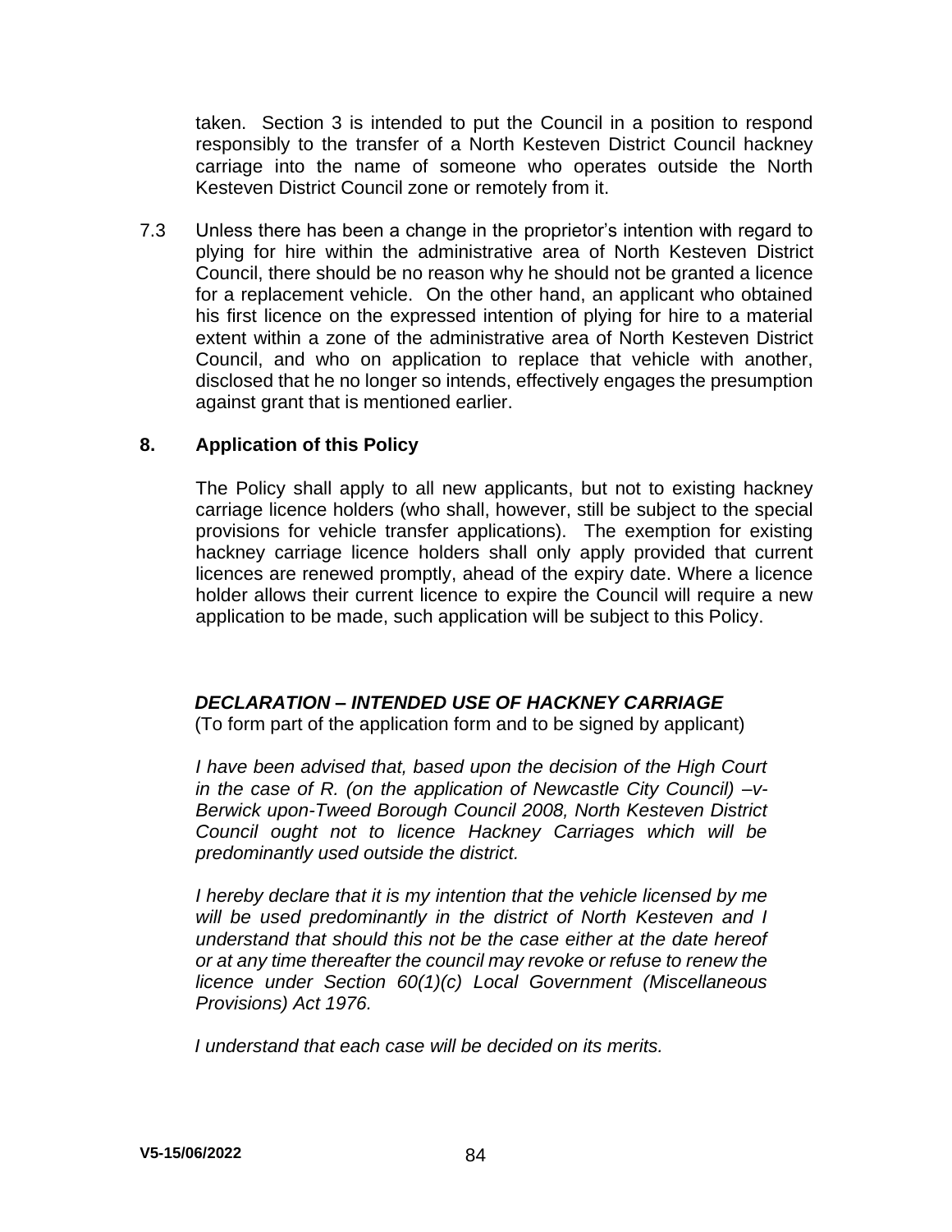taken. Section 3 is intended to put the Council in a position to respond responsibly to the transfer of a North Kesteven District Council hackney carriage into the name of someone who operates outside the North Kesteven District Council zone or remotely from it.

7.3 Unless there has been a change in the proprietor's intention with regard to plying for hire within the administrative area of North Kesteven District Council, there should be no reason why he should not be granted a licence for a replacement vehicle. On the other hand, an applicant who obtained his first licence on the expressed intention of plying for hire to a material extent within a zone of the administrative area of North Kesteven District Council, and who on application to replace that vehicle with another, disclosed that he no longer so intends, effectively engages the presumption against grant that is mentioned earlier.

## 8. Application of this Policy

The Policy shall apply to all new applicants, but not to existing hackney carriage licence holders (who shall, however, still be subject to the special provisions for vehicle transfer applications). The exemption for existing hackney carriage licence holders shall only apply provided that current licences are renewed promptly, ahead of the expiry date. Where a licence holder allows their current licence to expire the Council will require a new application to be made, such application will be subject to this Policy.

***DECLARATION – INTENDED USE OF HACKNEY CARRIAGE***

(To form part of the application form and to be signed by applicant)

*I have been advised that, based upon the decision of the High Court in the case of R. (on the application of Newcastle City Council) –v- Berwick upon-Tweed Borough Council 2008, North Kesteven District Council ought not to licence Hackney Carriages which will be predominantly used outside the district.*

*I hereby declare that it is my intention that the vehicle licensed by me will be used predominantly in the district of North Kesteven and I understand that should this not be the case either at the date hereof or at any time thereafter the council may revoke or refuse to renew the licence under Section 60(1)(c) Local Government (Miscellaneous Provisions) Act 1976.*

*I understand that each case will be decided on its merits.*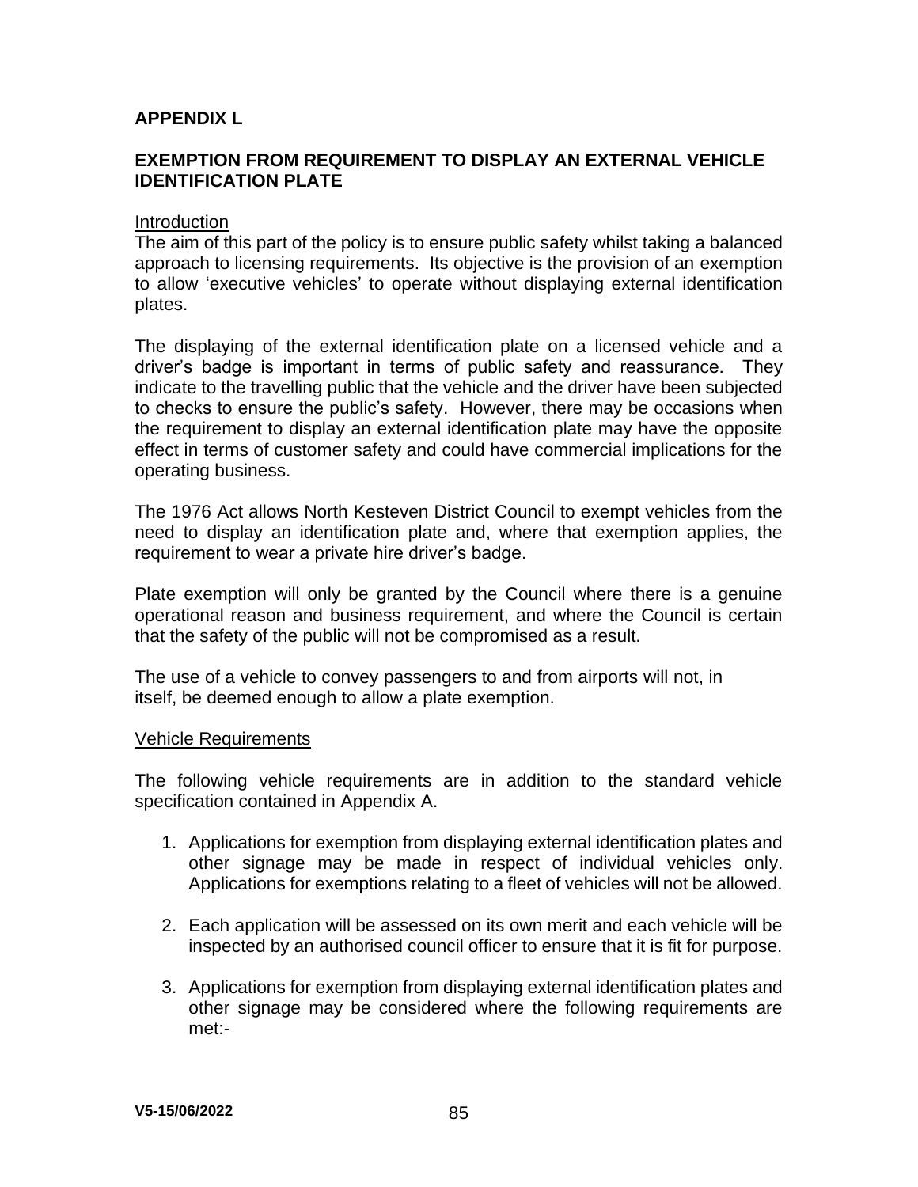## APPENDIX L

## EXEMPTION FROM REQUIREMENT TO DISPLAY AN EXTERNAL VEHICLE IDENTIFICATION PLATE

Introduction

The aim of this part of the policy is to ensure public safety whilst taking a balanced approach to licensing requirements. Its objective is the provision of an exemption to allow 'executive vehicles' to operate without displaying external identification plates.

The displaying of the external identification plate on a licensed vehicle and a driver's badge is important in terms of public safety and reassurance. They indicate to the travelling public that the vehicle and the driver have been subjected to checks to ensure the public's safety. However, there may be occasions when the requirement to display an external identification plate may have the opposite effect in terms of customer safety and could have commercial implications for the operating business.

The 1976 Act allows North Kesteven District Council to exempt vehicles from the need to display an identification plate and, where that exemption applies, the requirement to wear a private hire driver's badge.

Plate exemption will only be granted by the Council where there is a genuine operational reason and business requirement, and where the Council is certain that the safety of the public will not be compromised as a result.

The use of a vehicle to convey passengers to and from airports will not, in itself, be deemed enough to allow a plate exemption.

Vehicle Requirements

The following vehicle requirements are in addition to the standard vehicle specification contained in Appendix A.

1. Applications for exemption from displaying external identification plates and other signage may be made in respect of individual vehicles only. Applications for exemptions relating to a fleet of vehicles will not be allowed.

2. Each application will be assessed on its own merit and each vehicle will be inspected by an authorised council officer to ensure that it is fit for purpose.

3. Applications for exemption from displaying external identification plates and other signage may be considered where the following requirements are met:-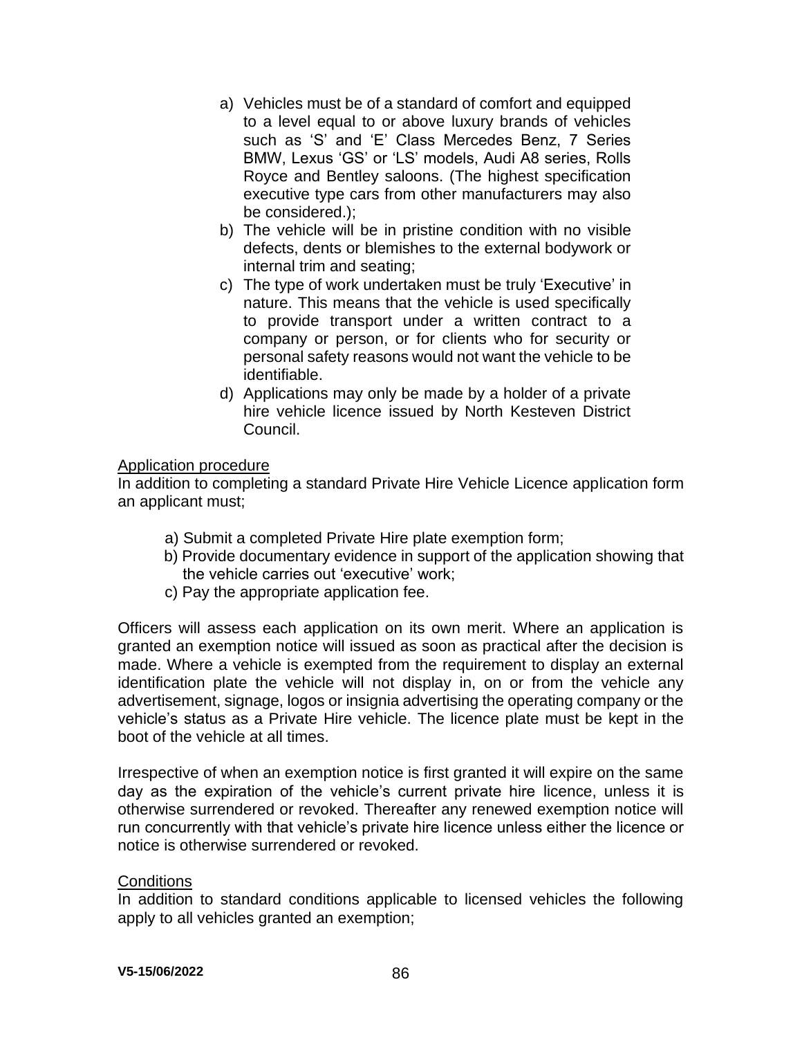a) Vehicles must be of a standard of comfort and equipped to a level equal to or above luxury brands of vehicles such as 'S' and 'E' Class Mercedes Benz, 7 Series BMW, Lexus 'GS' or 'LS' models, Audi A8 series, Rolls Royce and Bentley saloons. (The highest specification executive type cars from other manufacturers may also be considered.);
b) The vehicle will be in pristine condition with no visible defects, dents or blemishes to the external bodywork or internal trim and seating;
c) The type of work undertaken must be truly 'Executive' in nature. This means that the vehicle is used specifically to provide transport under a written contract to a company or person, or for clients who for security or personal safety reasons would not want the vehicle to be identifiable.
d) Applications may only be made by a holder of a private hire vehicle licence issued by North Kesteven District Council.

<u>Application procedure</u>

In addition to completing a standard Private Hire Vehicle Licence application form an applicant must;

a) Submit a completed Private Hire plate exemption form;
b) Provide documentary evidence in support of the application showing that the vehicle carries out 'executive' work;
c) Pay the appropriate application fee.

Officers will assess each application on its own merit. Where an application is granted an exemption notice will issued as soon as practical after the decision is made. Where a vehicle is exempted from the requirement to display an external identification plate the vehicle will not display in, on or from the vehicle any advertisement, signage, logos or insignia advertising the operating company or the vehicle's status as a Private Hire vehicle. The licence plate must be kept in the boot of the vehicle at all times.

Irrespective of when an exemption notice is first granted it will expire on the same day as the expiration of the vehicle's current private hire licence, unless it is otherwise surrendered or revoked. Thereafter any renewed exemption notice will run concurrently with that vehicle's private hire licence unless either the licence or notice is otherwise surrendered or revoked.

<u>Conditions</u>

In addition to standard conditions applicable to licensed vehicles the following apply to all vehicles granted an exemption;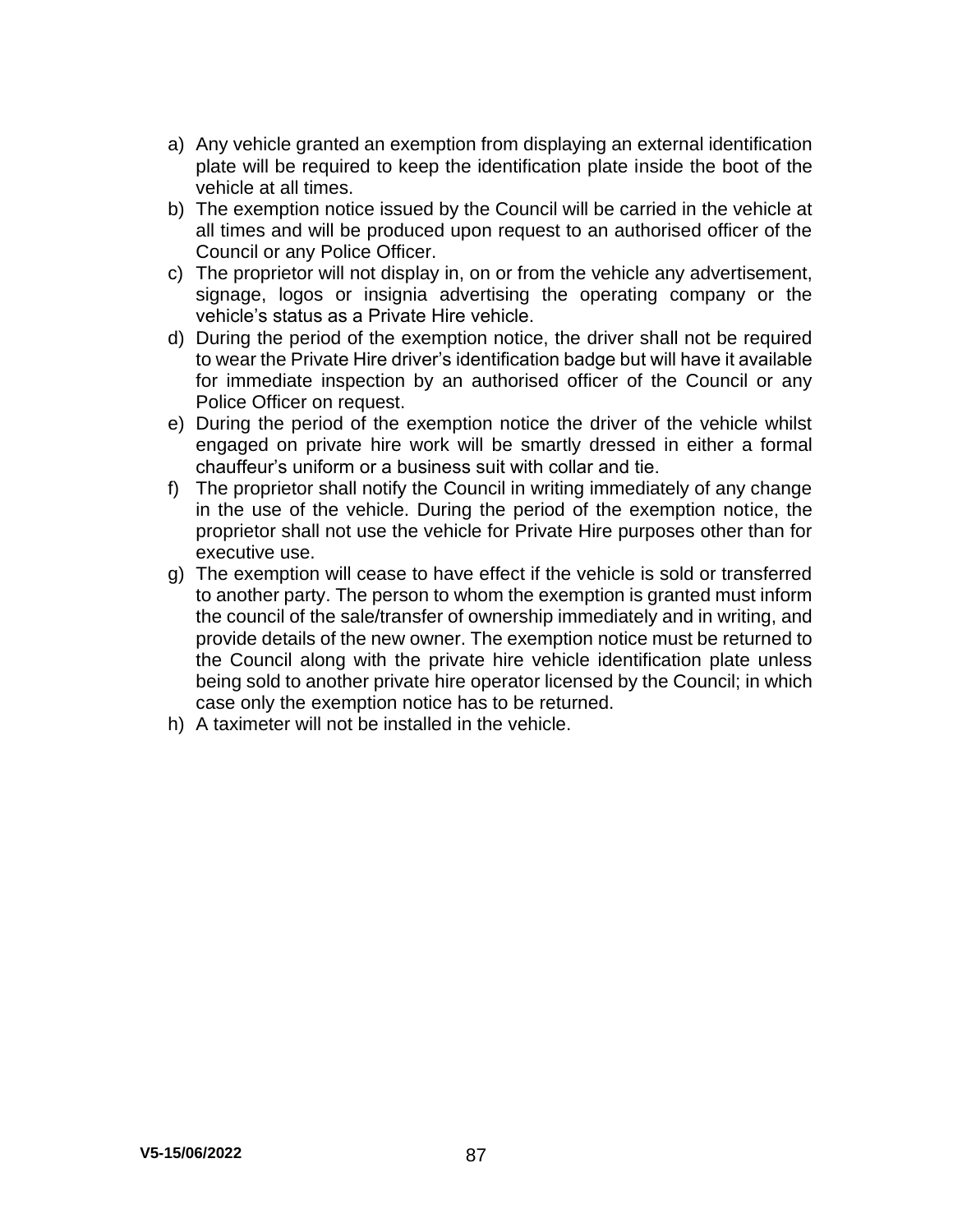a) Any vehicle granted an exemption from displaying an external identification plate will be required to keep the identification plate inside the boot of the vehicle at all times.
b) The exemption notice issued by the Council will be carried in the vehicle at all times and will be produced upon request to an authorised officer of the Council or any Police Officer.
c) The proprietor will not display in, on or from the vehicle any advertisement, signage, logos or insignia advertising the operating company or the vehicle's status as a Private Hire vehicle.
d) During the period of the exemption notice, the driver shall not be required to wear the Private Hire driver's identification badge but will have it available for immediate inspection by an authorised officer of the Council or any Police Officer on request.
e) During the period of the exemption notice the driver of the vehicle whilst engaged on private hire work will be smartly dressed in either a formal chauffeur's uniform or a business suit with collar and tie.
f) The proprietor shall notify the Council in writing immediately of any change in the use of the vehicle. During the period of the exemption notice, the proprietor shall not use the vehicle for Private Hire purposes other than for executive use.
g) The exemption will cease to have effect if the vehicle is sold or transferred to another party. The person to whom the exemption is granted must inform the council of the sale/transfer of ownership immediately and in writing, and provide details of the new owner. The exemption notice must be returned to the Council along with the private hire vehicle identification plate unless being sold to another private hire operator licensed by the Council; in which case only the exemption notice has to be returned.
h) A taximeter will not be installed in the vehicle.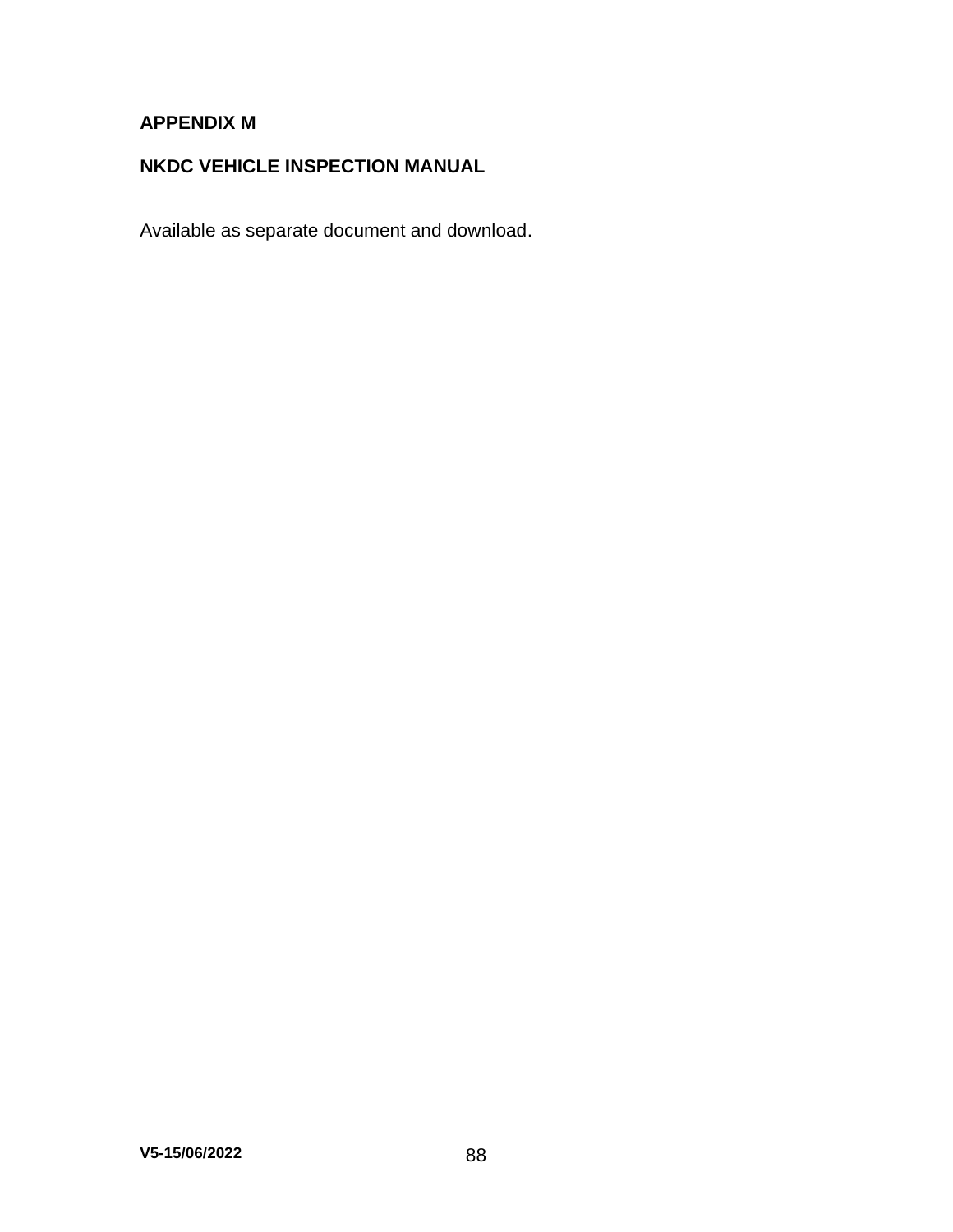## APPENDIX M

## NKDC VEHICLE INSPECTION MANUAL

Available as separate document and download.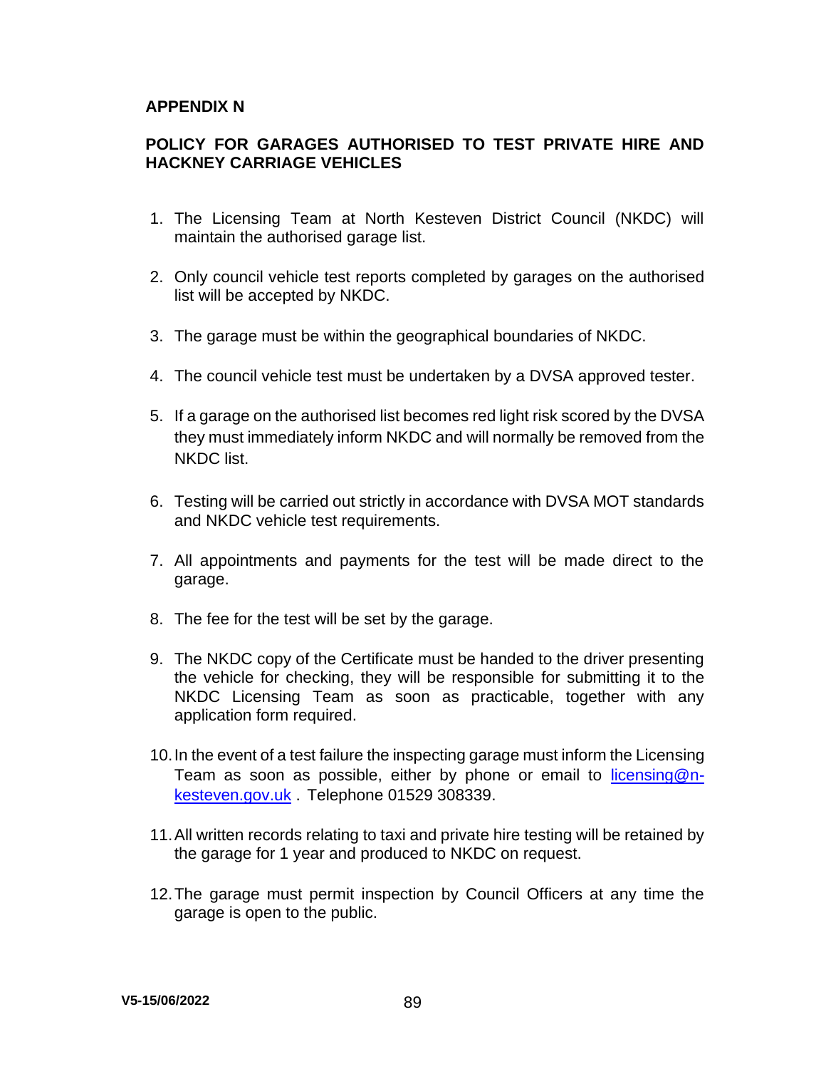**APPENDIX N**

**POLICY FOR GARAGES AUTHORISED TO TEST PRIVATE HIRE AND HACKNEY CARRIAGE VEHICLES**

1. The Licensing Team at North Kesteven District Council (NKDC) will maintain the authorised garage list.

2. Only council vehicle test reports completed by garages on the authorised list will be accepted by NKDC.

3. The garage must be within the geographical boundaries of NKDC.

4. The council vehicle test must be undertaken by a DVSA approved tester.

5. If a garage on the authorised list becomes red light risk scored by the DVSA they must immediately inform NKDC and will normally be removed from the NKDC list.

6. Testing will be carried out strictly in accordance with DVSA MOT standards and NKDC vehicle test requirements.

7. All appointments and payments for the test will be made direct to the garage.

8. The fee for the test will be set by the garage.

9. The NKDC copy of the Certificate must be handed to the driver presenting the vehicle for checking, they will be responsible for submitting it to the NKDC Licensing Team as soon as practicable, together with any application form required.

10. In the event of a test failure the inspecting garage must inform the Licensing Team as soon as possible, either by phone or email to [licensing@n-kesteven.gov.uk](mailto:licensing@n-kesteven.gov.uk) . Telephone 01529 308339.

11. All written records relating to taxi and private hire testing will be retained by the garage for 1 year and produced to NKDC on request.

12. The garage must permit inspection by Council Officers at any time the garage is open to the public.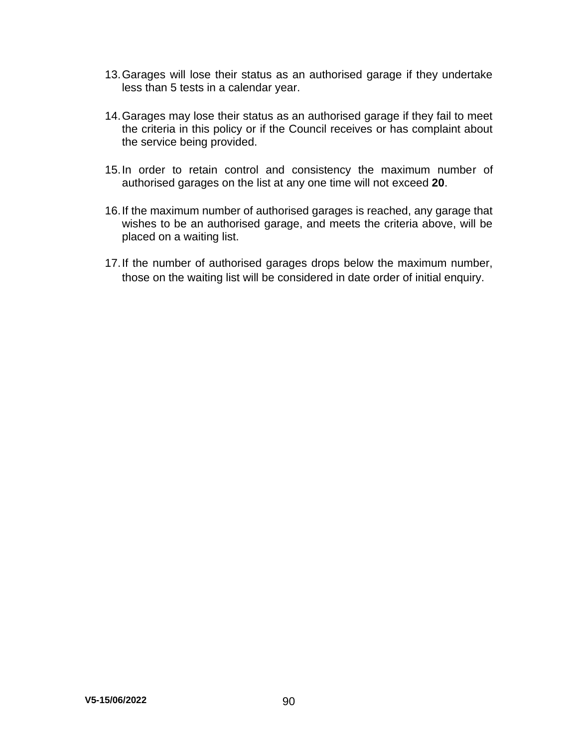13. Garages will lose their status as an authorised garage if they undertake less than 5 tests in a calendar year.

14. Garages may lose their status as an authorised garage if they fail to meet the criteria in this policy or if the Council receives or has complaint about the service being provided.

15. In order to retain control and consistency the maximum number of authorised garages on the list at any one time will not exceed **20**.

16. If the maximum number of authorised garages is reached, any garage that wishes to be an authorised garage, and meets the criteria above, will be placed on a waiting list.

17. If the number of authorised garages drops below the maximum number, those on the waiting list will be considered in date order of initial enquiry.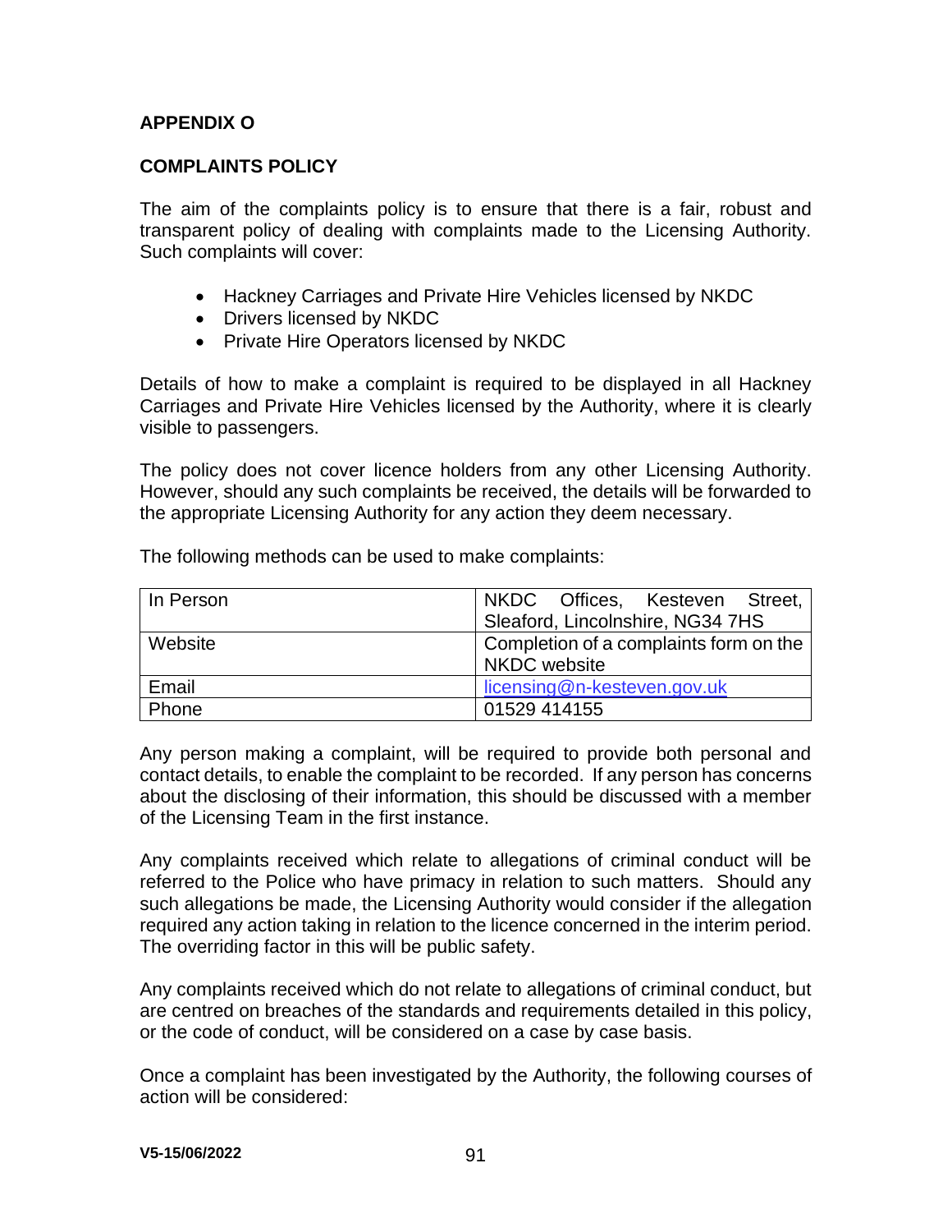## APPENDIX O

## COMPLAINTS POLICY

The aim of the complaints policy is to ensure that there is a fair, robust and transparent policy of dealing with complaints made to the Licensing Authority. Such complaints will cover:

- Hackney Carriages and Private Hire Vehicles licensed by NKDC
- Drivers licensed by NKDC
- Private Hire Operators licensed by NKDC

Details of how to make a complaint is required to be displayed in all Hackney Carriages and Private Hire Vehicles licensed by the Authority, where it is clearly visible to passengers.

The policy does not cover licence holders from any other Licensing Authority. However, should any such complaints be received, the details will be forwarded to the appropriate Licensing Authority for any action they deem necessary.

The following methods can be used to make complaints:

| | |
|---|---|
| In Person | NKDC Offices, Kesteven Street, Sleaford, Lincolnshire, NG34 7HS |
| Website | Completion of a complaints form on the NKDC website |
| Email | licensing@n-kesteven.gov.uk |
| Phone | 01529 414155 |

Any person making a complaint, will be required to provide both personal and contact details, to enable the complaint to be recorded. If any person has concerns about the disclosing of their information, this should be discussed with a member of the Licensing Team in the first instance.

Any complaints received which relate to allegations of criminal conduct will be referred to the Police who have primacy in relation to such matters. Should any such allegations be made, the Licensing Authority would consider if the allegation required any action taking in relation to the licence concerned in the interim period. The overriding factor in this will be public safety.

Any complaints received which do not relate to allegations of criminal conduct, but are centred on breaches of the standards and requirements detailed in this policy, or the code of conduct, will be considered on a case by case basis.

Once a complaint has been investigated by the Authority, the following courses of action will be considered: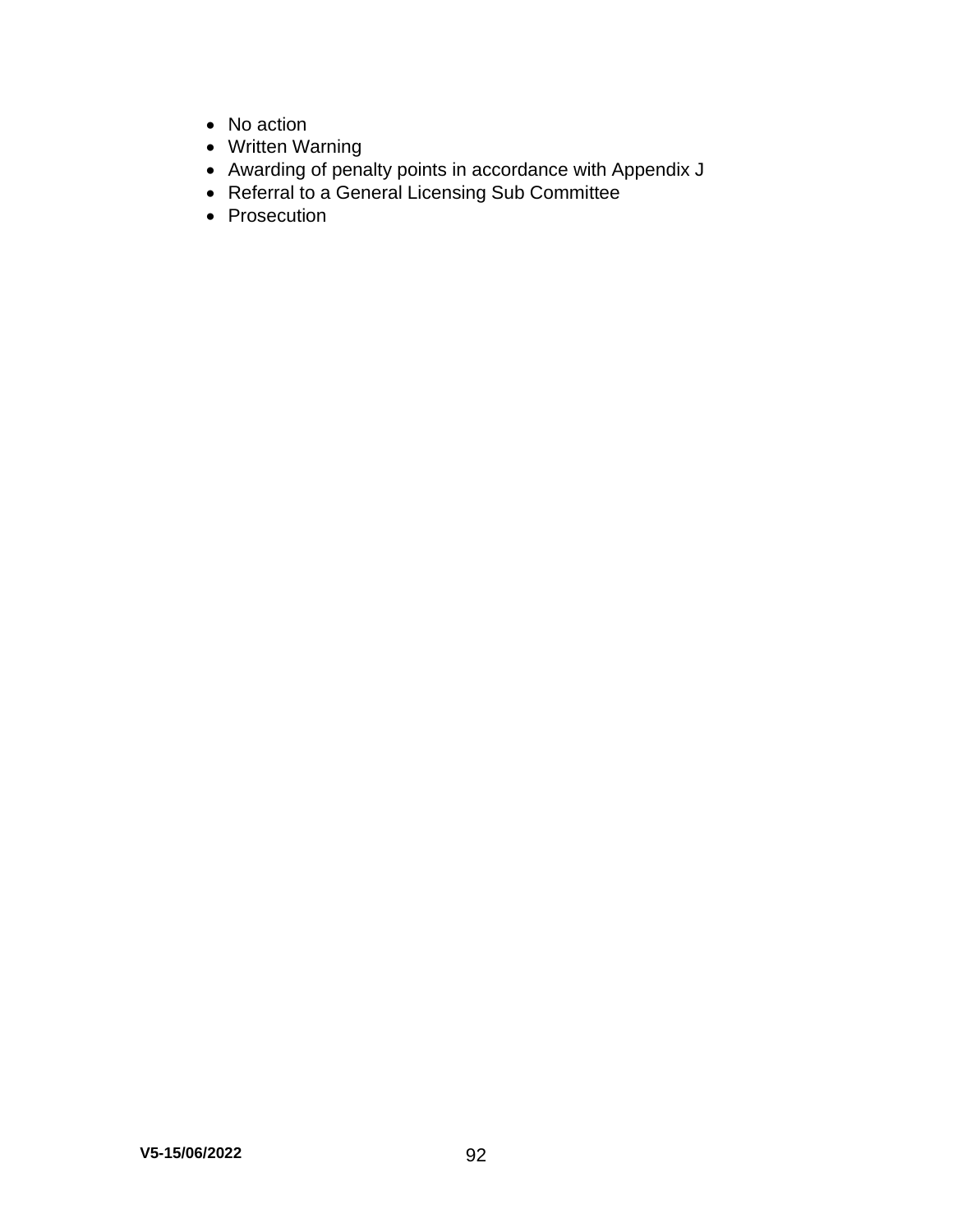- No action
- Written Warning
- Awarding of penalty points in accordance with Appendix J
- Referral to a General Licensing Sub Committee
- Prosecution